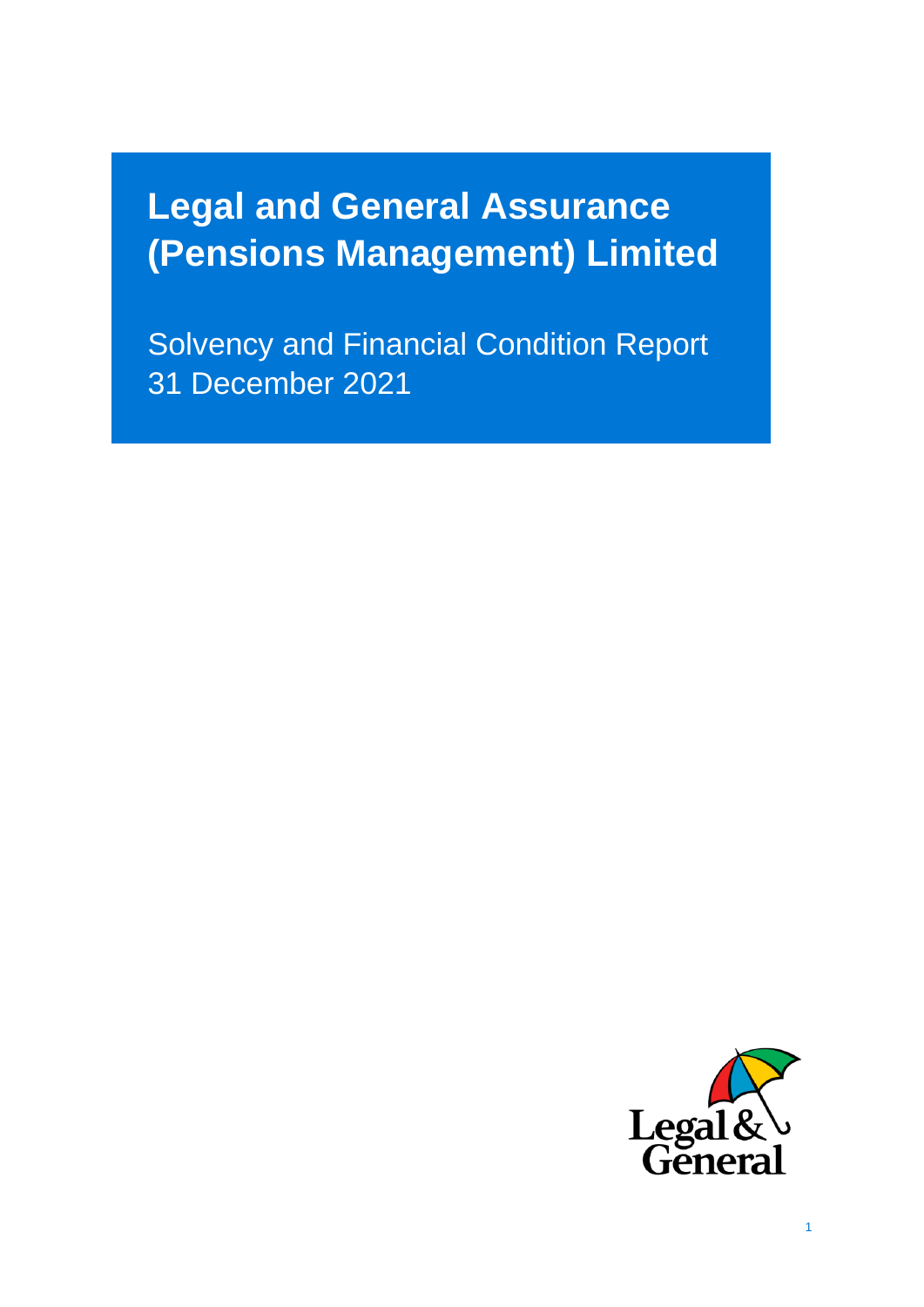# Legal and General Assurance (Pensions Management) Limited

Solvency and Financial Condition Report
31 December 2021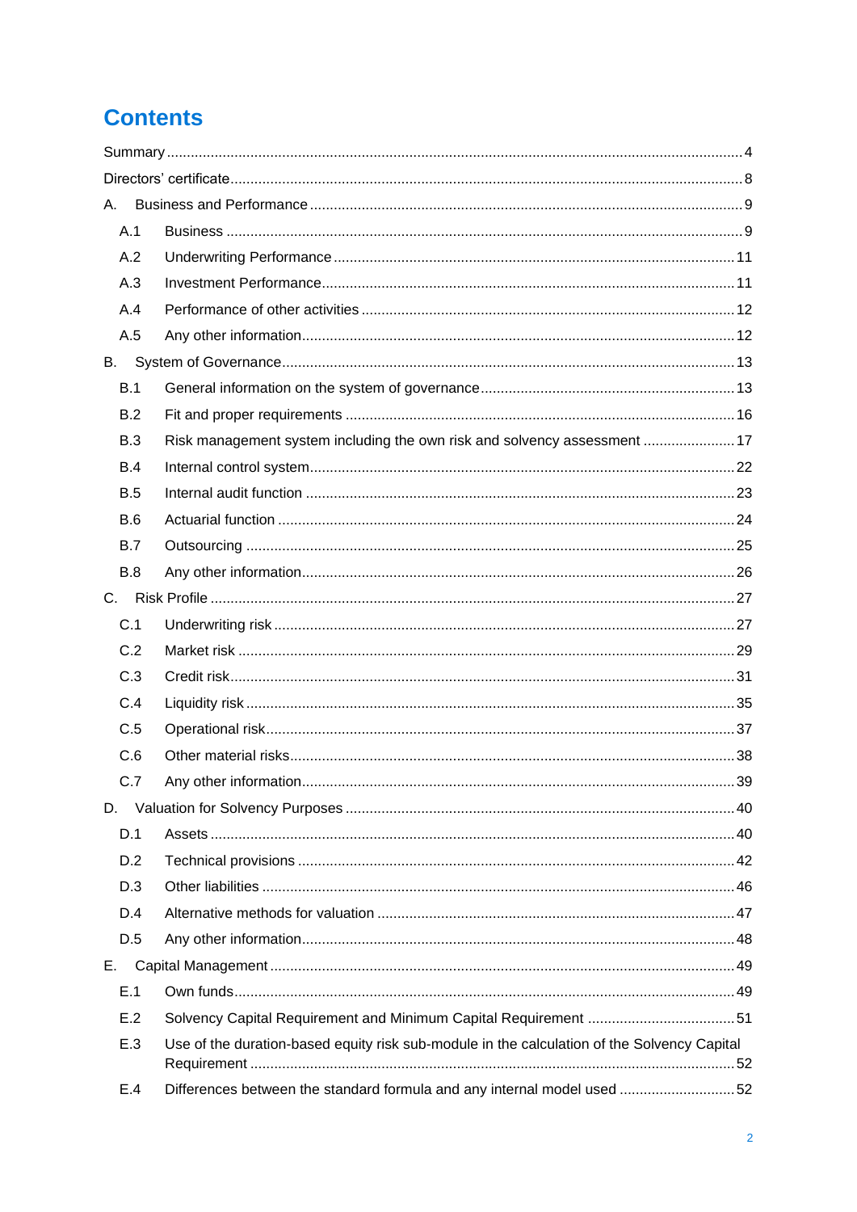# Contents

| | | |
|---|---|---|
| Summary | | 4 |
| Directors' certificate | | 8 |
| A. | Business and Performance | 9 |
| A.1 | Business | 9 |
| A.2 | Underwriting Performance | 11 |
| A.3 | Investment Performance | 11 |
| A.4 | Performance of other activities | 12 |
| A.5 | Any other information | 12 |
| B. | System of Governance | 13 |
| B.1 | General information on the system of governance | 13 |
| B.2 | Fit and proper requirements | 16 |
| B.3 | Risk management system including the own risk and solvency assessment | 17 |
| B.4 | Internal control system | 22 |
| B.5 | Internal audit function | 23 |
| B.6 | Actuarial function | 24 |
| B.7 | Outsourcing | 25 |
| B.8 | Any other information | 26 |
| C. | Risk Profile | 27 |
| C.1 | Underwriting risk | 27 |
| C.2 | Market risk | 29 |
| C.3 | Credit risk | 31 |
| C.4 | Liquidity risk | 35 |
| C.5 | Operational risk | 37 |
| C.6 | Other material risks | 38 |
| C.7 | Any other information | 39 |
| D. | Valuation for Solvency Purposes | 40 |
| D.1 | Assets | 40 |
| D.2 | Technical provisions | 42 |
| D.3 | Other liabilities | 46 |
| D.4 | Alternative methods for valuation | 47 |
| D.5 | Any other information | 48 |
| E. | Capital Management | 49 |
| E.1 | Own funds | 49 |
| E.2 | Solvency Capital Requirement and Minimum Capital Requirement | 51 |
| E.3 | Use of the duration-based equity risk sub-module in the calculation of the Solvency Capital Requirement | 52 |
| E.4 | Differences between the standard formula and any internal model used | 52 |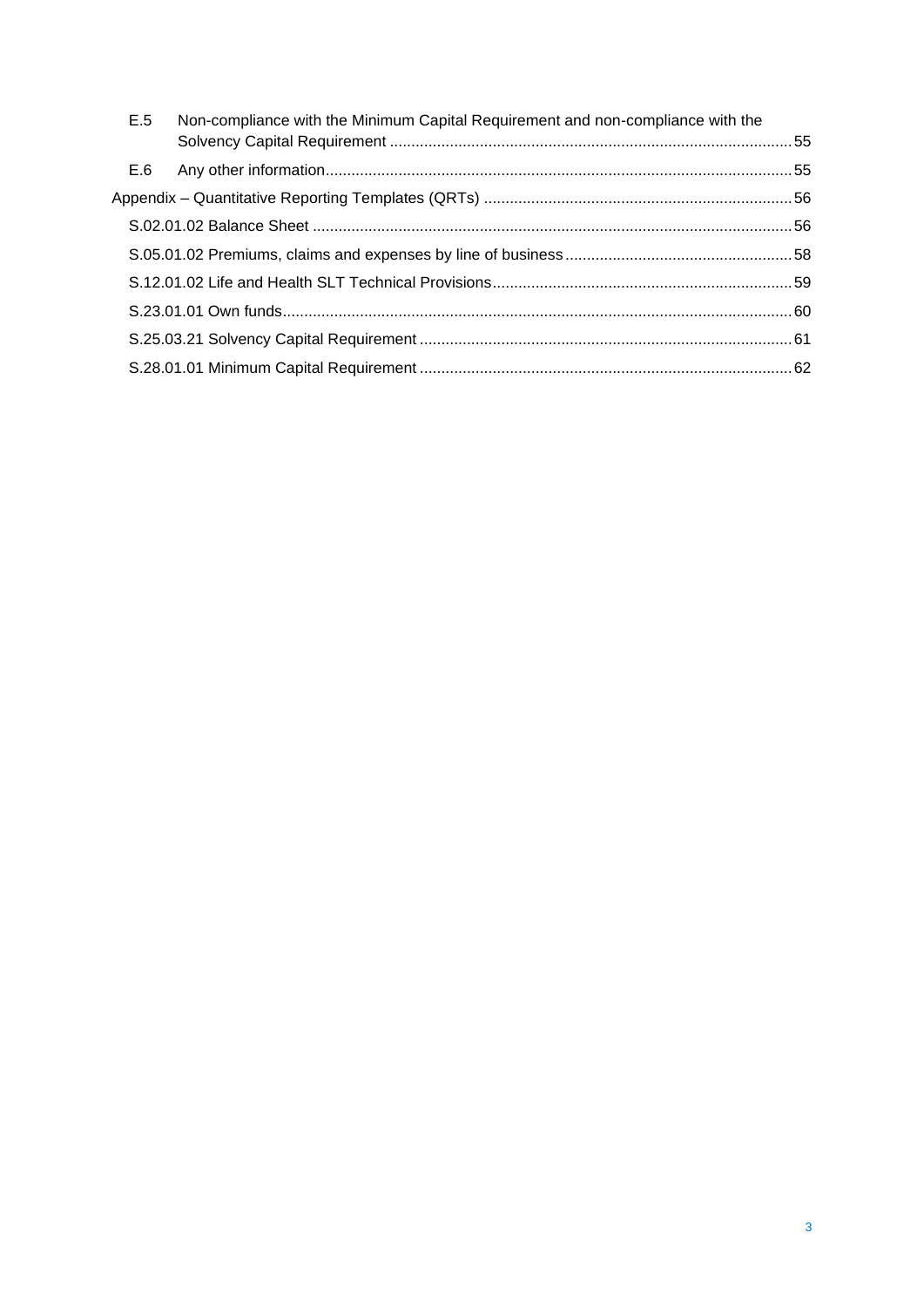E.5 Non-compliance with the Minimum Capital Requirement and non-compliance with the Solvency Capital Requirement ..... 55

E.6 Any other information ..... 55

Appendix – Quantitative Reporting Templates (QRTs) ..... 56

S.02.01.02 Balance Sheet ..... 56

S.05.01.02 Premiums, claims and expenses by line of business ..... 58

S.12.01.02 Life and Health SLT Technical Provisions ..... 59

S.23.01.01 Own funds ..... 60

S.25.03.21 Solvency Capital Requirement ..... 61

S.28.01.01 Minimum Capital Requirement ..... 62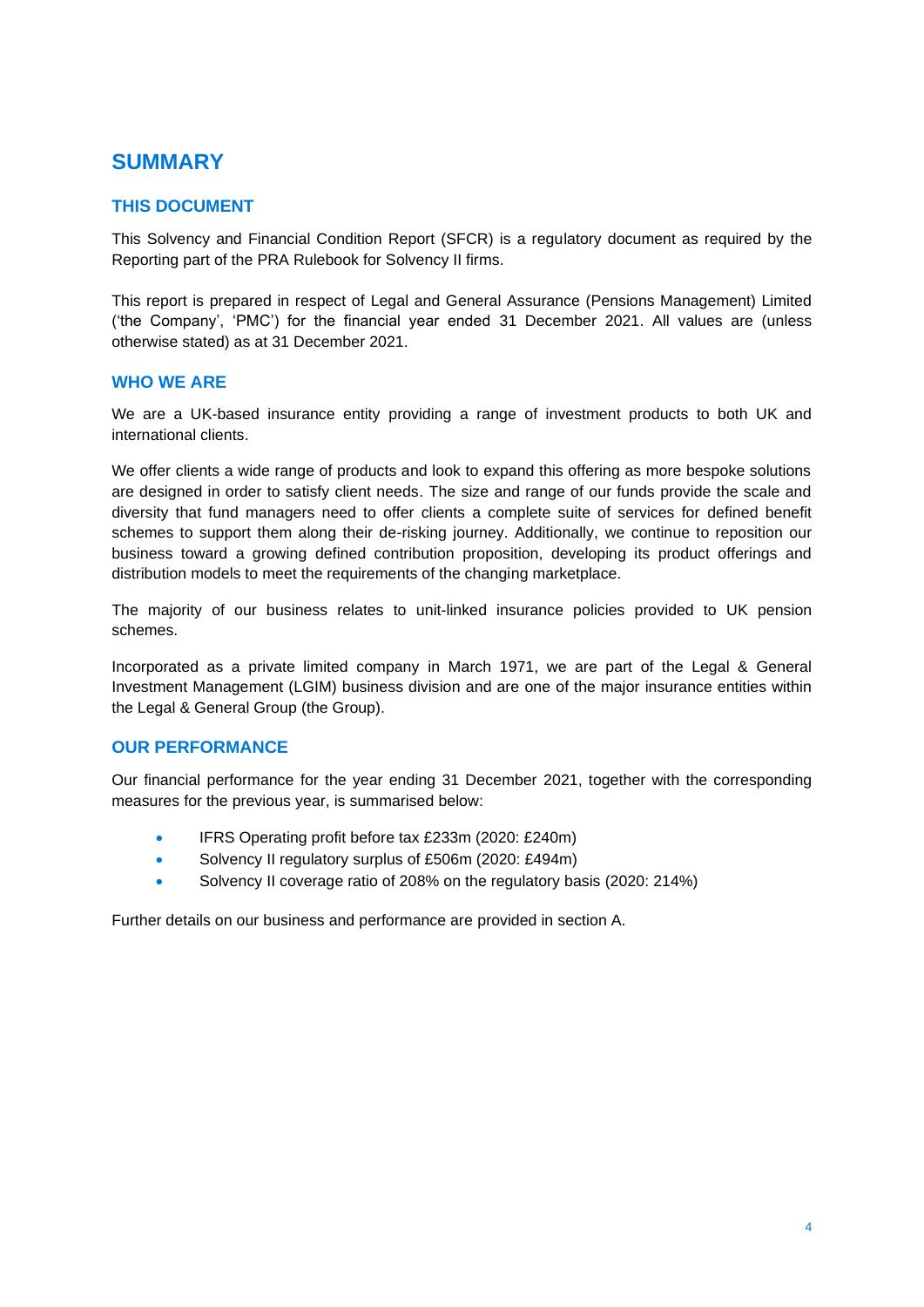# SUMMARY

## THIS DOCUMENT

This Solvency and Financial Condition Report (SFCR) is a regulatory document as required by the Reporting part of the PRA Rulebook for Solvency II firms.

This report is prepared in respect of Legal and General Assurance (Pensions Management) Limited ('the Company', 'PMC') for the financial year ended 31 December 2021. All values are (unless otherwise stated) as at 31 December 2021.

## WHO WE ARE

We are a UK-based insurance entity providing a range of investment products to both UK and international clients.

We offer clients a wide range of products and look to expand this offering as more bespoke solutions are designed in order to satisfy client needs. The size and range of our funds provide the scale and diversity that fund managers need to offer clients a complete suite of services for defined benefit schemes to support them along their de-risking journey. Additionally, we continue to reposition our business toward a growing defined contribution proposition, developing its product offerings and distribution models to meet the requirements of the changing marketplace.

The majority of our business relates to unit-linked insurance policies provided to UK pension schemes.

Incorporated as a private limited company in March 1971, we are part of the Legal & General Investment Management (LGIM) business division and are one of the major insurance entities within the Legal & General Group (the Group).

## OUR PERFORMANCE

Our financial performance for the year ending 31 December 2021, together with the corresponding measures for the previous year, is summarised below:

- IFRS Operating profit before tax £233m (2020: £240m)
- Solvency II regulatory surplus of £506m (2020: £494m)
- Solvency II coverage ratio of 208% on the regulatory basis (2020: 214%)

Further details on our business and performance are provided in section A.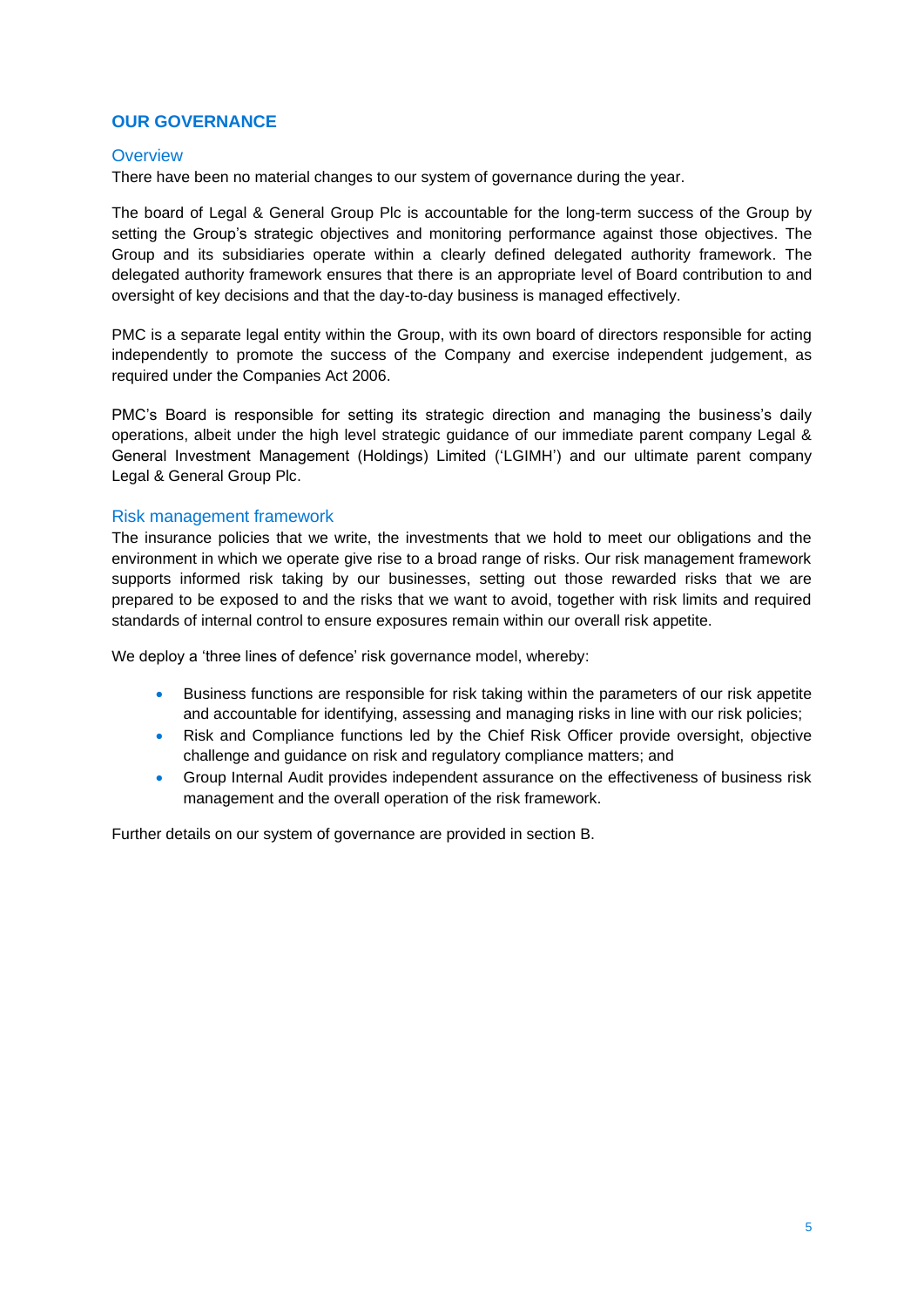## OUR GOVERNANCE

### Overview

There have been no material changes to our system of governance during the year.

The board of Legal & General Group Plc is accountable for the long-term success of the Group by setting the Group's strategic objectives and monitoring performance against those objectives. The Group and its subsidiaries operate within a clearly defined delegated authority framework. The delegated authority framework ensures that there is an appropriate level of Board contribution to and oversight of key decisions and that the day-to-day business is managed effectively.

PMC is a separate legal entity within the Group, with its own board of directors responsible for acting independently to promote the success of the Company and exercise independent judgement, as required under the Companies Act 2006.

PMC's Board is responsible for setting its strategic direction and managing the business's daily operations, albeit under the high level strategic guidance of our immediate parent company Legal & General Investment Management (Holdings) Limited ('LGIMH') and our ultimate parent company Legal & General Group Plc.

### Risk management framework

The insurance policies that we write, the investments that we hold to meet our obligations and the environment in which we operate give rise to a broad range of risks. Our risk management framework supports informed risk taking by our businesses, setting out those rewarded risks that we are prepared to be exposed to and the risks that we want to avoid, together with risk limits and required standards of internal control to ensure exposures remain within our overall risk appetite.

We deploy a 'three lines of defence' risk governance model, whereby:

- Business functions are responsible for risk taking within the parameters of our risk appetite and accountable for identifying, assessing and managing risks in line with our risk policies;
- Risk and Compliance functions led by the Chief Risk Officer provide oversight, objective challenge and guidance on risk and regulatory compliance matters; and
- Group Internal Audit provides independent assurance on the effectiveness of business risk management and the overall operation of the risk framework.

Further details on our system of governance are provided in section B.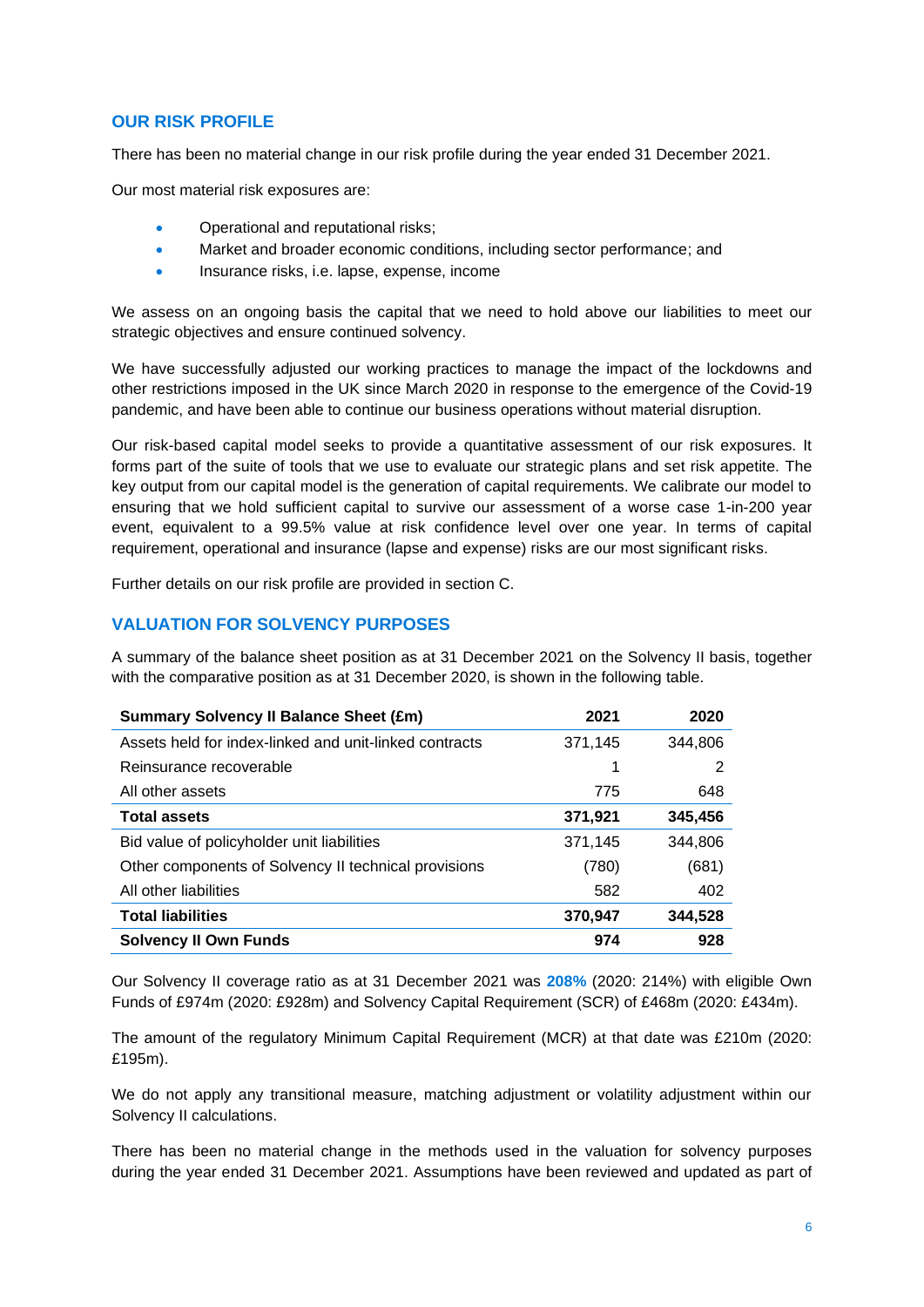## OUR RISK PROFILE

There has been no material change in our risk profile during the year ended 31 December 2021.

Our most material risk exposures are:

- Operational and reputational risks;
- Market and broader economic conditions, including sector performance; and
- Insurance risks, i.e. lapse, expense, income

We assess on an ongoing basis the capital that we need to hold above our liabilities to meet our strategic objectives and ensure continued solvency.

We have successfully adjusted our working practices to manage the impact of the lockdowns and other restrictions imposed in the UK since March 2020 in response to the emergence of the Covid-19 pandemic, and have been able to continue our business operations without material disruption.

Our risk-based capital model seeks to provide a quantitative assessment of our risk exposures. It forms part of the suite of tools that we use to evaluate our strategic plans and set risk appetite. The key output from our capital model is the generation of capital requirements. We calibrate our model to ensuring that we hold sufficient capital to survive our assessment of a worse case 1-in-200 year event, equivalent to a 99.5% value at risk confidence level over one year. In terms of capital requirement, operational and insurance (lapse and expense) risks are our most significant risks.

Further details on our risk profile are provided in section C.

## VALUATION FOR SOLVENCY PURPOSES

A summary of the balance sheet position as at 31 December 2021 on the Solvency II basis, together with the comparative position as at 31 December 2020, is shown in the following table.

| Summary Solvency II Balance Sheet (£m) | 2021 | 2020 |
|---|---|---|
| Assets held for index-linked and unit-linked contracts | 371,145 | 344,806 |
| Reinsurance recoverable | 1 | 2 |
| All other assets | 775 | 648 |
| **Total assets** | **371,921** | **345,456** |
| Bid value of policyholder unit liabilities | 371,145 | 344,806 |
| Other components of Solvency II technical provisions | (780) | (681) |
| All other liabilities | 582 | 402 |
| **Total liabilities** | **370,947** | **344,528** |
| **Solvency II Own Funds** | **974** | **928** |

Our Solvency II coverage ratio as at 31 December 2021 was **208%** (2020: 214%) with eligible Own Funds of £974m (2020: £928m) and Solvency Capital Requirement (SCR) of £468m (2020: £434m).

The amount of the regulatory Minimum Capital Requirement (MCR) at that date was £210m (2020: £195m).

We do not apply any transitional measure, matching adjustment or volatility adjustment within our Solvency II calculations.

There has been no material change in the methods used in the valuation for solvency purposes during the year ended 31 December 2021. Assumptions have been reviewed and updated as part of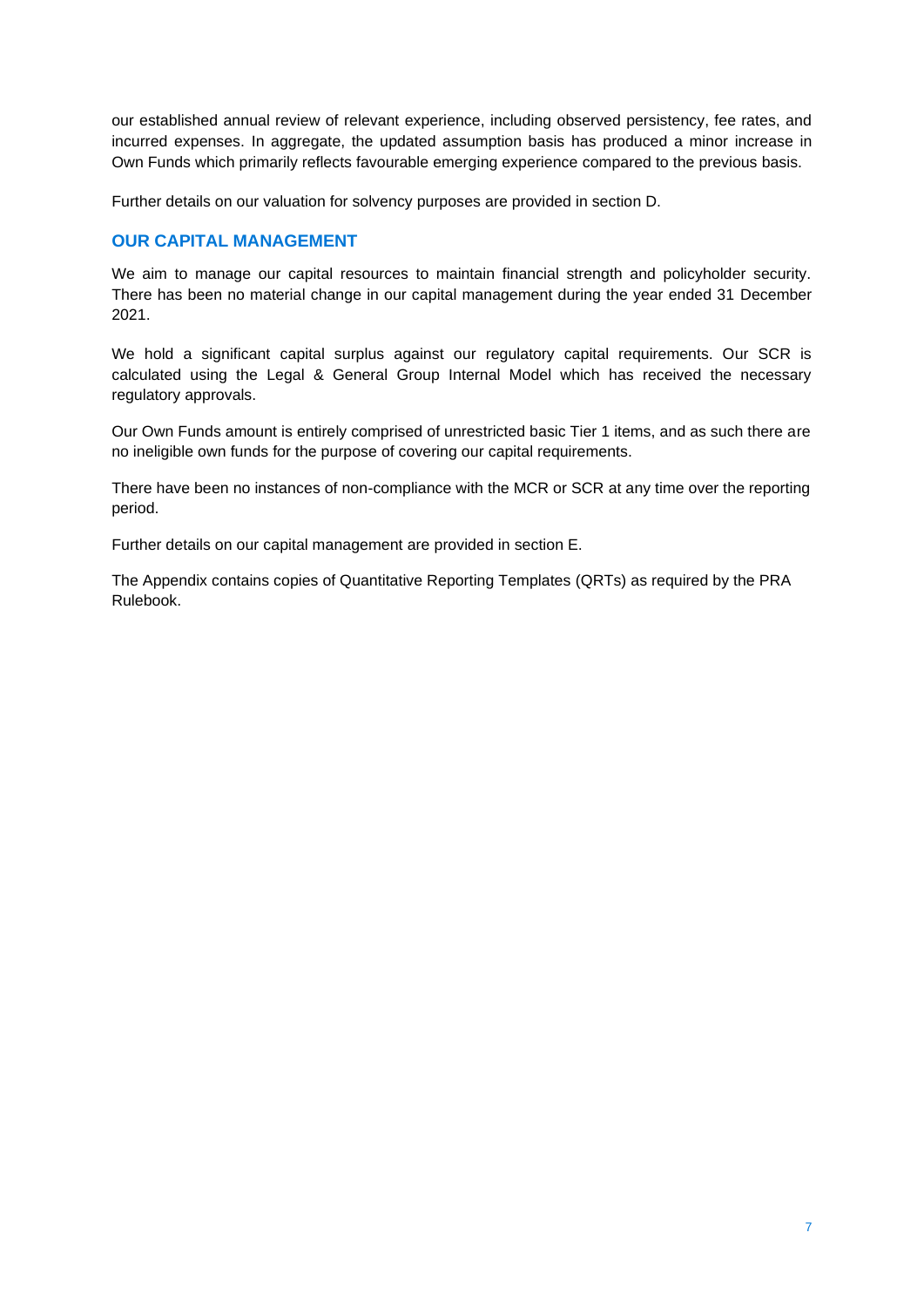our established annual review of relevant experience, including observed persistency, fee rates, and incurred expenses. In aggregate, the updated assumption basis has produced a minor increase in Own Funds which primarily reflects favourable emerging experience compared to the previous basis.

Further details on our valuation for solvency purposes are provided in section D.

## OUR CAPITAL MANAGEMENT

We aim to manage our capital resources to maintain financial strength and policyholder security. There has been no material change in our capital management during the year ended 31 December 2021.

We hold a significant capital surplus against our regulatory capital requirements. Our SCR is calculated using the Legal & General Group Internal Model which has received the necessary regulatory approvals.

Our Own Funds amount is entirely comprised of unrestricted basic Tier 1 items, and as such there are no ineligible own funds for the purpose of covering our capital requirements.

There have been no instances of non-compliance with the MCR or SCR at any time over the reporting period.

Further details on our capital management are provided in section E.

The Appendix contains copies of Quantitative Reporting Templates (QRTs) as required by the PRA Rulebook.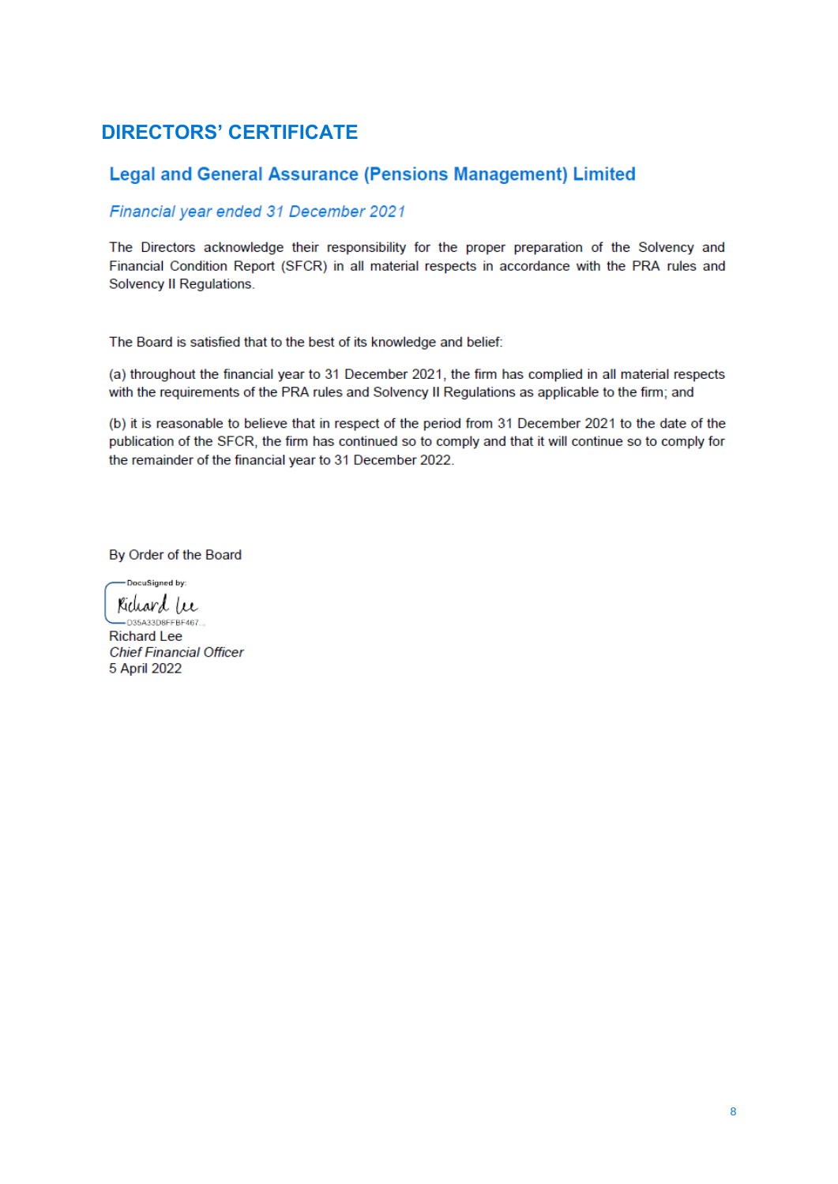# DIRECTORS' CERTIFICATE

## Legal and General Assurance (Pensions Management) Limited

### *Financial year ended 31 December 2021*

The Directors acknowledge their responsibility for the proper preparation of the Solvency and Financial Condition Report (SFCR) in all material respects in accordance with the PRA rules and Solvency II Regulations.

The Board is satisfied that to the best of its knowledge and belief:

(a) throughout the financial year to 31 December 2021, the firm has complied in all material respects with the requirements of the PRA rules and Solvency II Regulations as applicable to the firm; and

(b) it is reasonable to believe that in respect of the period from 31 December 2021 to the date of the publication of the SFCR, the firm has continued so to comply and that it will continue so to comply for the remainder of the financial year to 31 December 2022.

By Order of the Board

DocuSigned by:
Richard Lee
D35A33D8FFBF467...

Richard Lee
*Chief Financial Officer*
5 April 2022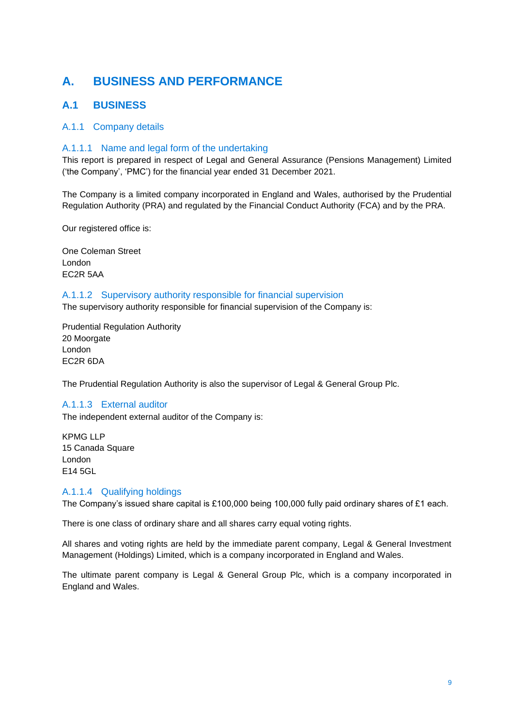# A. BUSINESS AND PERFORMANCE

## A.1 BUSINESS

### A.1.1 Company details

#### A.1.1.1 Name and legal form of the undertaking

This report is prepared in respect of Legal and General Assurance (Pensions Management) Limited ('the Company', 'PMC') for the financial year ended 31 December 2021.

The Company is a limited company incorporated in England and Wales, authorised by the Prudential Regulation Authority (PRA) and regulated by the Financial Conduct Authority (FCA) and by the PRA.

Our registered office is:

One Coleman Street
London
EC2R 5AA

#### A.1.1.2 Supervisory authority responsible for financial supervision

The supervisory authority responsible for financial supervision of the Company is:

Prudential Regulation Authority
20 Moorgate
London
EC2R 6DA

The Prudential Regulation Authority is also the supervisor of Legal & General Group Plc.

#### A.1.1.3 External auditor

The independent external auditor of the Company is:

KPMG LLP
15 Canada Square
London
E14 5GL

#### A.1.1.4 Qualifying holdings

The Company's issued share capital is £100,000 being 100,000 fully paid ordinary shares of £1 each.

There is one class of ordinary share and all shares carry equal voting rights.

All shares and voting rights are held by the immediate parent company, Legal & General Investment Management (Holdings) Limited, which is a company incorporated in England and Wales.

The ultimate parent company is Legal & General Group Plc, which is a company incorporated in England and Wales.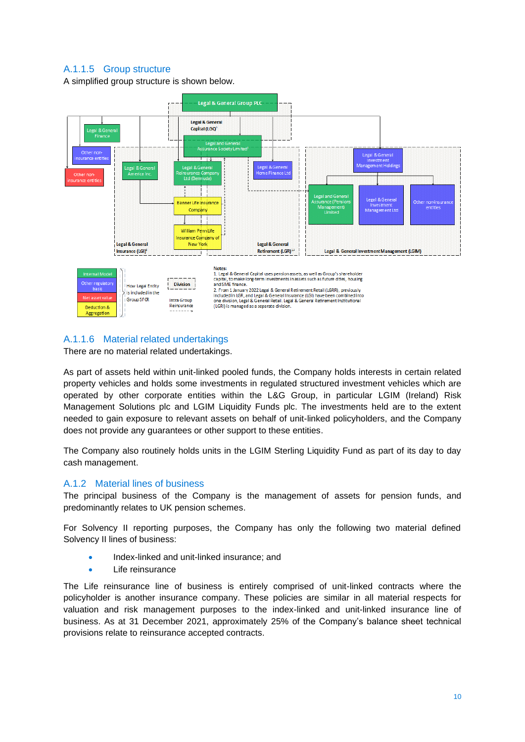### A.1.1.5 Group structure

A simplified group structure is shown below.

Notes:
1. Legal & General Capital uses pension assets, as well as Group's shareholder capital, to make long-term investments in assets such as future cities, housing and SME finance.
2. From 1 January 2022 Legal & General Retirement Retail (LGRR), previously included in LGR, and Legal & General Insurance (LGI) have been combined into one division, Legal & General Retail. Legal & General Retirement Institutional (LGRI) is managed as a separate division.

### A.1.1.6 Material related undertakings

There are no material related undertakings.

As part of assets held within unit-linked pooled funds, the Company holds interests in certain related property vehicles and holds some investments in regulated structured investment vehicles which are operated by other corporate entities within the L&G Group, in particular LGIM (Ireland) Risk Management Solutions plc and LGIM Liquidity Funds plc. The investments held are to the extent needed to gain exposure to relevant assets on behalf of unit-linked policyholders, and the Company does not provide any guarantees or other support to these entities.

The Company also routinely holds units in the LGIM Sterling Liquidity Fund as part of its day to day cash management.

### A.1.2 Material lines of business

The principal business of the Company is the management of assets for pension funds, and predominantly relates to UK pension schemes.

For Solvency II reporting purposes, the Company has only the following two material defined Solvency II lines of business:

- Index-linked and unit-linked insurance; and
- Life reinsurance

The Life reinsurance line of business is entirely comprised of unit-linked contracts where the policyholder is another insurance company. These policies are similar in all material respects for valuation and risk management purposes to the index-linked and unit-linked insurance line of business. As at 31 December 2021, approximately 25% of the Company's balance sheet technical provisions relate to reinsurance accepted contracts.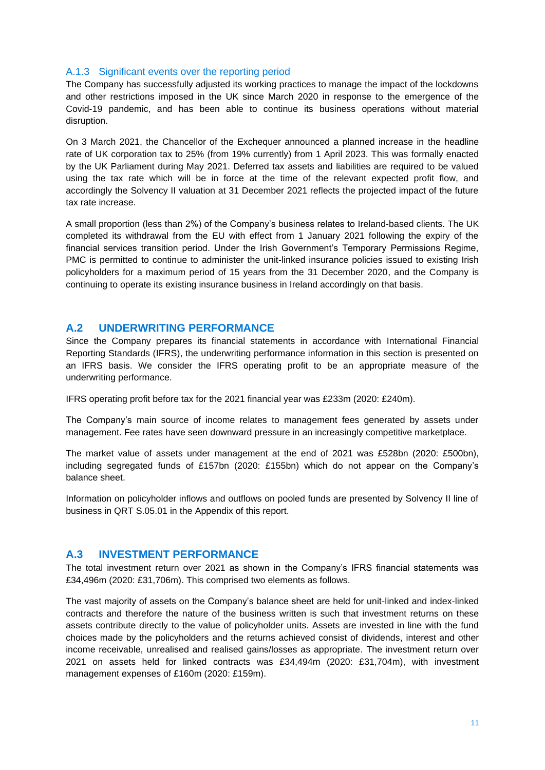### A.1.3 Significant events over the reporting period

The Company has successfully adjusted its working practices to manage the impact of the lockdowns and other restrictions imposed in the UK since March 2020 in response to the emergence of the Covid-19 pandemic, and has been able to continue its business operations without material disruption.

On 3 March 2021, the Chancellor of the Exchequer announced a planned increase in the headline rate of UK corporation tax to 25% (from 19% currently) from 1 April 2023. This was formally enacted by the UK Parliament during May 2021. Deferred tax assets and liabilities are required to be valued using the tax rate which will be in force at the time of the relevant expected profit flow, and accordingly the Solvency II valuation at 31 December 2021 reflects the projected impact of the future tax rate increase.

A small proportion (less than 2%) of the Company's business relates to Ireland-based clients. The UK completed its withdrawal from the EU with effect from 1 January 2021 following the expiry of the financial services transition period. Under the Irish Government's Temporary Permissions Regime, PMC is permitted to continue to administer the unit-linked insurance policies issued to existing Irish policyholders for a maximum period of 15 years from the 31 December 2020, and the Company is continuing to operate its existing insurance business in Ireland accordingly on that basis.

## A.2 UNDERWRITING PERFORMANCE

Since the Company prepares its financial statements in accordance with International Financial Reporting Standards (IFRS), the underwriting performance information in this section is presented on an IFRS basis. We consider the IFRS operating profit to be an appropriate measure of the underwriting performance.

IFRS operating profit before tax for the 2021 financial year was £233m (2020: £240m).

The Company's main source of income relates to management fees generated by assets under management. Fee rates have seen downward pressure in an increasingly competitive marketplace.

The market value of assets under management at the end of 2021 was £528bn (2020: £500bn), including segregated funds of £157bn (2020: £155bn) which do not appear on the Company's balance sheet.

Information on policyholder inflows and outflows on pooled funds are presented by Solvency II line of business in QRT S.05.01 in the Appendix of this report.

## A.3 INVESTMENT PERFORMANCE

The total investment return over 2021 as shown in the Company's IFRS financial statements was £34,496m (2020: £31,706m). This comprised two elements as follows.

The vast majority of assets on the Company's balance sheet are held for unit-linked and index-linked contracts and therefore the nature of the business written is such that investment returns on these assets contribute directly to the value of policyholder units. Assets are invested in line with the fund choices made by the policyholders and the returns achieved consist of dividends, interest and other income receivable, unrealised and realised gains/losses as appropriate. The investment return over 2021 on assets held for linked contracts was £34,494m (2020: £31,704m), with investment management expenses of £160m (2020: £159m).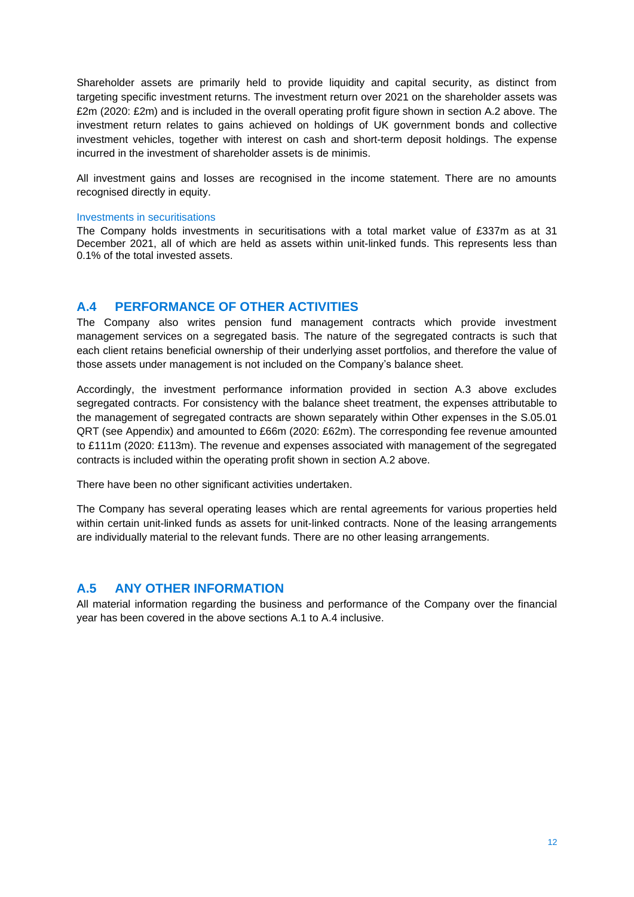Shareholder assets are primarily held to provide liquidity and capital security, as distinct from targeting specific investment returns. The investment return over 2021 on the shareholder assets was £2m (2020: £2m) and is included in the overall operating profit figure shown in section A.2 above. The investment return relates to gains achieved on holdings of UK government bonds and collective investment vehicles, together with interest on cash and short-term deposit holdings. The expense incurred in the investment of shareholder assets is de minimis.

All investment gains and losses are recognised in the income statement. There are no amounts recognised directly in equity.

### Investments in securitisations

The Company holds investments in securitisations with a total market value of £337m as at 31 December 2021, all of which are held as assets within unit-linked funds. This represents less than 0.1% of the total invested assets.

## A.4 PERFORMANCE OF OTHER ACTIVITIES

The Company also writes pension fund management contracts which provide investment management services on a segregated basis. The nature of the segregated contracts is such that each client retains beneficial ownership of their underlying asset portfolios, and therefore the value of those assets under management is not included on the Company's balance sheet.

Accordingly, the investment performance information provided in section A.3 above excludes segregated contracts. For consistency with the balance sheet treatment, the expenses attributable to the management of segregated contracts are shown separately within Other expenses in the S.05.01 QRT (see Appendix) and amounted to £66m (2020: £62m). The corresponding fee revenue amounted to £111m (2020: £113m). The revenue and expenses associated with management of the segregated contracts is included within the operating profit shown in section A.2 above.

There have been no other significant activities undertaken.

The Company has several operating leases which are rental agreements for various properties held within certain unit-linked funds as assets for unit-linked contracts. None of the leasing arrangements are individually material to the relevant funds. There are no other leasing arrangements.

## A.5 ANY OTHER INFORMATION

All material information regarding the business and performance of the Company over the financial year has been covered in the above sections A.1 to A.4 inclusive.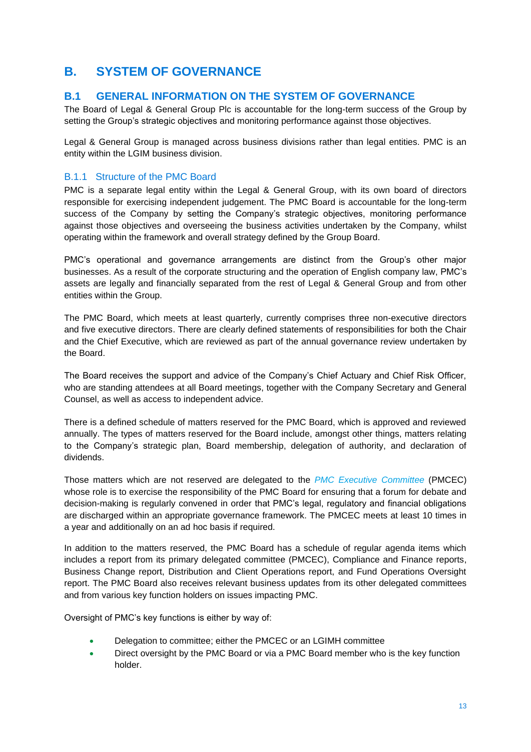# B. SYSTEM OF GOVERNANCE

## B.1 GENERAL INFORMATION ON THE SYSTEM OF GOVERNANCE

The Board of Legal & General Group Plc is accountable for the long-term success of the Group by setting the Group's strategic objectives and monitoring performance against those objectives.

Legal & General Group is managed across business divisions rather than legal entities. PMC is an entity within the LGIM business division.

### B.1.1 Structure of the PMC Board

PMC is a separate legal entity within the Legal & General Group, with its own board of directors responsible for exercising independent judgement. The PMC Board is accountable for the long-term success of the Company by setting the Company's strategic objectives, monitoring performance against those objectives and overseeing the business activities undertaken by the Company, whilst operating within the framework and overall strategy defined by the Group Board.

PMC's operational and governance arrangements are distinct from the Group's other major businesses. As a result of the corporate structuring and the operation of English company law, PMC's assets are legally and financially separated from the rest of Legal & General Group and from other entities within the Group.

The PMC Board, which meets at least quarterly, currently comprises three non-executive directors and five executive directors. There are clearly defined statements of responsibilities for both the Chair and the Chief Executive, which are reviewed as part of the annual governance review undertaken by the Board.

The Board receives the support and advice of the Company's Chief Actuary and Chief Risk Officer, who are standing attendees at all Board meetings, together with the Company Secretary and General Counsel, as well as access to independent advice.

There is a defined schedule of matters reserved for the PMC Board, which is approved and reviewed annually. The types of matters reserved for the Board include, amongst other things, matters relating to the Company's strategic plan, Board membership, delegation of authority, and declaration of dividends.

Those matters which are not reserved are delegated to the *PMC Executive Committee* (PMCEC) whose role is to exercise the responsibility of the PMC Board for ensuring that a forum for debate and decision-making is regularly convened in order that PMC's legal, regulatory and financial obligations are discharged within an appropriate governance framework. The PMCEC meets at least 10 times in a year and additionally on an ad hoc basis if required.

In addition to the matters reserved, the PMC Board has a schedule of regular agenda items which includes a report from its primary delegated committee (PMCEC), Compliance and Finance reports, Business Change report, Distribution and Client Operations report, and Fund Operations Oversight report. The PMC Board also receives relevant business updates from its other delegated committees and from various key function holders on issues impacting PMC.

Oversight of PMC's key functions is either by way of:

- Delegation to committee; either the PMCEC or an LGIMH committee
- Direct oversight by the PMC Board or via a PMC Board member who is the key function holder.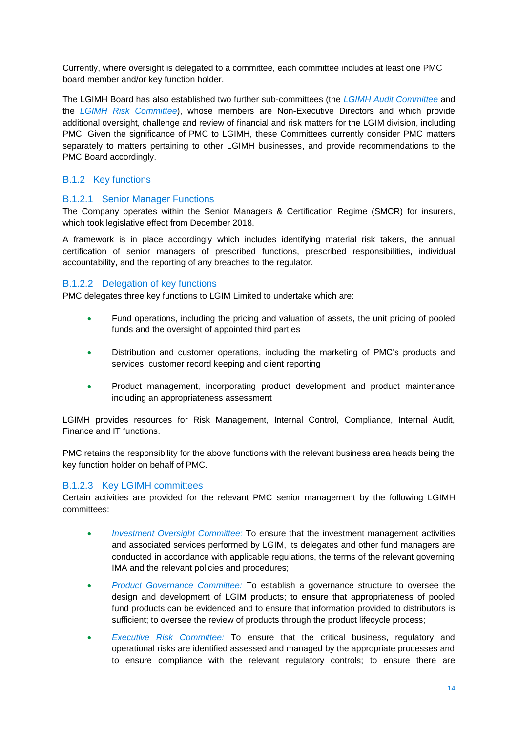Currently, where oversight is delegated to a committee, each committee includes at least one PMC board member and/or key function holder.

The LGIMH Board has also established two further sub-committees (the *LGIMH Audit Committee* and the *LGIMH Risk Committee*), whose members are Non-Executive Directors and which provide additional oversight, challenge and review of financial and risk matters for the LGIM division, including PMC. Given the significance of PMC to LGIMH, these Committees currently consider PMC matters separately to matters pertaining to other LGIMH businesses, and provide recommendations to the PMC Board accordingly.

### B.1.2 Key functions

#### B.1.2.1 Senior Manager Functions

The Company operates within the Senior Managers & Certification Regime (SMCR) for insurers, which took legislative effect from December 2018.

A framework is in place accordingly which includes identifying material risk takers, the annual certification of senior managers of prescribed functions, prescribed responsibilities, individual accountability, and the reporting of any breaches to the regulator.

#### B.1.2.2 Delegation of key functions

PMC delegates three key functions to LGIM Limited to undertake which are:

- Fund operations, including the pricing and valuation of assets, the unit pricing of pooled funds and the oversight of appointed third parties
- Distribution and customer operations, including the marketing of PMC's products and services, customer record keeping and client reporting
- Product management, incorporating product development and product maintenance including an appropriateness assessment

LGIMH provides resources for Risk Management, Internal Control, Compliance, Internal Audit, Finance and IT functions.

PMC retains the responsibility for the above functions with the relevant business area heads being the key function holder on behalf of PMC.

#### B.1.2.3 Key LGIMH committees

Certain activities are provided for the relevant PMC senior management by the following LGIMH committees:

- *Investment Oversight Committee:* To ensure that the investment management activities and associated services performed by LGIM, its delegates and other fund managers are conducted in accordance with applicable regulations, the terms of the relevant governing IMA and the relevant policies and procedures;
- *Product Governance Committee:* To establish a governance structure to oversee the design and development of LGIM products; to ensure that appropriateness of pooled fund products can be evidenced and to ensure that information provided to distributors is sufficient; to oversee the review of products through the product lifecycle process;
- *Executive Risk Committee:* To ensure that the critical business, regulatory and operational risks are identified assessed and managed by the appropriate processes and to ensure compliance with the relevant regulatory controls; to ensure there are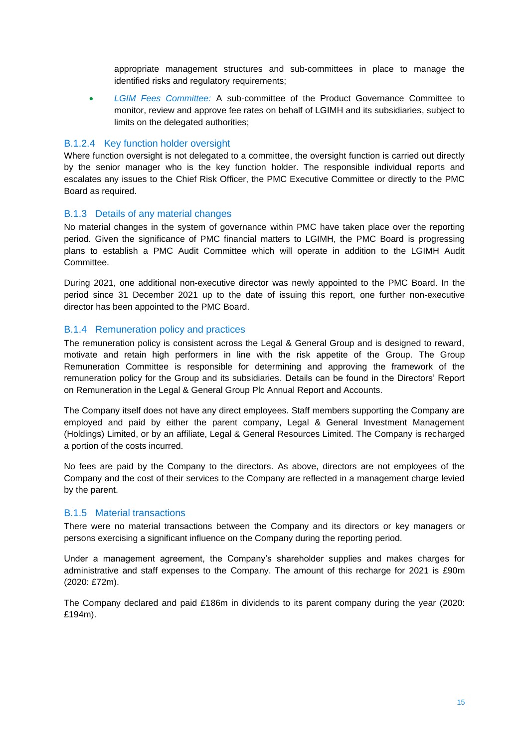appropriate management structures and sub-committees in place to manage the identified risks and regulatory requirements;

- *LGIM Fees Committee:* A sub-committee of the Product Governance Committee to monitor, review and approve fee rates on behalf of LGIMH and its subsidiaries, subject to limits on the delegated authorities;

#### B.1.2.4 Key function holder oversight

Where function oversight is not delegated to a committee, the oversight function is carried out directly by the senior manager who is the key function holder. The responsible individual reports and escalates any issues to the Chief Risk Officer, the PMC Executive Committee or directly to the PMC Board as required.

### B.1.3 Details of any material changes

No material changes in the system of governance within PMC have taken place over the reporting period. Given the significance of PMC financial matters to LGIMH, the PMC Board is progressing plans to establish a PMC Audit Committee which will operate in addition to the LGIMH Audit Committee.

During 2021, one additional non-executive director was newly appointed to the PMC Board. In the period since 31 December 2021 up to the date of issuing this report, one further non-executive director has been appointed to the PMC Board.

### B.1.4 Remuneration policy and practices

The remuneration policy is consistent across the Legal & General Group and is designed to reward, motivate and retain high performers in line with the risk appetite of the Group. The Group Remuneration Committee is responsible for determining and approving the framework of the remuneration policy for the Group and its subsidiaries. Details can be found in the Directors' Report on Remuneration in the Legal & General Group Plc Annual Report and Accounts.

The Company itself does not have any direct employees. Staff members supporting the Company are employed and paid by either the parent company, Legal & General Investment Management (Holdings) Limited, or by an affiliate, Legal & General Resources Limited. The Company is recharged a portion of the costs incurred.

No fees are paid by the Company to the directors. As above, directors are not employees of the Company and the cost of their services to the Company are reflected in a management charge levied by the parent.

### B.1.5 Material transactions

There were no material transactions between the Company and its directors or key managers or persons exercising a significant influence on the Company during the reporting period.

Under a management agreement, the Company's shareholder supplies and makes charges for administrative and staff expenses to the Company. The amount of this recharge for 2021 is £90m (2020: £72m).

The Company declared and paid £186m in dividends to its parent company during the year (2020: £194m).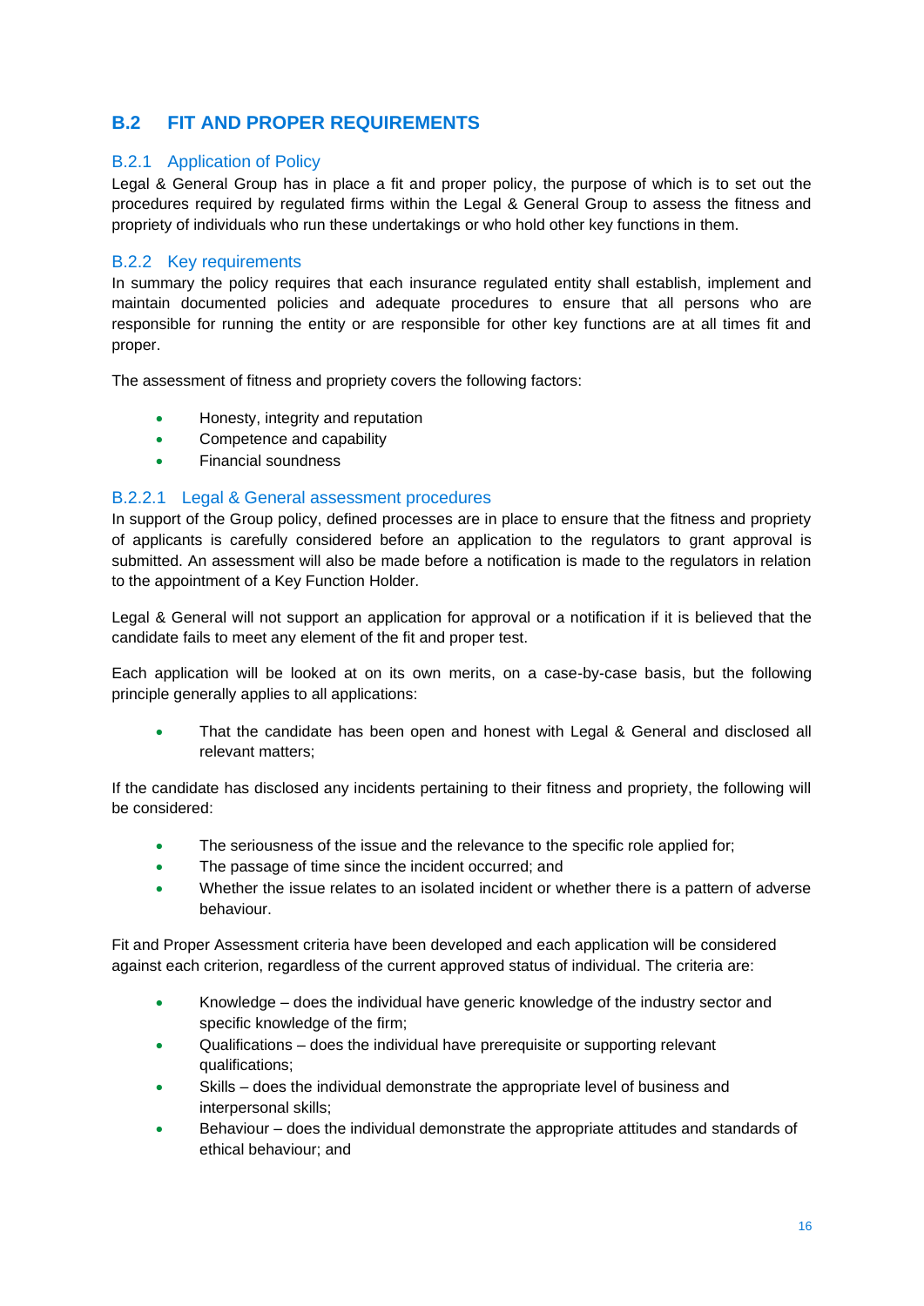## B.2 FIT AND PROPER REQUIREMENTS

### B.2.1 Application of Policy

Legal & General Group has in place a fit and proper policy, the purpose of which is to set out the procedures required by regulated firms within the Legal & General Group to assess the fitness and propriety of individuals who run these undertakings or who hold other key functions in them.

### B.2.2 Key requirements

In summary the policy requires that each insurance regulated entity shall establish, implement and maintain documented policies and adequate procedures to ensure that all persons who are responsible for running the entity or are responsible for other key functions are at all times fit and proper.

The assessment of fitness and propriety covers the following factors:

- Honesty, integrity and reputation
- Competence and capability
- Financial soundness

#### B.2.2.1 Legal & General assessment procedures

In support of the Group policy, defined processes are in place to ensure that the fitness and propriety of applicants is carefully considered before an application to the regulators to grant approval is submitted. An assessment will also be made before a notification is made to the regulators in relation to the appointment of a Key Function Holder.

Legal & General will not support an application for approval or a notification if it is believed that the candidate fails to meet any element of the fit and proper test.

Each application will be looked at on its own merits, on a case-by-case basis, but the following principle generally applies to all applications:

- That the candidate has been open and honest with Legal & General and disclosed all relevant matters;

If the candidate has disclosed any incidents pertaining to their fitness and propriety, the following will be considered:

- The seriousness of the issue and the relevance to the specific role applied for;
- The passage of time since the incident occurred; and
- Whether the issue relates to an isolated incident or whether there is a pattern of adverse behaviour.

Fit and Proper Assessment criteria have been developed and each application will be considered against each criterion, regardless of the current approved status of individual. The criteria are:

- Knowledge – does the individual have generic knowledge of the industry sector and specific knowledge of the firm;
- Qualifications – does the individual have prerequisite or supporting relevant qualifications;
- Skills – does the individual demonstrate the appropriate level of business and interpersonal skills;
- Behaviour – does the individual demonstrate the appropriate attitudes and standards of ethical behaviour; and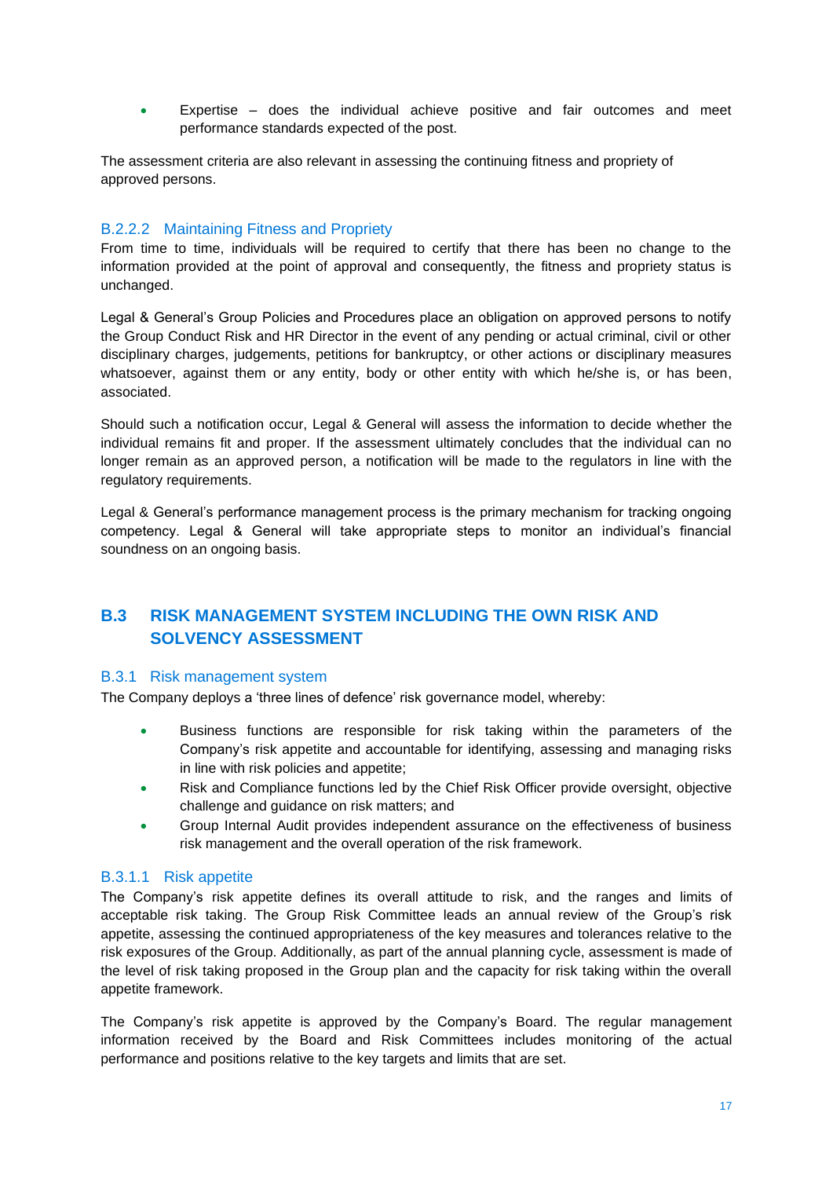- Expertise – does the individual achieve positive and fair outcomes and meet performance standards expected of the post.

The assessment criteria are also relevant in assessing the continuing fitness and propriety of approved persons.

#### B.2.2.2 Maintaining Fitness and Propriety

From time to time, individuals will be required to certify that there has been no change to the information provided at the point of approval and consequently, the fitness and propriety status is unchanged.

Legal & General's Group Policies and Procedures place an obligation on approved persons to notify the Group Conduct Risk and HR Director in the event of any pending or actual criminal, civil or other disciplinary charges, judgements, petitions for bankruptcy, or other actions or disciplinary measures whatsoever, against them or any entity, body or other entity with which he/she is, or has been, associated.

Should such a notification occur, Legal & General will assess the information to decide whether the individual remains fit and proper. If the assessment ultimately concludes that the individual can no longer remain as an approved person, a notification will be made to the regulators in line with the regulatory requirements.

Legal & General's performance management process is the primary mechanism for tracking ongoing competency. Legal & General will take appropriate steps to monitor an individual's financial soundness on an ongoing basis.

## B.3 RISK MANAGEMENT SYSTEM INCLUDING THE OWN RISK AND SOLVENCY ASSESSMENT

### B.3.1 Risk management system

The Company deploys a 'three lines of defence' risk governance model, whereby:

- Business functions are responsible for risk taking within the parameters of the Company's risk appetite and accountable for identifying, assessing and managing risks in line with risk policies and appetite;
- Risk and Compliance functions led by the Chief Risk Officer provide oversight, objective challenge and guidance on risk matters; and
- Group Internal Audit provides independent assurance on the effectiveness of business risk management and the overall operation of the risk framework.

#### B.3.1.1 Risk appetite

The Company's risk appetite defines its overall attitude to risk, and the ranges and limits of acceptable risk taking. The Group Risk Committee leads an annual review of the Group's risk appetite, assessing the continued appropriateness of the key measures and tolerances relative to the risk exposures of the Group. Additionally, as part of the annual planning cycle, assessment is made of the level of risk taking proposed in the Group plan and the capacity for risk taking within the overall appetite framework.

The Company's risk appetite is approved by the Company's Board. The regular management information received by the Board and Risk Committees includes monitoring of the actual performance and positions relative to the key targets and limits that are set.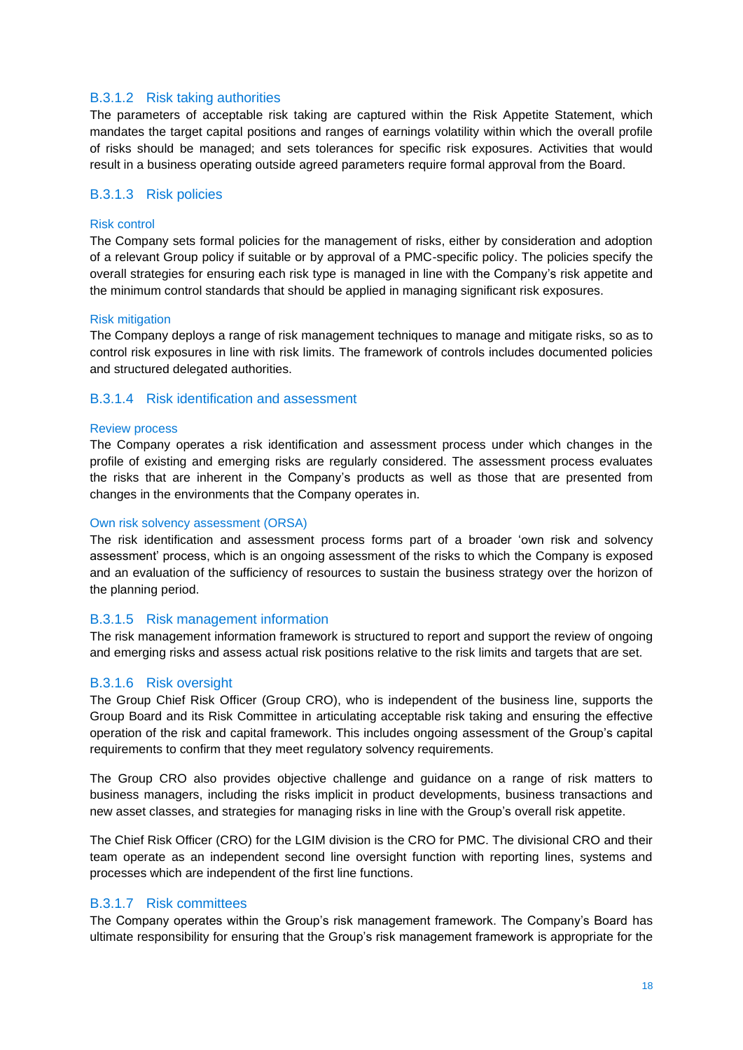#### B.3.1.2 Risk taking authorities

The parameters of acceptable risk taking are captured within the Risk Appetite Statement, which mandates the target capital positions and ranges of earnings volatility within which the overall profile of risks should be managed; and sets tolerances for specific risk exposures. Activities that would result in a business operating outside agreed parameters require formal approval from the Board.

#### B.3.1.3 Risk policies

##### Risk control

The Company sets formal policies for the management of risks, either by consideration and adoption of a relevant Group policy if suitable or by approval of a PMC-specific policy. The policies specify the overall strategies for ensuring each risk type is managed in line with the Company's risk appetite and the minimum control standards that should be applied in managing significant risk exposures.

##### Risk mitigation

The Company deploys a range of risk management techniques to manage and mitigate risks, so as to control risk exposures in line with risk limits. The framework of controls includes documented policies and structured delegated authorities.

#### B.3.1.4 Risk identification and assessment

##### Review process

The Company operates a risk identification and assessment process under which changes in the profile of existing and emerging risks are regularly considered. The assessment process evaluates the risks that are inherent in the Company's products as well as those that are presented from changes in the environments that the Company operates in.

##### Own risk solvency assessment (ORSA)

The risk identification and assessment process forms part of a broader 'own risk and solvency assessment' process, which is an ongoing assessment of the risks to which the Company is exposed and an evaluation of the sufficiency of resources to sustain the business strategy over the horizon of the planning period.

#### B.3.1.5 Risk management information

The risk management information framework is structured to report and support the review of ongoing and emerging risks and assess actual risk positions relative to the risk limits and targets that are set.

#### B.3.1.6 Risk oversight

The Group Chief Risk Officer (Group CRO), who is independent of the business line, supports the Group Board and its Risk Committee in articulating acceptable risk taking and ensuring the effective operation of the risk and capital framework. This includes ongoing assessment of the Group's capital requirements to confirm that they meet regulatory solvency requirements.

The Group CRO also provides objective challenge and guidance on a range of risk matters to business managers, including the risks implicit in product developments, business transactions and new asset classes, and strategies for managing risks in line with the Group's overall risk appetite.

The Chief Risk Officer (CRO) for the LGIM division is the CRO for PMC. The divisional CRO and their team operate as an independent second line oversight function with reporting lines, systems and processes which are independent of the first line functions.

#### B.3.1.7 Risk committees

The Company operates within the Group's risk management framework. The Company's Board has ultimate responsibility for ensuring that the Group's risk management framework is appropriate for the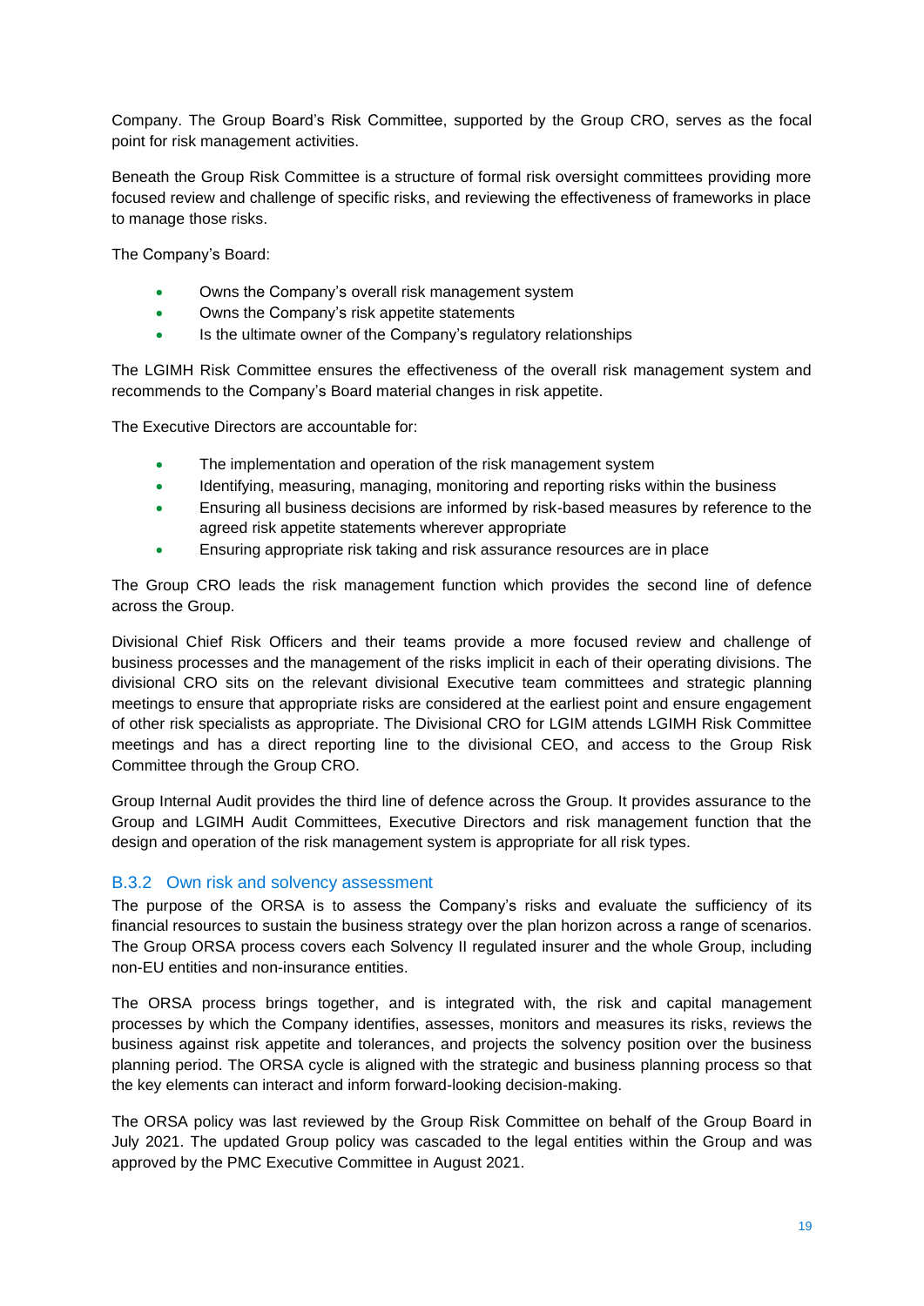Company. The Group Board's Risk Committee, supported by the Group CRO, serves as the focal point for risk management activities.

Beneath the Group Risk Committee is a structure of formal risk oversight committees providing more focused review and challenge of specific risks, and reviewing the effectiveness of frameworks in place to manage those risks.

The Company's Board:

- Owns the Company's overall risk management system
- Owns the Company's risk appetite statements
- Is the ultimate owner of the Company's regulatory relationships

The LGIMH Risk Committee ensures the effectiveness of the overall risk management system and recommends to the Company's Board material changes in risk appetite.

The Executive Directors are accountable for:

- The implementation and operation of the risk management system
- Identifying, measuring, managing, monitoring and reporting risks within the business
- Ensuring all business decisions are informed by risk-based measures by reference to the agreed risk appetite statements wherever appropriate
- Ensuring appropriate risk taking and risk assurance resources are in place

The Group CRO leads the risk management function which provides the second line of defence across the Group.

Divisional Chief Risk Officers and their teams provide a more focused review and challenge of business processes and the management of the risks implicit in each of their operating divisions. The divisional CRO sits on the relevant divisional Executive team committees and strategic planning meetings to ensure that appropriate risks are considered at the earliest point and ensure engagement of other risk specialists as appropriate. The Divisional CRO for LGIM attends LGIMH Risk Committee meetings and has a direct reporting line to the divisional CEO, and access to the Group Risk Committee through the Group CRO.

Group Internal Audit provides the third line of defence across the Group. It provides assurance to the Group and LGIMH Audit Committees, Executive Directors and risk management function that the design and operation of the risk management system is appropriate for all risk types.

### B.3.2 Own risk and solvency assessment

The purpose of the ORSA is to assess the Company's risks and evaluate the sufficiency of its financial resources to sustain the business strategy over the plan horizon across a range of scenarios. The Group ORSA process covers each Solvency II regulated insurer and the whole Group, including non-EU entities and non-insurance entities.

The ORSA process brings together, and is integrated with, the risk and capital management processes by which the Company identifies, assesses, monitors and measures its risks, reviews the business against risk appetite and tolerances, and projects the solvency position over the business planning period. The ORSA cycle is aligned with the strategic and business planning process so that the key elements can interact and inform forward-looking decision-making.

The ORSA policy was last reviewed by the Group Risk Committee on behalf of the Group Board in July 2021. The updated Group policy was cascaded to the legal entities within the Group and was approved by the PMC Executive Committee in August 2021.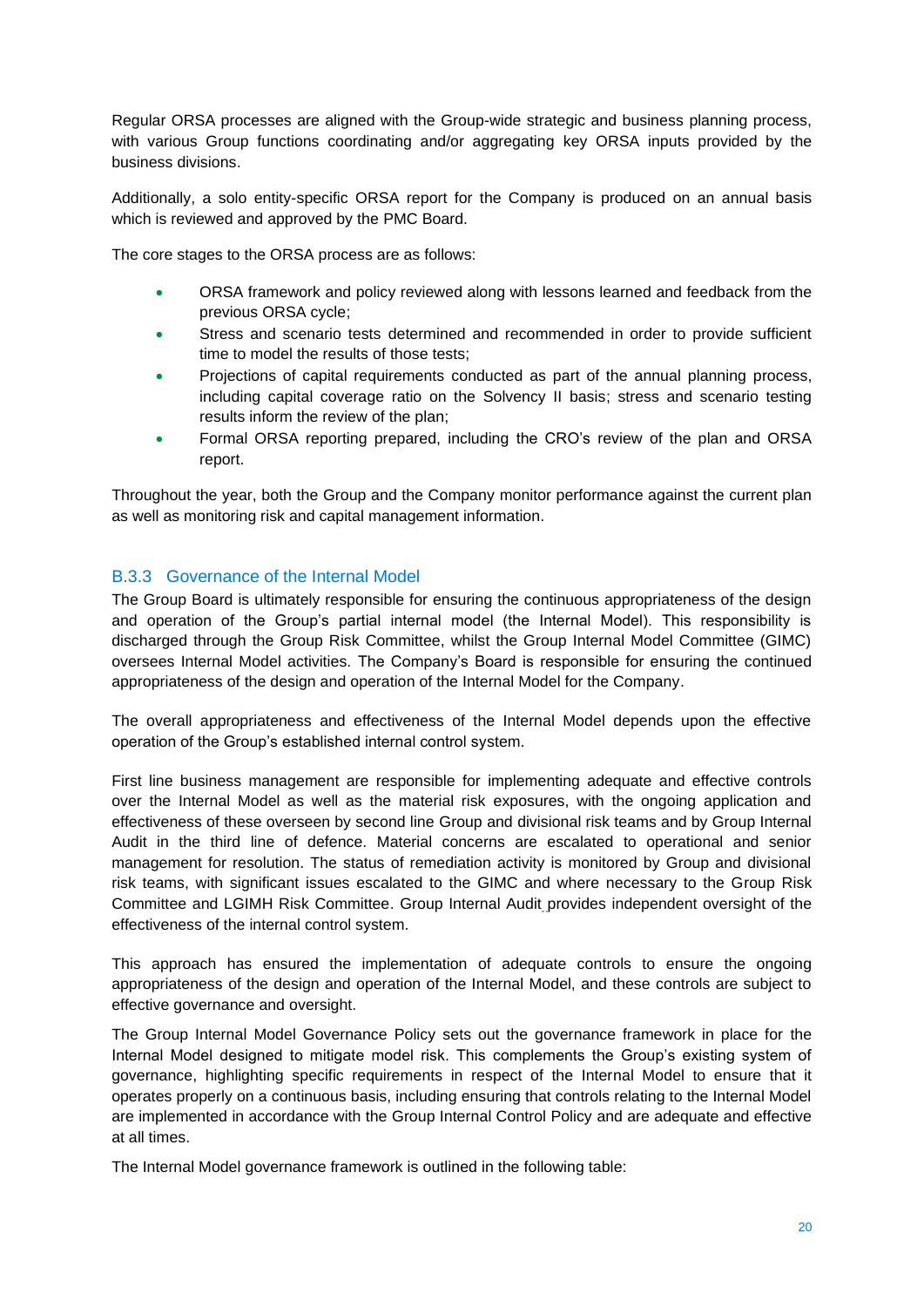Regular ORSA processes are aligned with the Group-wide strategic and business planning process, with various Group functions coordinating and/or aggregating key ORSA inputs provided by the business divisions.

Additionally, a solo entity-specific ORSA report for the Company is produced on an annual basis which is reviewed and approved by the PMC Board.

The core stages to the ORSA process are as follows:

- ORSA framework and policy reviewed along with lessons learned and feedback from the previous ORSA cycle;
- Stress and scenario tests determined and recommended in order to provide sufficient time to model the results of those tests;
- Projections of capital requirements conducted as part of the annual planning process, including capital coverage ratio on the Solvency II basis; stress and scenario testing results inform the review of the plan;
- Formal ORSA reporting prepared, including the CRO's review of the plan and ORSA report.

Throughout the year, both the Group and the Company monitor performance against the current plan as well as monitoring risk and capital management information.

### B.3.3 Governance of the Internal Model

The Group Board is ultimately responsible for ensuring the continuous appropriateness of the design and operation of the Group's partial internal model (the Internal Model). This responsibility is discharged through the Group Risk Committee, whilst the Group Internal Model Committee (GIMC) oversees Internal Model activities. The Company's Board is responsible for ensuring the continued appropriateness of the design and operation of the Internal Model for the Company.

The overall appropriateness and effectiveness of the Internal Model depends upon the effective operation of the Group's established internal control system.

First line business management are responsible for implementing adequate and effective controls over the Internal Model as well as the material risk exposures, with the ongoing application and effectiveness of these overseen by second line Group and divisional risk teams and by Group Internal Audit in the third line of defence. Material concerns are escalated to operational and senior management for resolution. The status of remediation activity is monitored by Group and divisional risk teams, with significant issues escalated to the GIMC and where necessary to the Group Risk Committee and LGIMH Risk Committee. Group Internal Audit provides independent oversight of the effectiveness of the internal control system.

This approach has ensured the implementation of adequate controls to ensure the ongoing appropriateness of the design and operation of the Internal Model, and these controls are subject to effective governance and oversight.

The Group Internal Model Governance Policy sets out the governance framework in place for the Internal Model designed to mitigate model risk. This complements the Group's existing system of governance, highlighting specific requirements in respect of the Internal Model to ensure that it operates properly on a continuous basis, including ensuring that controls relating to the Internal Model are implemented in accordance with the Group Internal Control Policy and are adequate and effective at all times.

The Internal Model governance framework is outlined in the following table: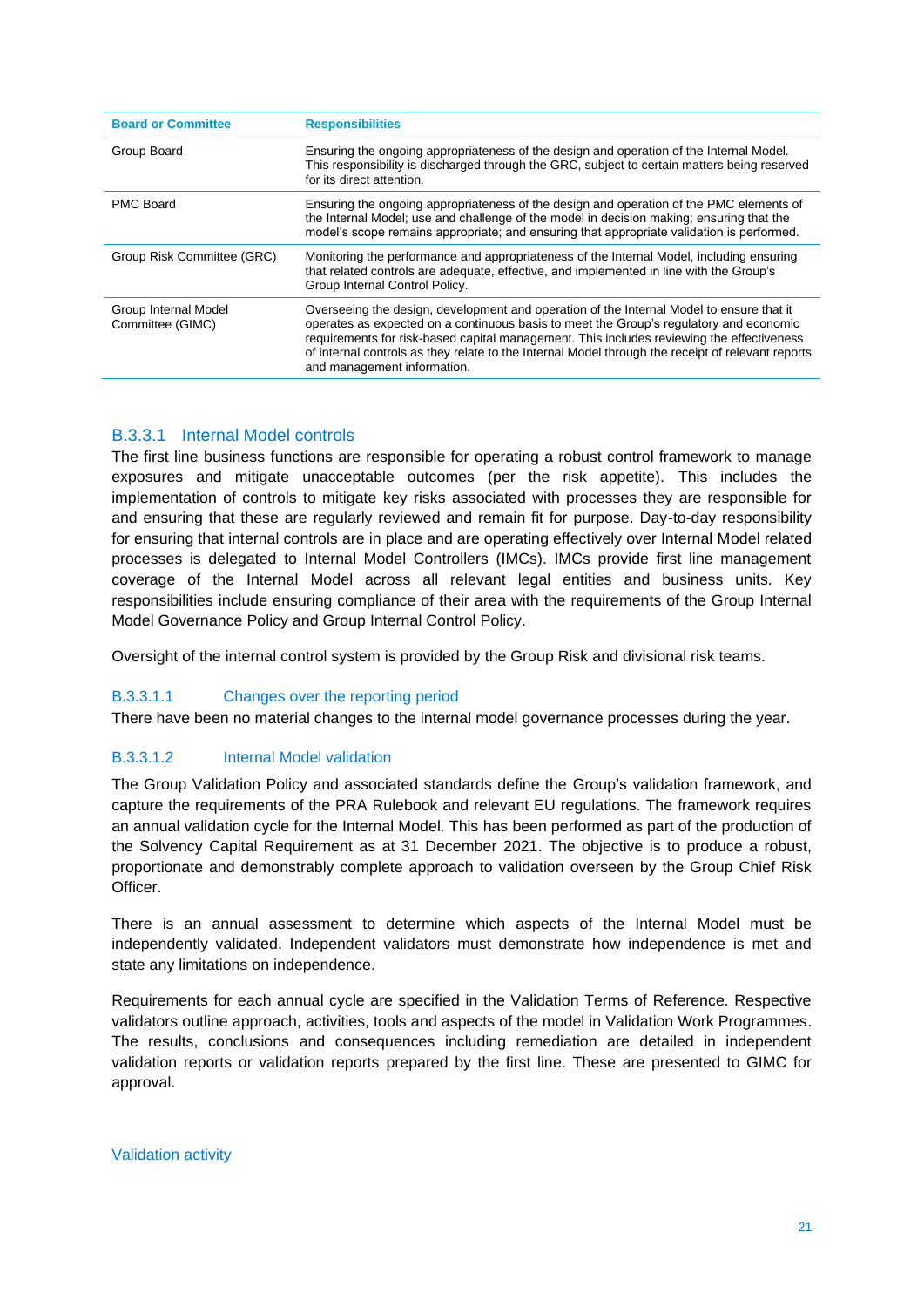| Board or Committee | Responsibilities |
| --- | --- |
| Group Board | Ensuring the ongoing appropriateness of the design and operation of the Internal Model. This responsibility is discharged through the GRC, subject to certain matters being reserved for its direct attention. |
| PMC Board | Ensuring the ongoing appropriateness of the design and operation of the PMC elements of the Internal Model; use and challenge of the model in decision making; ensuring that the model's scope remains appropriate; and ensuring that appropriate validation is performed. |
| Group Risk Committee (GRC) | Monitoring the performance and appropriateness of the Internal Model, including ensuring that related controls are adequate, effective, and implemented in line with the Group's Group Internal Control Policy. |
| Group Internal Model Committee (GIMC) | Overseeing the design, development and operation of the Internal Model to ensure that it operates as expected on a continuous basis to meet the Group's regulatory and economic requirements for risk-based capital management. This includes reviewing the effectiveness of internal controls as they relate to the Internal Model through the receipt of relevant reports and management information. |

### B.3.3.1 Internal Model controls

The first line business functions are responsible for operating a robust control framework to manage exposures and mitigate unacceptable outcomes (per the risk appetite). This includes the implementation of controls to mitigate key risks associated with processes they are responsible for and ensuring that these are regularly reviewed and remain fit for purpose. Day-to-day responsibility for ensuring that internal controls are in place and are operating effectively over Internal Model related processes is delegated to Internal Model Controllers (IMCs). IMCs provide first line management coverage of the Internal Model across all relevant legal entities and business units. Key responsibilities include ensuring compliance of their area with the requirements of the Group Internal Model Governance Policy and Group Internal Control Policy.

Oversight of the internal control system is provided by the Group Risk and divisional risk teams.

#### B.3.3.1.1 Changes over the reporting period

There have been no material changes to the internal model governance processes during the year.

#### B.3.3.1.2 Internal Model validation

The Group Validation Policy and associated standards define the Group's validation framework, and capture the requirements of the PRA Rulebook and relevant EU regulations. The framework requires an annual validation cycle for the Internal Model. This has been performed as part of the production of the Solvency Capital Requirement as at 31 December 2021. The objective is to produce a robust, proportionate and demonstrably complete approach to validation overseen by the Group Chief Risk Officer.

There is an annual assessment to determine which aspects of the Internal Model must be independently validated. Independent validators must demonstrate how independence is met and state any limitations on independence.

Requirements for each annual cycle are specified in the Validation Terms of Reference. Respective validators outline approach, activities, tools and aspects of the model in Validation Work Programmes. The results, conclusions and consequences including remediation are detailed in independent validation reports or validation reports prepared by the first line. These are presented to GIMC for approval.

##### Validation activity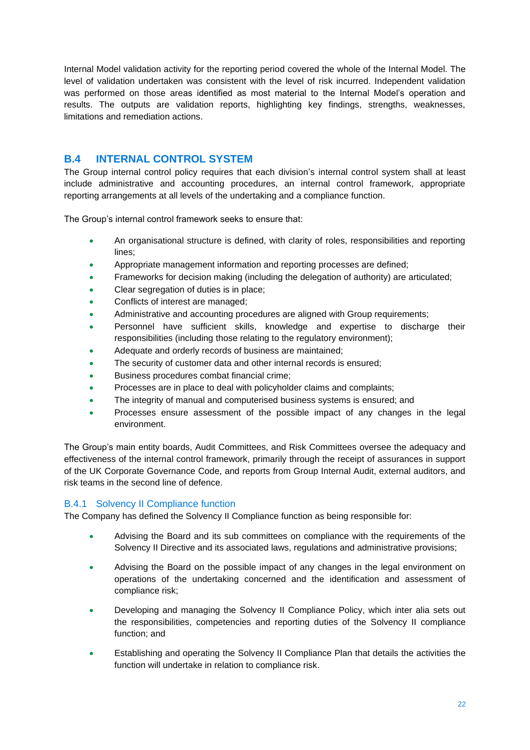Internal Model validation activity for the reporting period covered the whole of the Internal Model. The level of validation undertaken was consistent with the level of risk incurred. Independent validation was performed on those areas identified as most material to the Internal Model's operation and results. The outputs are validation reports, highlighting key findings, strengths, weaknesses, limitations and remediation actions.

## B.4 INTERNAL CONTROL SYSTEM

The Group internal control policy requires that each division's internal control system shall at least include administrative and accounting procedures, an internal control framework, appropriate reporting arrangements at all levels of the undertaking and a compliance function.

The Group's internal control framework seeks to ensure that:

- An organisational structure is defined, with clarity of roles, responsibilities and reporting lines;
- Appropriate management information and reporting processes are defined;
- Frameworks for decision making (including the delegation of authority) are articulated;
- Clear segregation of duties is in place;
- Conflicts of interest are managed;
- Administrative and accounting procedures are aligned with Group requirements;
- Personnel have sufficient skills, knowledge and expertise to discharge their responsibilities (including those relating to the regulatory environment);
- Adequate and orderly records of business are maintained;
- The security of customer data and other internal records is ensured;
- Business procedures combat financial crime;
- Processes are in place to deal with policyholder claims and complaints;
- The integrity of manual and computerised business systems is ensured; and
- Processes ensure assessment of the possible impact of any changes in the legal environment.

The Group's main entity boards, Audit Committees, and Risk Committees oversee the adequacy and effectiveness of the internal control framework, primarily through the receipt of assurances in support of the UK Corporate Governance Code, and reports from Group Internal Audit, external auditors, and risk teams in the second line of defence.

### B.4.1 Solvency II Compliance function

The Company has defined the Solvency II Compliance function as being responsible for:

- Advising the Board and its sub committees on compliance with the requirements of the Solvency II Directive and its associated laws, regulations and administrative provisions;
- Advising the Board on the possible impact of any changes in the legal environment on operations of the undertaking concerned and the identification and assessment of compliance risk;
- Developing and managing the Solvency II Compliance Policy, which inter alia sets out the responsibilities, competencies and reporting duties of the Solvency II compliance function; and
- Establishing and operating the Solvency II Compliance Plan that details the activities the function will undertake in relation to compliance risk.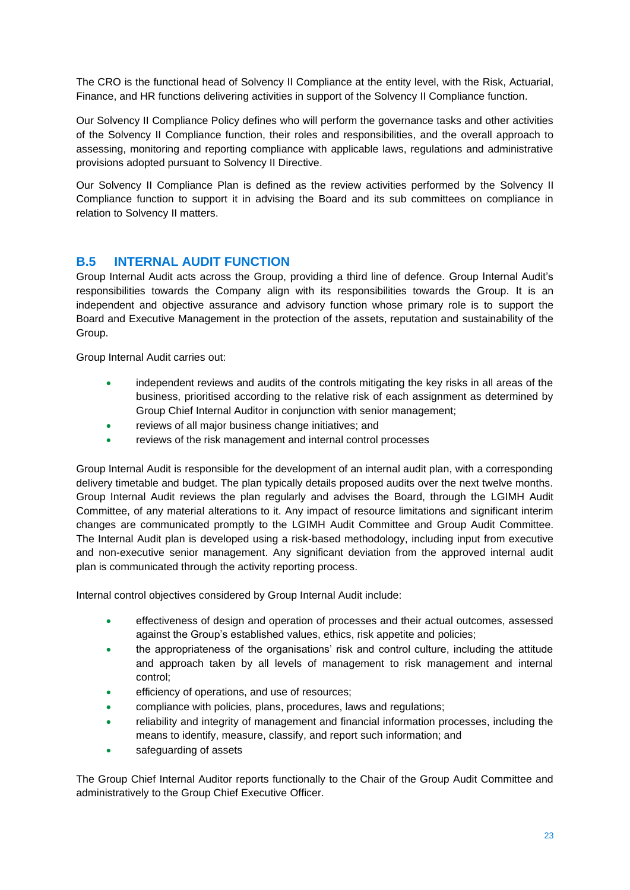The CRO is the functional head of Solvency II Compliance at the entity level, with the Risk, Actuarial, Finance, and HR functions delivering activities in support of the Solvency II Compliance function.

Our Solvency II Compliance Policy defines who will perform the governance tasks and other activities of the Solvency II Compliance function, their roles and responsibilities, and the overall approach to assessing, monitoring and reporting compliance with applicable laws, regulations and administrative provisions adopted pursuant to Solvency II Directive.

Our Solvency II Compliance Plan is defined as the review activities performed by the Solvency II Compliance function to support it in advising the Board and its sub committees on compliance in relation to Solvency II matters.

## B.5 INTERNAL AUDIT FUNCTION

Group Internal Audit acts across the Group, providing a third line of defence. Group Internal Audit's responsibilities towards the Company align with its responsibilities towards the Group. It is an independent and objective assurance and advisory function whose primary role is to support the Board and Executive Management in the protection of the assets, reputation and sustainability of the Group.

Group Internal Audit carries out:

- independent reviews and audits of the controls mitigating the key risks in all areas of the business, prioritised according to the relative risk of each assignment as determined by Group Chief Internal Auditor in conjunction with senior management;
- reviews of all major business change initiatives; and
- reviews of the risk management and internal control processes

Group Internal Audit is responsible for the development of an internal audit plan, with a corresponding delivery timetable and budget. The plan typically details proposed audits over the next twelve months. Group Internal Audit reviews the plan regularly and advises the Board, through the LGIMH Audit Committee, of any material alterations to it. Any impact of resource limitations and significant interim changes are communicated promptly to the LGIMH Audit Committee and Group Audit Committee. The Internal Audit plan is developed using a risk-based methodology, including input from executive and non-executive senior management. Any significant deviation from the approved internal audit plan is communicated through the activity reporting process.

Internal control objectives considered by Group Internal Audit include:

- effectiveness of design and operation of processes and their actual outcomes, assessed against the Group's established values, ethics, risk appetite and policies;
- the appropriateness of the organisations' risk and control culture, including the attitude and approach taken by all levels of management to risk management and internal control;
- efficiency of operations, and use of resources;
- compliance with policies, plans, procedures, laws and regulations;
- reliability and integrity of management and financial information processes, including the means to identify, measure, classify, and report such information; and
- safeguarding of assets

The Group Chief Internal Auditor reports functionally to the Chair of the Group Audit Committee and administratively to the Group Chief Executive Officer.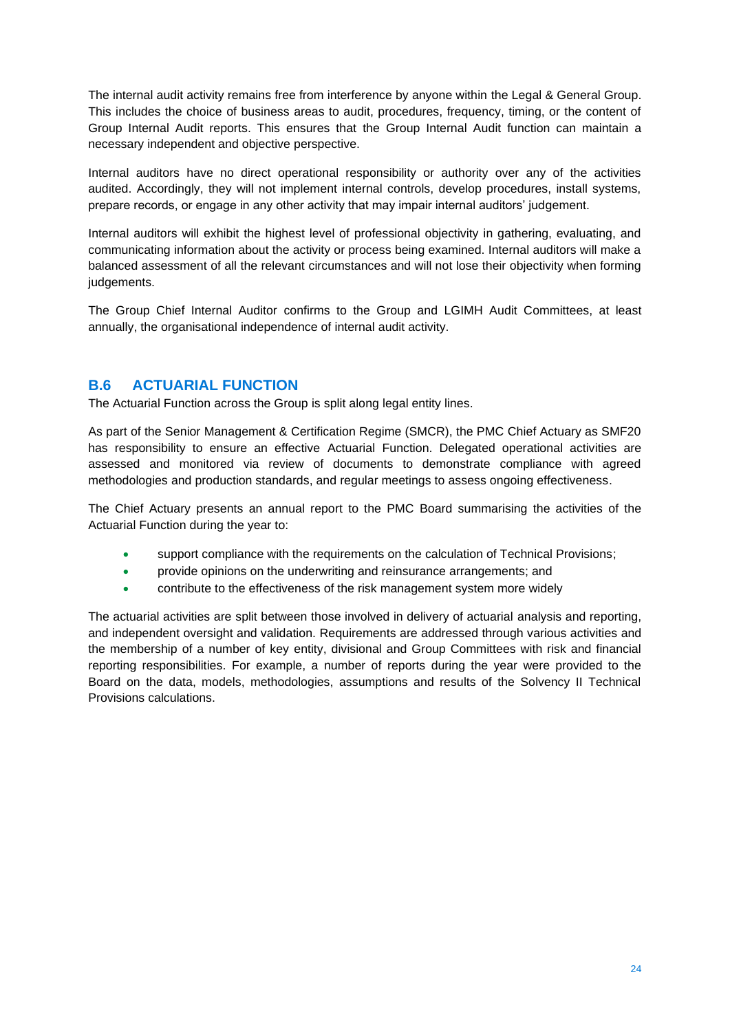The internal audit activity remains free from interference by anyone within the Legal & General Group. This includes the choice of business areas to audit, procedures, frequency, timing, or the content of Group Internal Audit reports. This ensures that the Group Internal Audit function can maintain a necessary independent and objective perspective.

Internal auditors have no direct operational responsibility or authority over any of the activities audited. Accordingly, they will not implement internal controls, develop procedures, install systems, prepare records, or engage in any other activity that may impair internal auditors' judgement.

Internal auditors will exhibit the highest level of professional objectivity in gathering, evaluating, and communicating information about the activity or process being examined. Internal auditors will make a balanced assessment of all the relevant circumstances and will not lose their objectivity when forming judgements.

The Group Chief Internal Auditor confirms to the Group and LGIMH Audit Committees, at least annually, the organisational independence of internal audit activity.

## B.6 ACTUARIAL FUNCTION

The Actuarial Function across the Group is split along legal entity lines.

As part of the Senior Management & Certification Regime (SMCR), the PMC Chief Actuary as SMF20 has responsibility to ensure an effective Actuarial Function. Delegated operational activities are assessed and monitored via review of documents to demonstrate compliance with agreed methodologies and production standards, and regular meetings to assess ongoing effectiveness.

The Chief Actuary presents an annual report to the PMC Board summarising the activities of the Actuarial Function during the year to:

- support compliance with the requirements on the calculation of Technical Provisions;
- provide opinions on the underwriting and reinsurance arrangements; and
- contribute to the effectiveness of the risk management system more widely

The actuarial activities are split between those involved in delivery of actuarial analysis and reporting, and independent oversight and validation. Requirements are addressed through various activities and the membership of a number of key entity, divisional and Group Committees with risk and financial reporting responsibilities. For example, a number of reports during the year were provided to the Board on the data, models, methodologies, assumptions and results of the Solvency II Technical Provisions calculations.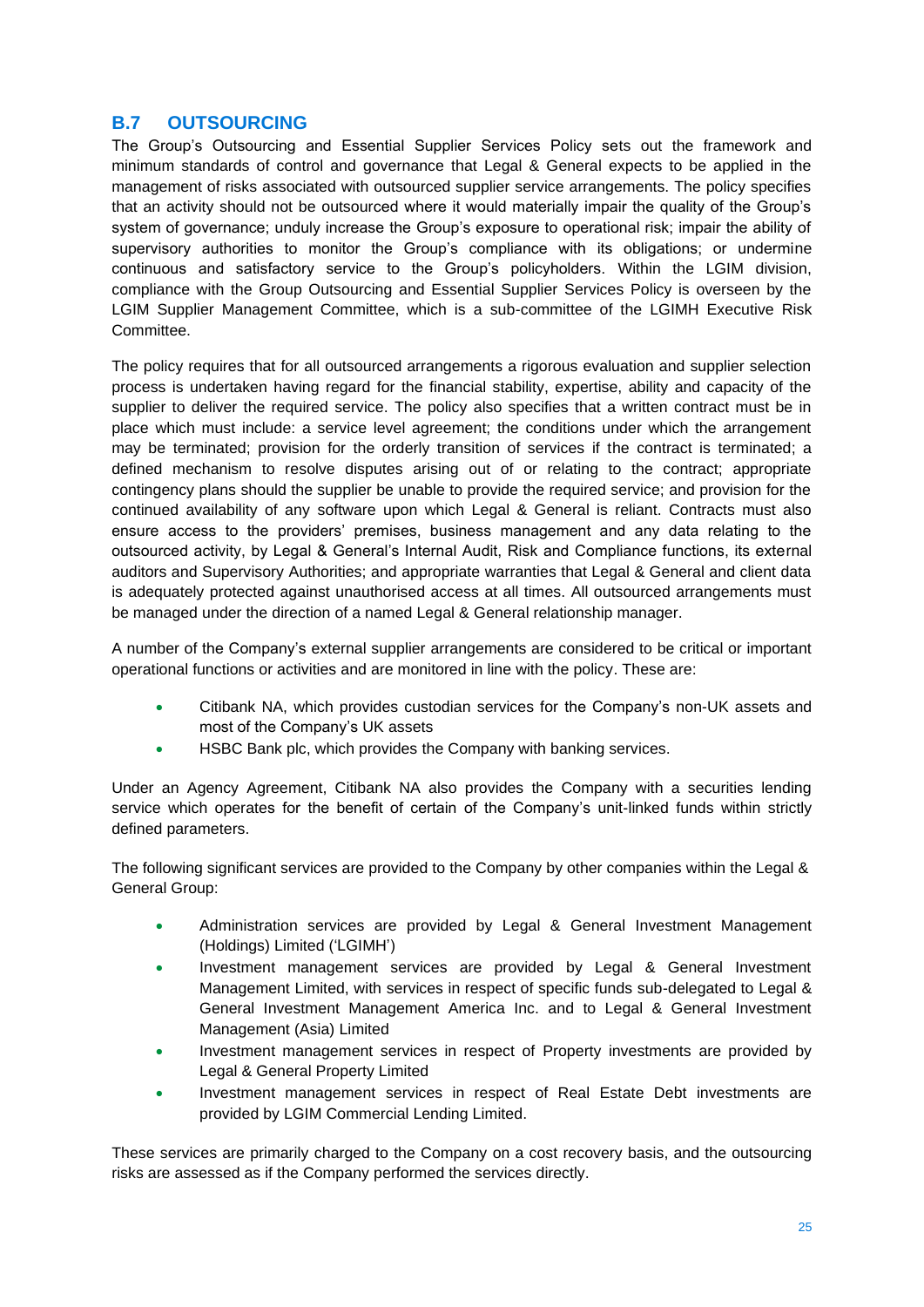## B.7 OUTSOURCING

The Group's Outsourcing and Essential Supplier Services Policy sets out the framework and minimum standards of control and governance that Legal & General expects to be applied in the management of risks associated with outsourced supplier service arrangements. The policy specifies that an activity should not be outsourced where it would materially impair the quality of the Group's system of governance; unduly increase the Group's exposure to operational risk; impair the ability of supervisory authorities to monitor the Group's compliance with its obligations; or undermine continuous and satisfactory service to the Group's policyholders. Within the LGIM division, compliance with the Group Outsourcing and Essential Supplier Services Policy is overseen by the LGIM Supplier Management Committee, which is a sub-committee of the LGIMH Executive Risk Committee.

The policy requires that for all outsourced arrangements a rigorous evaluation and supplier selection process is undertaken having regard for the financial stability, expertise, ability and capacity of the supplier to deliver the required service. The policy also specifies that a written contract must be in place which must include: a service level agreement; the conditions under which the arrangement may be terminated; provision for the orderly transition of services if the contract is terminated; a defined mechanism to resolve disputes arising out of or relating to the contract; appropriate contingency plans should the supplier be unable to provide the required service; and provision for the continued availability of any software upon which Legal & General is reliant. Contracts must also ensure access to the providers' premises, business management and any data relating to the outsourced activity, by Legal & General's Internal Audit, Risk and Compliance functions, its external auditors and Supervisory Authorities; and appropriate warranties that Legal & General and client data is adequately protected against unauthorised access at all times. All outsourced arrangements must be managed under the direction of a named Legal & General relationship manager.

A number of the Company's external supplier arrangements are considered to be critical or important operational functions or activities and are monitored in line with the policy. These are:

- Citibank NA, which provides custodian services for the Company's non-UK assets and most of the Company's UK assets
- HSBC Bank plc, which provides the Company with banking services.

Under an Agency Agreement, Citibank NA also provides the Company with a securities lending service which operates for the benefit of certain of the Company's unit-linked funds within strictly defined parameters.

The following significant services are provided to the Company by other companies within the Legal & General Group:

- Administration services are provided by Legal & General Investment Management (Holdings) Limited ('LGIMH')
- Investment management services are provided by Legal & General Investment Management Limited, with services in respect of specific funds sub-delegated to Legal & General Investment Management America Inc. and to Legal & General Investment Management (Asia) Limited
- Investment management services in respect of Property investments are provided by Legal & General Property Limited
- Investment management services in respect of Real Estate Debt investments are provided by LGIM Commercial Lending Limited.

These services are primarily charged to the Company on a cost recovery basis, and the outsourcing risks are assessed as if the Company performed the services directly.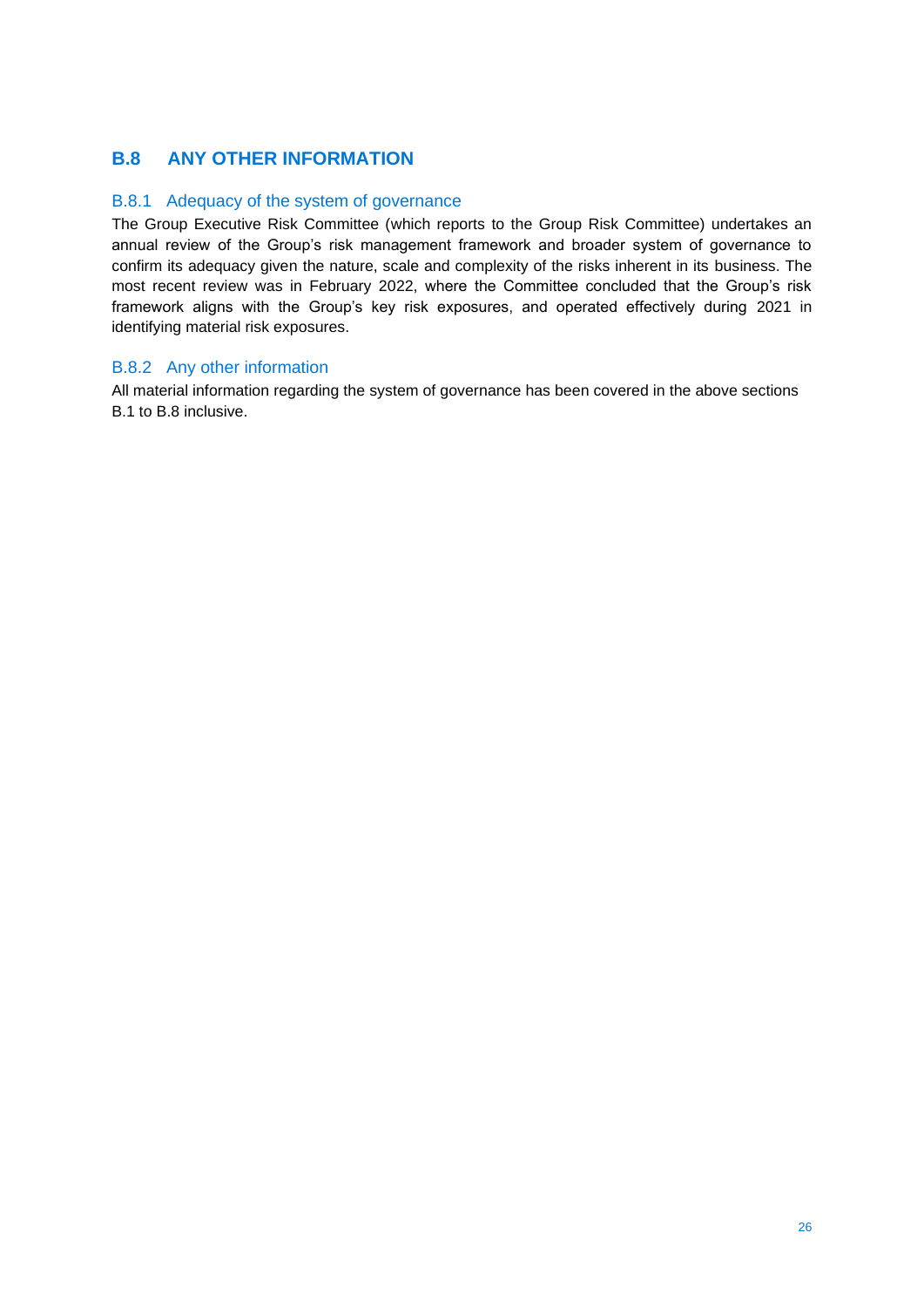## B.8 ANY OTHER INFORMATION

### B.8.1 Adequacy of the system of governance

The Group Executive Risk Committee (which reports to the Group Risk Committee) undertakes an annual review of the Group's risk management framework and broader system of governance to confirm its adequacy given the nature, scale and complexity of the risks inherent in its business. The most recent review was in February 2022, where the Committee concluded that the Group's risk framework aligns with the Group's key risk exposures, and operated effectively during 2021 in identifying material risk exposures.

### B.8.2 Any other information

All material information regarding the system of governance has been covered in the above sections B.1 to B.8 inclusive.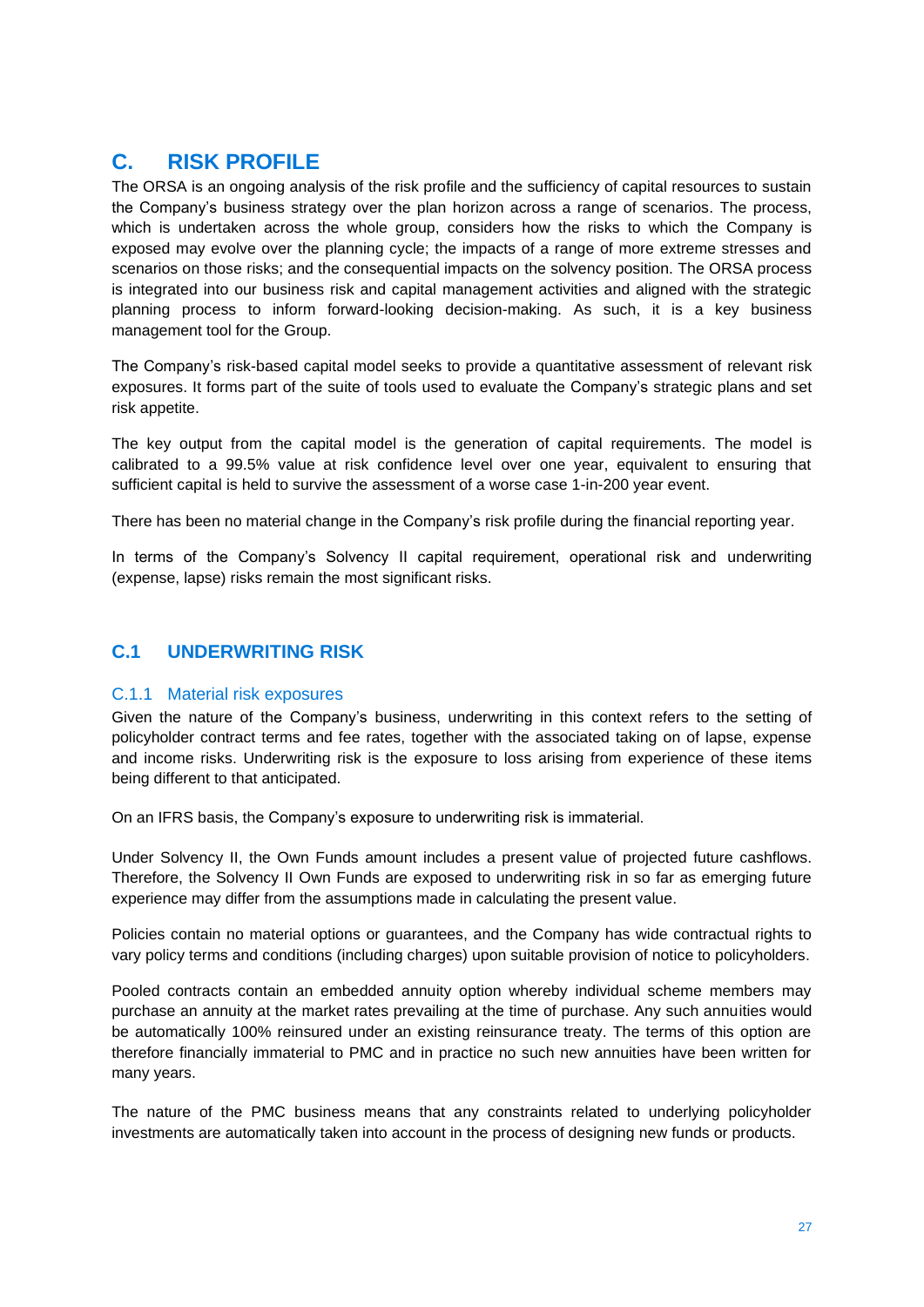# C. RISK PROFILE

The ORSA is an ongoing analysis of the risk profile and the sufficiency of capital resources to sustain the Company's business strategy over the plan horizon across a range of scenarios. The process, which is undertaken across the whole group, considers how the risks to which the Company is exposed may evolve over the planning cycle; the impacts of a range of more extreme stresses and scenarios on those risks; and the consequential impacts on the solvency position. The ORSA process is integrated into our business risk and capital management activities and aligned with the strategic planning process to inform forward-looking decision-making. As such, it is a key business management tool for the Group.

The Company's risk-based capital model seeks to provide a quantitative assessment of relevant risk exposures. It forms part of the suite of tools used to evaluate the Company's strategic plans and set risk appetite.

The key output from the capital model is the generation of capital requirements. The model is calibrated to a 99.5% value at risk confidence level over one year, equivalent to ensuring that sufficient capital is held to survive the assessment of a worse case 1-in-200 year event.

There has been no material change in the Company's risk profile during the financial reporting year.

In terms of the Company's Solvency II capital requirement, operational risk and underwriting (expense, lapse) risks remain the most significant risks.

## C.1 UNDERWRITING RISK

### C.1.1 Material risk exposures

Given the nature of the Company's business, underwriting in this context refers to the setting of policyholder contract terms and fee rates, together with the associated taking on of lapse, expense and income risks. Underwriting risk is the exposure to loss arising from experience of these items being different to that anticipated.

On an IFRS basis, the Company's exposure to underwriting risk is immaterial.

Under Solvency II, the Own Funds amount includes a present value of projected future cashflows. Therefore, the Solvency II Own Funds are exposed to underwriting risk in so far as emerging future experience may differ from the assumptions made in calculating the present value.

Policies contain no material options or guarantees, and the Company has wide contractual rights to vary policy terms and conditions (including charges) upon suitable provision of notice to policyholders.

Pooled contracts contain an embedded annuity option whereby individual scheme members may purchase an annuity at the market rates prevailing at the time of purchase. Any such annuities would be automatically 100% reinsured under an existing reinsurance treaty. The terms of this option are therefore financially immaterial to PMC and in practice no such new annuities have been written for many years.

The nature of the PMC business means that any constraints related to underlying policyholder investments are automatically taken into account in the process of designing new funds or products.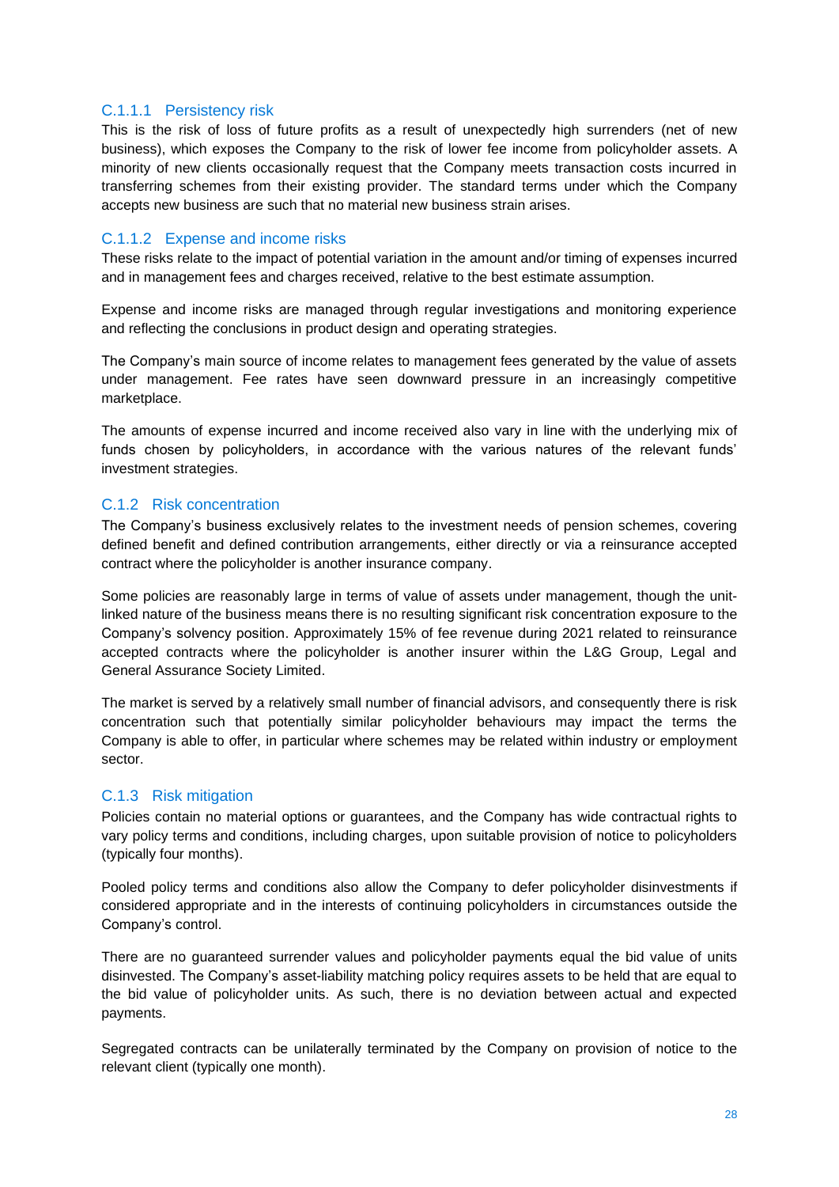#### C.1.1.1 Persistency risk

This is the risk of loss of future profits as a result of unexpectedly high surrenders (net of new business), which exposes the Company to the risk of lower fee income from policyholder assets. A minority of new clients occasionally request that the Company meets transaction costs incurred in transferring schemes from their existing provider. The standard terms under which the Company accepts new business are such that no material new business strain arises.

#### C.1.1.2 Expense and income risks

These risks relate to the impact of potential variation in the amount and/or timing of expenses incurred and in management fees and charges received, relative to the best estimate assumption.

Expense and income risks are managed through regular investigations and monitoring experience and reflecting the conclusions in product design and operating strategies.

The Company's main source of income relates to management fees generated by the value of assets under management. Fee rates have seen downward pressure in an increasingly competitive marketplace.

The amounts of expense incurred and income received also vary in line with the underlying mix of funds chosen by policyholders, in accordance with the various natures of the relevant funds' investment strategies.

### C.1.2 Risk concentration

The Company's business exclusively relates to the investment needs of pension schemes, covering defined benefit and defined contribution arrangements, either directly or via a reinsurance accepted contract where the policyholder is another insurance company.

Some policies are reasonably large in terms of value of assets under management, though the unit-linked nature of the business means there is no resulting significant risk concentration exposure to the Company's solvency position. Approximately 15% of fee revenue during 2021 related to reinsurance accepted contracts where the policyholder is another insurer within the L&G Group, Legal and General Assurance Society Limited.

The market is served by a relatively small number of financial advisors, and consequently there is risk concentration such that potentially similar policyholder behaviours may impact the terms the Company is able to offer, in particular where schemes may be related within industry or employment sector.

### C.1.3 Risk mitigation

Policies contain no material options or guarantees, and the Company has wide contractual rights to vary policy terms and conditions, including charges, upon suitable provision of notice to policyholders (typically four months).

Pooled policy terms and conditions also allow the Company to defer policyholder disinvestments if considered appropriate and in the interests of continuing policyholders in circumstances outside the Company's control.

There are no guaranteed surrender values and policyholder payments equal the bid value of units disinvested. The Company's asset-liability matching policy requires assets to be held that are equal to the bid value of policyholder units. As such, there is no deviation between actual and expected payments.

Segregated contracts can be unilaterally terminated by the Company on provision of notice to the relevant client (typically one month).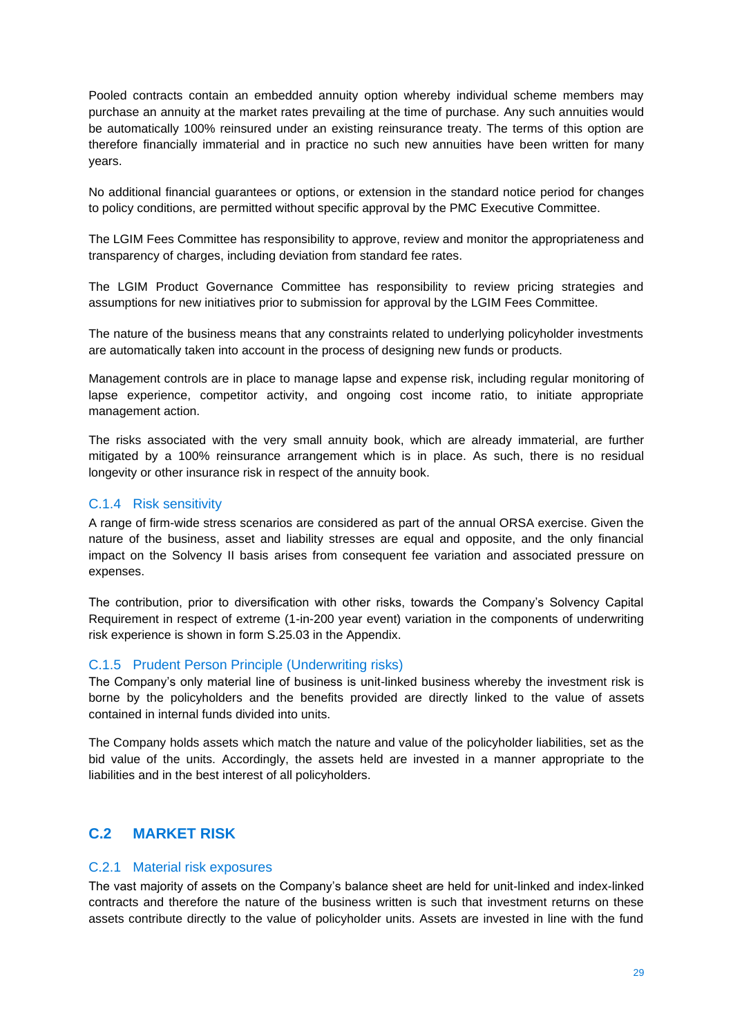Pooled contracts contain an embedded annuity option whereby individual scheme members may purchase an annuity at the market rates prevailing at the time of purchase. Any such annuities would be automatically 100% reinsured under an existing reinsurance treaty. The terms of this option are therefore financially immaterial and in practice no such new annuities have been written for many years.

No additional financial guarantees or options, or extension in the standard notice period for changes to policy conditions, are permitted without specific approval by the PMC Executive Committee.

The LGIM Fees Committee has responsibility to approve, review and monitor the appropriateness and transparency of charges, including deviation from standard fee rates.

The LGIM Product Governance Committee has responsibility to review pricing strategies and assumptions for new initiatives prior to submission for approval by the LGIM Fees Committee.

The nature of the business means that any constraints related to underlying policyholder investments are automatically taken into account in the process of designing new funds or products.

Management controls are in place to manage lapse and expense risk, including regular monitoring of lapse experience, competitor activity, and ongoing cost income ratio, to initiate appropriate management action.

The risks associated with the very small annuity book, which are already immaterial, are further mitigated by a 100% reinsurance arrangement which is in place. As such, there is no residual longevity or other insurance risk in respect of the annuity book.

### C.1.4 Risk sensitivity

A range of firm-wide stress scenarios are considered as part of the annual ORSA exercise. Given the nature of the business, asset and liability stresses are equal and opposite, and the only financial impact on the Solvency II basis arises from consequent fee variation and associated pressure on expenses.

The contribution, prior to diversification with other risks, towards the Company's Solvency Capital Requirement in respect of extreme (1-in-200 year event) variation in the components of underwriting risk experience is shown in form S.25.03 in the Appendix.

### C.1.5 Prudent Person Principle (Underwriting risks)

The Company's only material line of business is unit-linked business whereby the investment risk is borne by the policyholders and the benefits provided are directly linked to the value of assets contained in internal funds divided into units.

The Company holds assets which match the nature and value of the policyholder liabilities, set as the bid value of the units. Accordingly, the assets held are invested in a manner appropriate to the liabilities and in the best interest of all policyholders.

## C.2 MARKET RISK

### C.2.1 Material risk exposures

The vast majority of assets on the Company's balance sheet are held for unit-linked and index-linked contracts and therefore the nature of the business written is such that investment returns on these assets contribute directly to the value of policyholder units. Assets are invested in line with the fund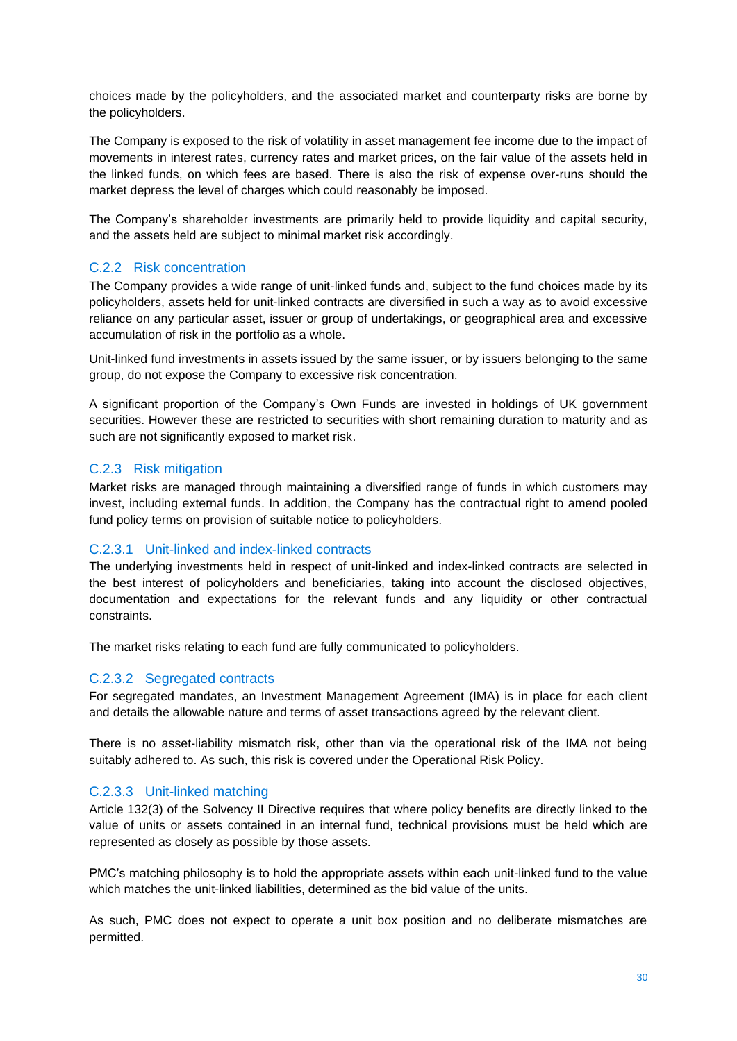choices made by the policyholders, and the associated market and counterparty risks are borne by the policyholders.

The Company is exposed to the risk of volatility in asset management fee income due to the impact of movements in interest rates, currency rates and market prices, on the fair value of the assets held in the linked funds, on which fees are based. There is also the risk of expense over-runs should the market depress the level of charges which could reasonably be imposed.

The Company's shareholder investments are primarily held to provide liquidity and capital security, and the assets held are subject to minimal market risk accordingly.

### C.2.2 Risk concentration

The Company provides a wide range of unit-linked funds and, subject to the fund choices made by its policyholders, assets held for unit-linked contracts are diversified in such a way as to avoid excessive reliance on any particular asset, issuer or group of undertakings, or geographical area and excessive accumulation of risk in the portfolio as a whole.

Unit-linked fund investments in assets issued by the same issuer, or by issuers belonging to the same group, do not expose the Company to excessive risk concentration.

A significant proportion of the Company's Own Funds are invested in holdings of UK government securities. However these are restricted to securities with short remaining duration to maturity and as such are not significantly exposed to market risk.

### C.2.3 Risk mitigation

Market risks are managed through maintaining a diversified range of funds in which customers may invest, including external funds. In addition, the Company has the contractual right to amend pooled fund policy terms on provision of suitable notice to policyholders.

#### C.2.3.1 Unit-linked and index-linked contracts

The underlying investments held in respect of unit-linked and index-linked contracts are selected in the best interest of policyholders and beneficiaries, taking into account the disclosed objectives, documentation and expectations for the relevant funds and any liquidity or other contractual constraints.

The market risks relating to each fund are fully communicated to policyholders.

#### C.2.3.2 Segregated contracts

For segregated mandates, an Investment Management Agreement (IMA) is in place for each client and details the allowable nature and terms of asset transactions agreed by the relevant client.

There is no asset-liability mismatch risk, other than via the operational risk of the IMA not being suitably adhered to. As such, this risk is covered under the Operational Risk Policy.

#### C.2.3.3 Unit-linked matching

Article 132(3) of the Solvency II Directive requires that where policy benefits are directly linked to the value of units or assets contained in an internal fund, technical provisions must be held which are represented as closely as possible by those assets.

PMC's matching philosophy is to hold the appropriate assets within each unit-linked fund to the value which matches the unit-linked liabilities, determined as the bid value of the units.

As such, PMC does not expect to operate a unit box position and no deliberate mismatches are permitted.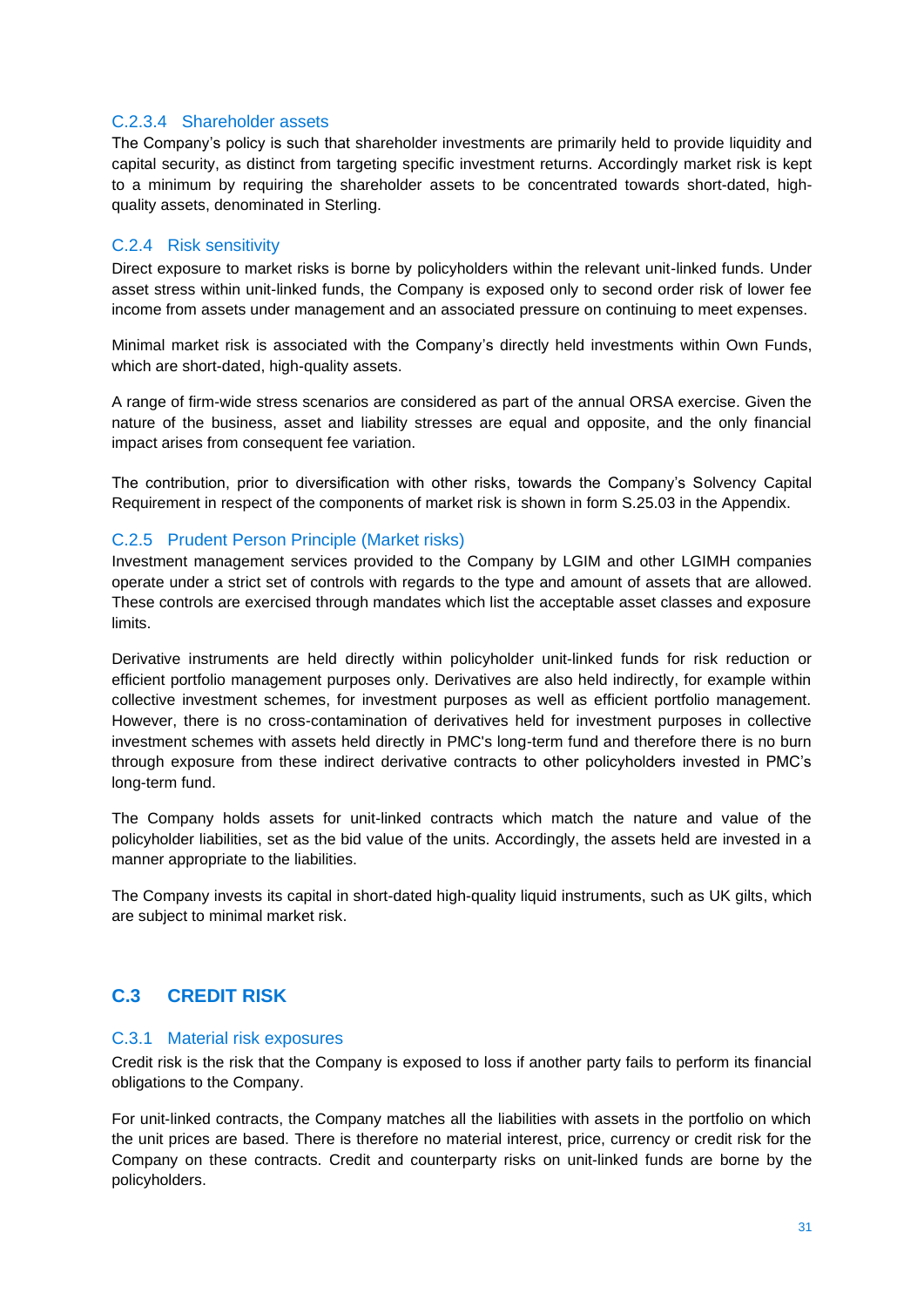#### C.2.3.4 Shareholder assets

The Company's policy is such that shareholder investments are primarily held to provide liquidity and capital security, as distinct from targeting specific investment returns. Accordingly market risk is kept to a minimum by requiring the shareholder assets to be concentrated towards short-dated, high-quality assets, denominated in Sterling.

### C.2.4 Risk sensitivity

Direct exposure to market risks is borne by policyholders within the relevant unit-linked funds. Under asset stress within unit-linked funds, the Company is exposed only to second order risk of lower fee income from assets under management and an associated pressure on continuing to meet expenses.

Minimal market risk is associated with the Company's directly held investments within Own Funds, which are short-dated, high-quality assets.

A range of firm-wide stress scenarios are considered as part of the annual ORSA exercise. Given the nature of the business, asset and liability stresses are equal and opposite, and the only financial impact arises from consequent fee variation.

The contribution, prior to diversification with other risks, towards the Company's Solvency Capital Requirement in respect of the components of market risk is shown in form S.25.03 in the Appendix.

### C.2.5 Prudent Person Principle (Market risks)

Investment management services provided to the Company by LGIM and other LGIMH companies operate under a strict set of controls with regards to the type and amount of assets that are allowed. These controls are exercised through mandates which list the acceptable asset classes and exposure limits.

Derivative instruments are held directly within policyholder unit-linked funds for risk reduction or efficient portfolio management purposes only. Derivatives are also held indirectly, for example within collective investment schemes, for investment purposes as well as efficient portfolio management. However, there is no cross-contamination of derivatives held for investment purposes in collective investment schemes with assets held directly in PMC's long-term fund and therefore there is no burn through exposure from these indirect derivative contracts to other policyholders invested in PMC's long-term fund.

The Company holds assets for unit-linked contracts which match the nature and value of the policyholder liabilities, set as the bid value of the units. Accordingly, the assets held are invested in a manner appropriate to the liabilities.

The Company invests its capital in short-dated high-quality liquid instruments, such as UK gilts, which are subject to minimal market risk.

## C.3 CREDIT RISK

### C.3.1 Material risk exposures

Credit risk is the risk that the Company is exposed to loss if another party fails to perform its financial obligations to the Company.

For unit-linked contracts, the Company matches all the liabilities with assets in the portfolio on which the unit prices are based. There is therefore no material interest, price, currency or credit risk for the Company on these contracts. Credit and counterparty risks on unit-linked funds are borne by the policyholders.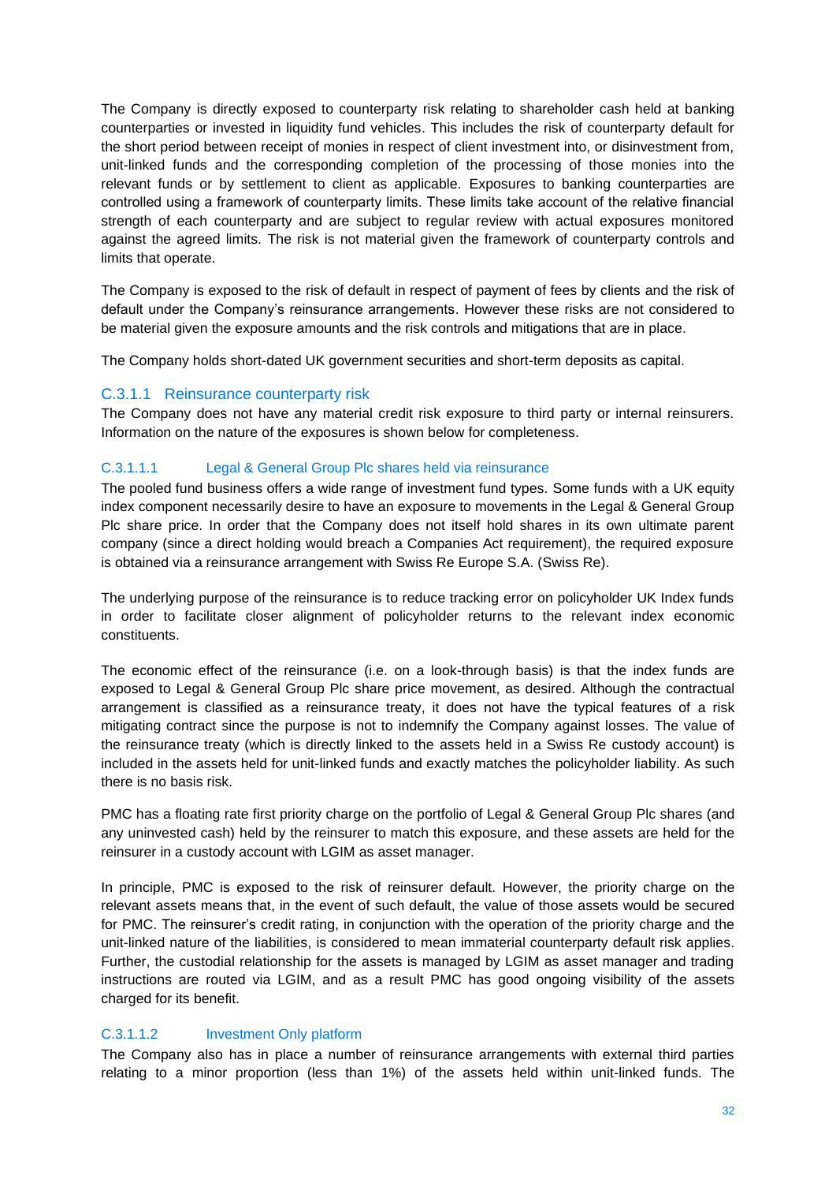The Company is directly exposed to counterparty risk relating to shareholder cash held at banking counterparties or invested in liquidity fund vehicles. This includes the risk of counterparty default for the short period between receipt of monies in respect of client investment into, or disinvestment from, unit-linked funds and the corresponding completion of the processing of those monies into the relevant funds or by settlement to client as applicable. Exposures to banking counterparties are controlled using a framework of counterparty limits. These limits take account of the relative financial strength of each counterparty and are subject to regular review with actual exposures monitored against the agreed limits. The risk is not material given the framework of counterparty controls and limits that operate.

The Company is exposed to the risk of default in respect of payment of fees by clients and the risk of default under the Company's reinsurance arrangements. However these risks are not considered to be material given the exposure amounts and the risk controls and mitigations that are in place.

The Company holds short-dated UK government securities and short-term deposits as capital.

### C.3.1.1 Reinsurance counterparty risk

The Company does not have any material credit risk exposure to third party or internal reinsurers. Information on the nature of the exposures is shown below for completeness.

#### C.3.1.1.1 Legal & General Group Plc shares held via reinsurance

The pooled fund business offers a wide range of investment fund types. Some funds with a UK equity index component necessarily desire to have an exposure to movements in the Legal & General Group Plc share price. In order that the Company does not itself hold shares in its own ultimate parent company (since a direct holding would breach a Companies Act requirement), the required exposure is obtained via a reinsurance arrangement with Swiss Re Europe S.A. (Swiss Re).

The underlying purpose of the reinsurance is to reduce tracking error on policyholder UK Index funds in order to facilitate closer alignment of policyholder returns to the relevant index economic constituents.

The economic effect of the reinsurance (i.e. on a look-through basis) is that the index funds are exposed to Legal & General Group Plc share price movement, as desired. Although the contractual arrangement is classified as a reinsurance treaty, it does not have the typical features of a risk mitigating contract since the purpose is not to indemnify the Company against losses. The value of the reinsurance treaty (which is directly linked to the assets held in a Swiss Re custody account) is included in the assets held for unit-linked funds and exactly matches the policyholder liability. As such there is no basis risk.

PMC has a floating rate first priority charge on the portfolio of Legal & General Group Plc shares (and any uninvested cash) held by the reinsurer to match this exposure, and these assets are held for the reinsurer in a custody account with LGIM as asset manager.

In principle, PMC is exposed to the risk of reinsurer default. However, the priority charge on the relevant assets means that, in the event of such default, the value of those assets would be secured for PMC. The reinsurer's credit rating, in conjunction with the operation of the priority charge and the unit-linked nature of the liabilities, is considered to mean immaterial counterparty default risk applies. Further, the custodial relationship for the assets is managed by LGIM as asset manager and trading instructions are routed via LGIM, and as a result PMC has good ongoing visibility of the assets charged for its benefit.

#### C.3.1.1.2 Investment Only platform

The Company also has in place a number of reinsurance arrangements with external third parties relating to a minor proportion (less than 1%) of the assets held within unit-linked funds. The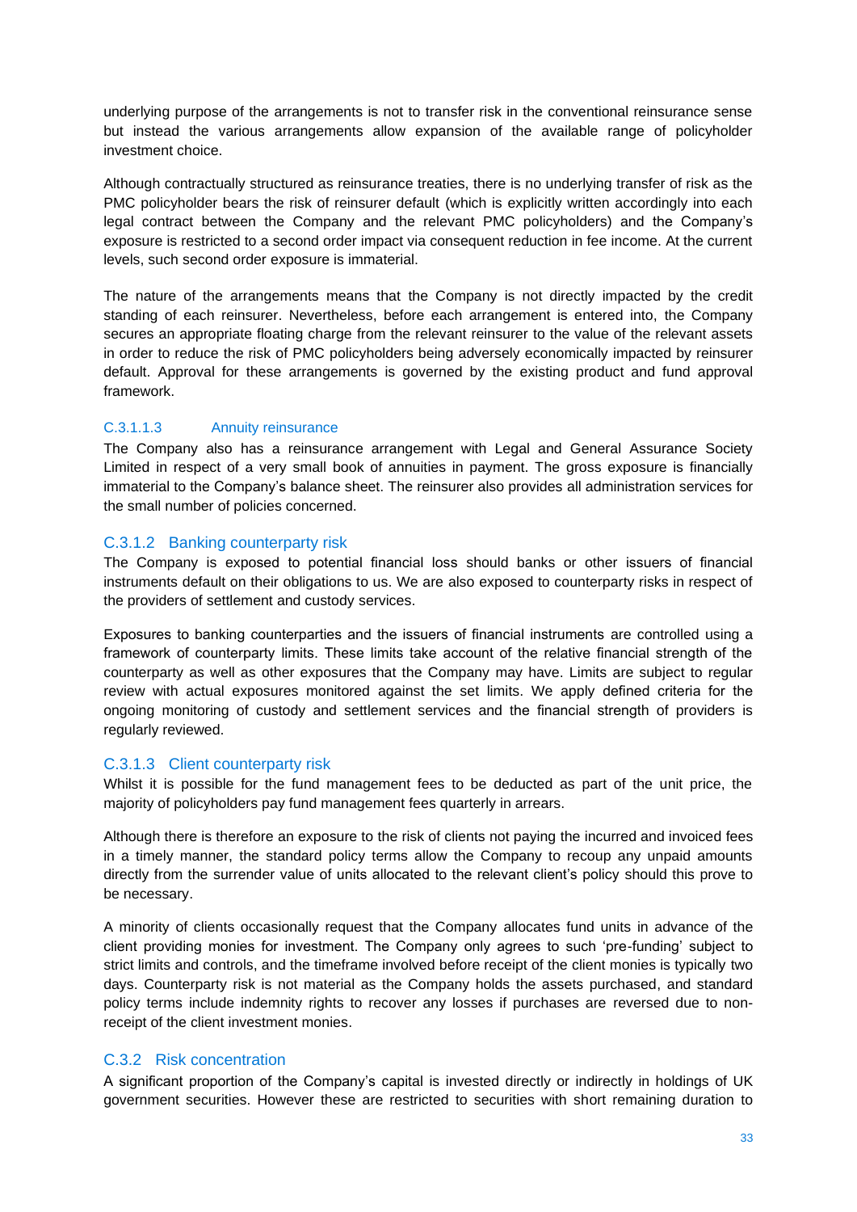underlying purpose of the arrangements is not to transfer risk in the conventional reinsurance sense but instead the various arrangements allow expansion of the available range of policyholder investment choice.

Although contractually structured as reinsurance treaties, there is no underlying transfer of risk as the PMC policyholder bears the risk of reinsurer default (which is explicitly written accordingly into each legal contract between the Company and the relevant PMC policyholders) and the Company's exposure is restricted to a second order impact via consequent reduction in fee income. At the current levels, such second order exposure is immaterial.

The nature of the arrangements means that the Company is not directly impacted by the credit standing of each reinsurer. Nevertheless, before each arrangement is entered into, the Company secures an appropriate floating charge from the relevant reinsurer to the value of the relevant assets in order to reduce the risk of PMC policyholders being adversely economically impacted by reinsurer default. Approval for these arrangements is governed by the existing product and fund approval framework.

##### C.3.1.1.3 Annuity reinsurance

The Company also has a reinsurance arrangement with Legal and General Assurance Society Limited in respect of a very small book of annuities in payment. The gross exposure is financially immaterial to the Company's balance sheet. The reinsurer also provides all administration services for the small number of policies concerned.

#### C.3.1.2 Banking counterparty risk

The Company is exposed to potential financial loss should banks or other issuers of financial instruments default on their obligations to us. We are also exposed to counterparty risks in respect of the providers of settlement and custody services.

Exposures to banking counterparties and the issuers of financial instruments are controlled using a framework of counterparty limits. These limits take account of the relative financial strength of the counterparty as well as other exposures that the Company may have. Limits are subject to regular review with actual exposures monitored against the set limits. We apply defined criteria for the ongoing monitoring of custody and settlement services and the financial strength of providers is regularly reviewed.

#### C.3.1.3 Client counterparty risk

Whilst it is possible for the fund management fees to be deducted as part of the unit price, the majority of policyholders pay fund management fees quarterly in arrears.

Although there is therefore an exposure to the risk of clients not paying the incurred and invoiced fees in a timely manner, the standard policy terms allow the Company to recoup any unpaid amounts directly from the surrender value of units allocated to the relevant client's policy should this prove to be necessary.

A minority of clients occasionally request that the Company allocates fund units in advance of the client providing monies for investment. The Company only agrees to such 'pre-funding' subject to strict limits and controls, and the timeframe involved before receipt of the client monies is typically two days. Counterparty risk is not material as the Company holds the assets purchased, and standard policy terms include indemnity rights to recover any losses if purchases are reversed due to non-receipt of the client investment monies.

### C.3.2 Risk concentration

A significant proportion of the Company's capital is invested directly or indirectly in holdings of UK government securities. However these are restricted to securities with short remaining duration to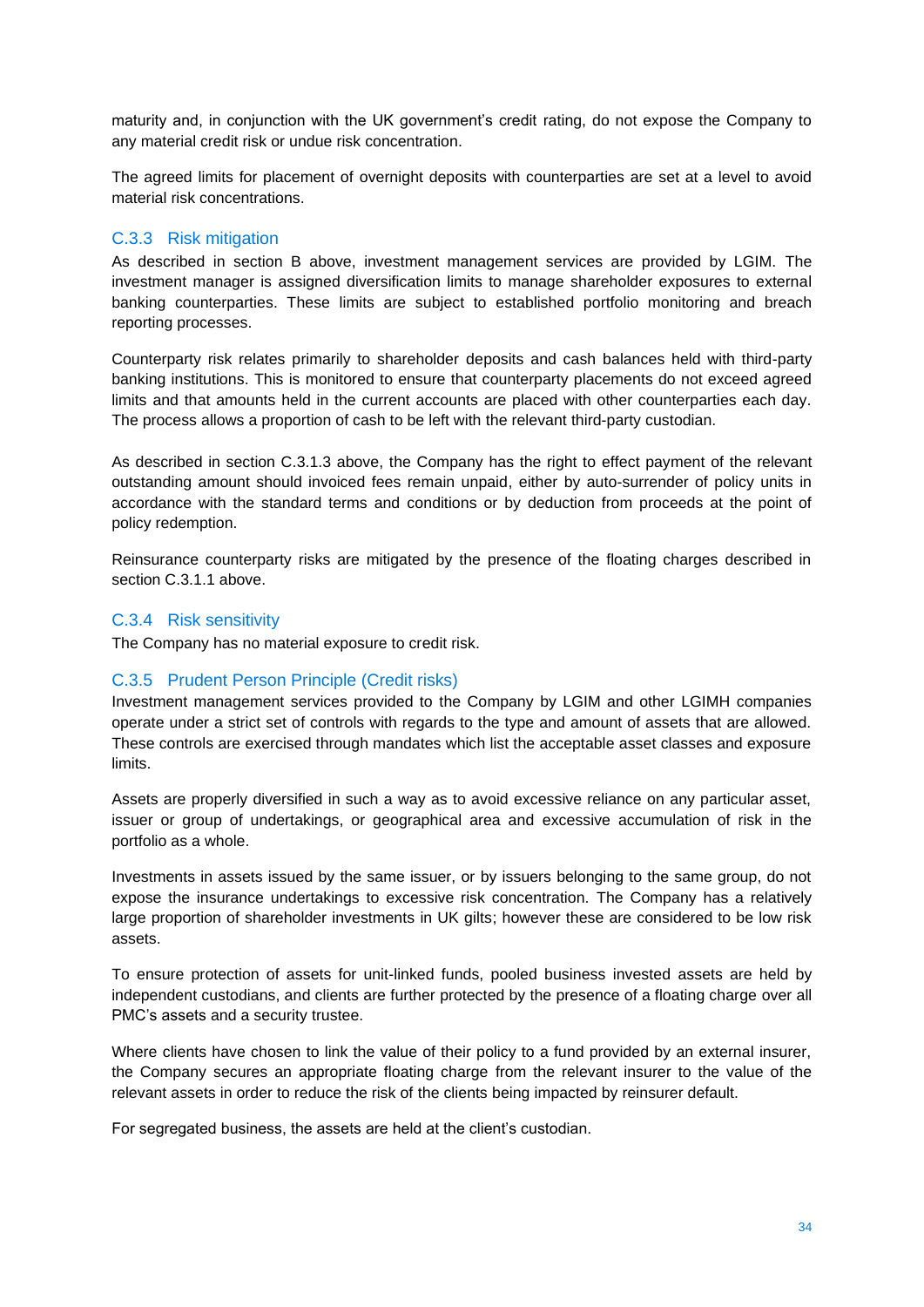maturity and, in conjunction with the UK government's credit rating, do not expose the Company to any material credit risk or undue risk concentration.

The agreed limits for placement of overnight deposits with counterparties are set at a level to avoid material risk concentrations.

### C.3.3 Risk mitigation

As described in section B above, investment management services are provided by LGIM. The investment manager is assigned diversification limits to manage shareholder exposures to external banking counterparties. These limits are subject to established portfolio monitoring and breach reporting processes.

Counterparty risk relates primarily to shareholder deposits and cash balances held with third-party banking institutions. This is monitored to ensure that counterparty placements do not exceed agreed limits and that amounts held in the current accounts are placed with other counterparties each day. The process allows a proportion of cash to be left with the relevant third-party custodian.

As described in section C.3.1.3 above, the Company has the right to effect payment of the relevant outstanding amount should invoiced fees remain unpaid, either by auto-surrender of policy units in accordance with the standard terms and conditions or by deduction from proceeds at the point of policy redemption.

Reinsurance counterparty risks are mitigated by the presence of the floating charges described in section C.3.1.1 above.

### C.3.4 Risk sensitivity

The Company has no material exposure to credit risk.

### C.3.5 Prudent Person Principle (Credit risks)

Investment management services provided to the Company by LGIM and other LGIMH companies operate under a strict set of controls with regards to the type and amount of assets that are allowed. These controls are exercised through mandates which list the acceptable asset classes and exposure limits.

Assets are properly diversified in such a way as to avoid excessive reliance on any particular asset, issuer or group of undertakings, or geographical area and excessive accumulation of risk in the portfolio as a whole.

Investments in assets issued by the same issuer, or by issuers belonging to the same group, do not expose the insurance undertakings to excessive risk concentration. The Company has a relatively large proportion of shareholder investments in UK gilts; however these are considered to be low risk assets.

To ensure protection of assets for unit-linked funds, pooled business invested assets are held by independent custodians, and clients are further protected by the presence of a floating charge over all PMC's assets and a security trustee.

Where clients have chosen to link the value of their policy to a fund provided by an external insurer, the Company secures an appropriate floating charge from the relevant insurer to the value of the relevant assets in order to reduce the risk of the clients being impacted by reinsurer default.

For segregated business, the assets are held at the client's custodian.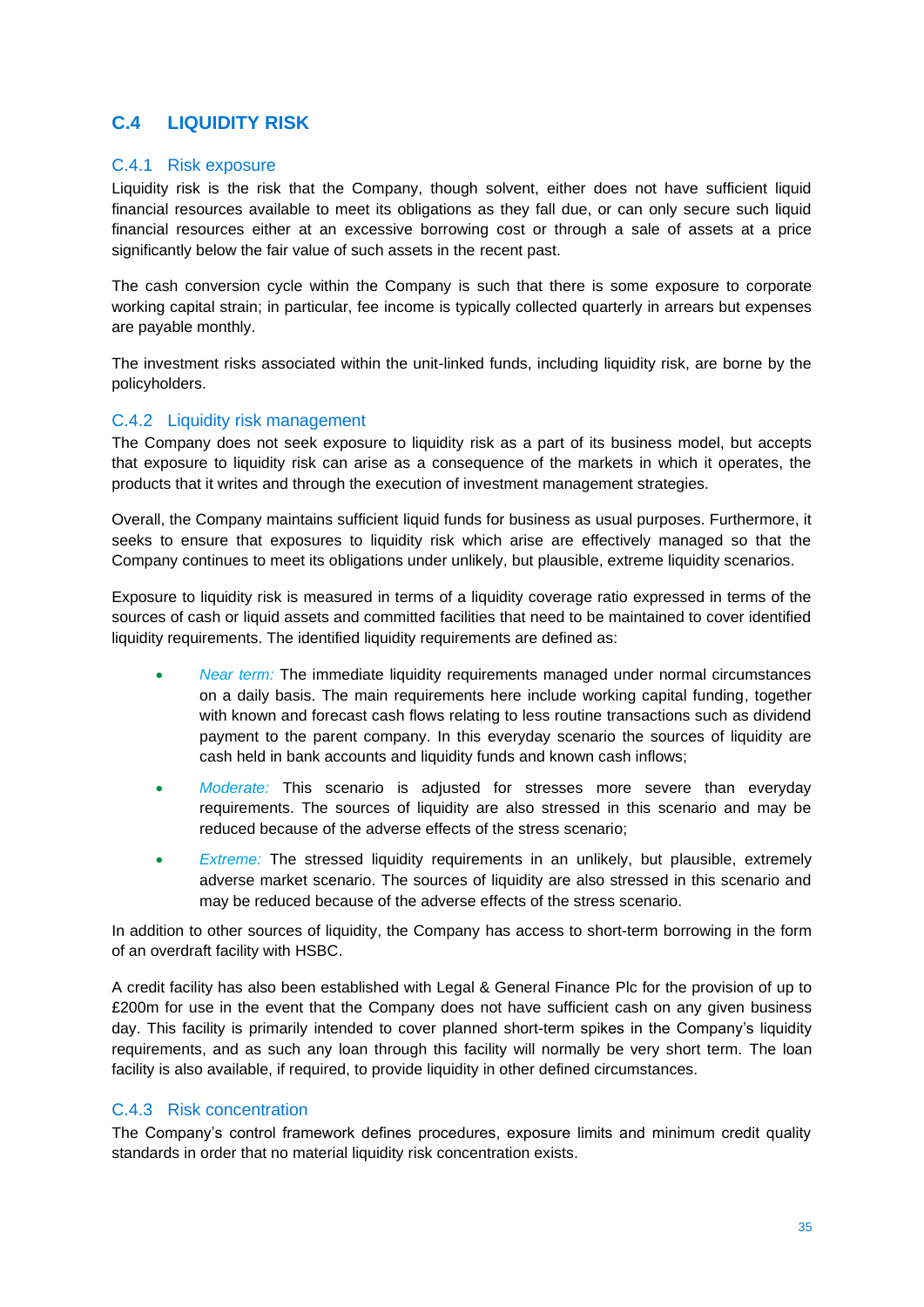## C.4 LIQUIDITY RISK

### C.4.1 Risk exposure

Liquidity risk is the risk that the Company, though solvent, either does not have sufficient liquid financial resources available to meet its obligations as they fall due, or can only secure such liquid financial resources either at an excessive borrowing cost or through a sale of assets at a price significantly below the fair value of such assets in the recent past.

The cash conversion cycle within the Company is such that there is some exposure to corporate working capital strain; in particular, fee income is typically collected quarterly in arrears but expenses are payable monthly.

The investment risks associated within the unit-linked funds, including liquidity risk, are borne by the policyholders.

### C.4.2 Liquidity risk management

The Company does not seek exposure to liquidity risk as a part of its business model, but accepts that exposure to liquidity risk can arise as a consequence of the markets in which it operates, the products that it writes and through the execution of investment management strategies.

Overall, the Company maintains sufficient liquid funds for business as usual purposes. Furthermore, it seeks to ensure that exposures to liquidity risk which arise are effectively managed so that the Company continues to meet its obligations under unlikely, but plausible, extreme liquidity scenarios.

Exposure to liquidity risk is measured in terms of a liquidity coverage ratio expressed in terms of the sources of cash or liquid assets and committed facilities that need to be maintained to cover identified liquidity requirements. The identified liquidity requirements are defined as:

- *Near term:* The immediate liquidity requirements managed under normal circumstances on a daily basis. The main requirements here include working capital funding, together with known and forecast cash flows relating to less routine transactions such as dividend payment to the parent company. In this everyday scenario the sources of liquidity are cash held in bank accounts and liquidity funds and known cash inflows;
- *Moderate:* This scenario is adjusted for stresses more severe than everyday requirements. The sources of liquidity are also stressed in this scenario and may be reduced because of the adverse effects of the stress scenario;
- *Extreme:* The stressed liquidity requirements in an unlikely, but plausible, extremely adverse market scenario. The sources of liquidity are also stressed in this scenario and may be reduced because of the adverse effects of the stress scenario.

In addition to other sources of liquidity, the Company has access to short-term borrowing in the form of an overdraft facility with HSBC.

A credit facility has also been established with Legal & General Finance Plc for the provision of up to £200m for use in the event that the Company does not have sufficient cash on any given business day. This facility is primarily intended to cover planned short-term spikes in the Company's liquidity requirements, and as such any loan through this facility will normally be very short term. The loan facility is also available, if required, to provide liquidity in other defined circumstances.

### C.4.3 Risk concentration

The Company's control framework defines procedures, exposure limits and minimum credit quality standards in order that no material liquidity risk concentration exists.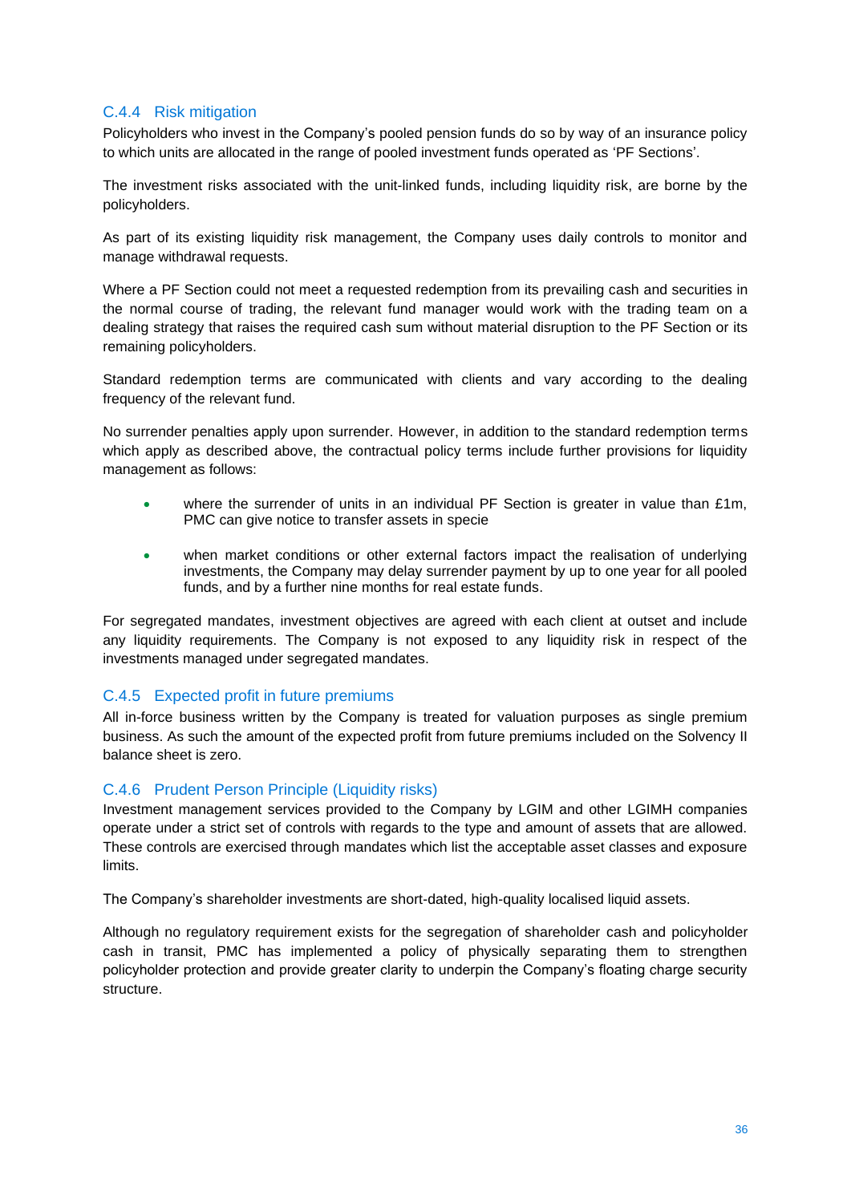### C.4.4 Risk mitigation

Policyholders who invest in the Company's pooled pension funds do so by way of an insurance policy to which units are allocated in the range of pooled investment funds operated as 'PF Sections'.

The investment risks associated with the unit-linked funds, including liquidity risk, are borne by the policyholders.

As part of its existing liquidity risk management, the Company uses daily controls to monitor and manage withdrawal requests.

Where a PF Section could not meet a requested redemption from its prevailing cash and securities in the normal course of trading, the relevant fund manager would work with the trading team on a dealing strategy that raises the required cash sum without material disruption to the PF Section or its remaining policyholders.

Standard redemption terms are communicated with clients and vary according to the dealing frequency of the relevant fund.

No surrender penalties apply upon surrender. However, in addition to the standard redemption terms which apply as described above, the contractual policy terms include further provisions for liquidity management as follows:

- where the surrender of units in an individual PF Section is greater in value than £1m, PMC can give notice to transfer assets in specie
- when market conditions or other external factors impact the realisation of underlying investments, the Company may delay surrender payment by up to one year for all pooled funds, and by a further nine months for real estate funds.

For segregated mandates, investment objectives are agreed with each client at outset and include any liquidity requirements. The Company is not exposed to any liquidity risk in respect of the investments managed under segregated mandates.

### C.4.5 Expected profit in future premiums

All in-force business written by the Company is treated for valuation purposes as single premium business. As such the amount of the expected profit from future premiums included on the Solvency II balance sheet is zero.

### C.4.6 Prudent Person Principle (Liquidity risks)

Investment management services provided to the Company by LGIM and other LGIMH companies operate under a strict set of controls with regards to the type and amount of assets that are allowed. These controls are exercised through mandates which list the acceptable asset classes and exposure limits.

The Company's shareholder investments are short-dated, high-quality localised liquid assets.

Although no regulatory requirement exists for the segregation of shareholder cash and policyholder cash in transit, PMC has implemented a policy of physically separating them to strengthen policyholder protection and provide greater clarity to underpin the Company's floating charge security structure.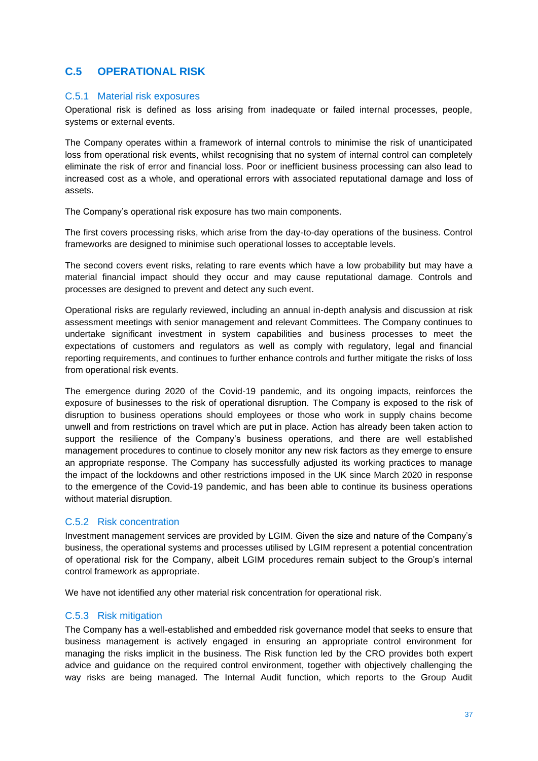## C.5 OPERATIONAL RISK

### C.5.1 Material risk exposures

Operational risk is defined as loss arising from inadequate or failed internal processes, people, systems or external events.

The Company operates within a framework of internal controls to minimise the risk of unanticipated loss from operational risk events, whilst recognising that no system of internal control can completely eliminate the risk of error and financial loss. Poor or inefficient business processing can also lead to increased cost as a whole, and operational errors with associated reputational damage and loss of assets.

The Company's operational risk exposure has two main components.

The first covers processing risks, which arise from the day-to-day operations of the business. Control frameworks are designed to minimise such operational losses to acceptable levels.

The second covers event risks, relating to rare events which have a low probability but may have a material financial impact should they occur and may cause reputational damage. Controls and processes are designed to prevent and detect any such event.

Operational risks are regularly reviewed, including an annual in-depth analysis and discussion at risk assessment meetings with senior management and relevant Committees. The Company continues to undertake significant investment in system capabilities and business processes to meet the expectations of customers and regulators as well as comply with regulatory, legal and financial reporting requirements, and continues to further enhance controls and further mitigate the risks of loss from operational risk events.

The emergence during 2020 of the Covid-19 pandemic, and its ongoing impacts, reinforces the exposure of businesses to the risk of operational disruption. The Company is exposed to the risk of disruption to business operations should employees or those who work in supply chains become unwell and from restrictions on travel which are put in place. Action has already been taken action to support the resilience of the Company's business operations, and there are well established management procedures to continue to closely monitor any new risk factors as they emerge to ensure an appropriate response. The Company has successfully adjusted its working practices to manage the impact of the lockdowns and other restrictions imposed in the UK since March 2020 in response to the emergence of the Covid-19 pandemic, and has been able to continue its business operations without material disruption.

### C.5.2 Risk concentration

Investment management services are provided by LGIM. Given the size and nature of the Company's business, the operational systems and processes utilised by LGIM represent a potential concentration of operational risk for the Company, albeit LGIM procedures remain subject to the Group's internal control framework as appropriate.

We have not identified any other material risk concentration for operational risk.

### C.5.3 Risk mitigation

The Company has a well-established and embedded risk governance model that seeks to ensure that business management is actively engaged in ensuring an appropriate control environment for managing the risks implicit in the business. The Risk function led by the CRO provides both expert advice and guidance on the required control environment, together with objectively challenging the way risks are being managed. The Internal Audit function, which reports to the Group Audit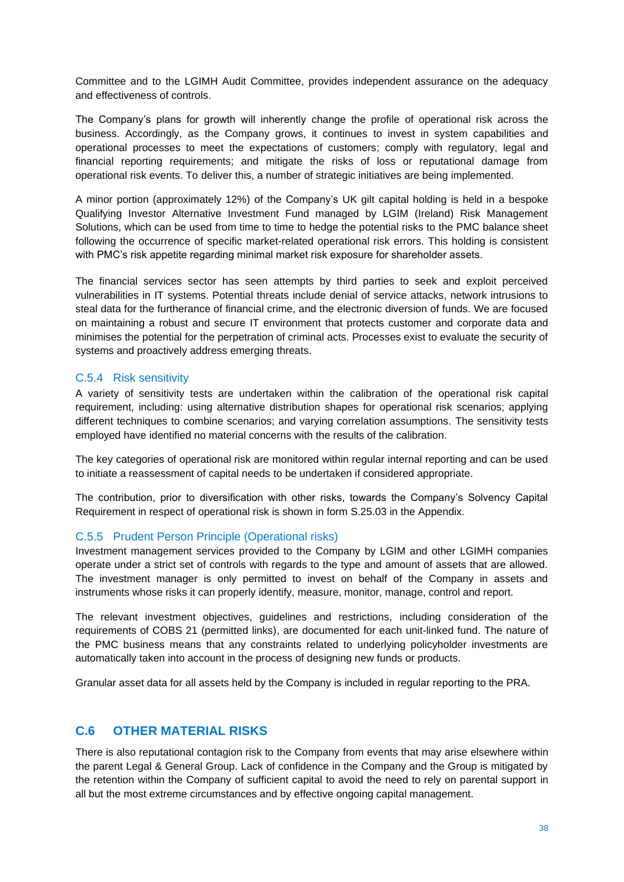Committee and to the LGIMH Audit Committee, provides independent assurance on the adequacy and effectiveness of controls.

The Company's plans for growth will inherently change the profile of operational risk across the business. Accordingly, as the Company grows, it continues to invest in system capabilities and operational processes to meet the expectations of customers; comply with regulatory, legal and financial reporting requirements; and mitigate the risks of loss or reputational damage from operational risk events. To deliver this, a number of strategic initiatives are being implemented.

A minor portion (approximately 12%) of the Company's UK gilt capital holding is held in a bespoke Qualifying Investor Alternative Investment Fund managed by LGIM (Ireland) Risk Management Solutions, which can be used from time to time to hedge the potential risks to the PMC balance sheet following the occurrence of specific market-related operational risk errors. This holding is consistent with PMC's risk appetite regarding minimal market risk exposure for shareholder assets.

The financial services sector has seen attempts by third parties to seek and exploit perceived vulnerabilities in IT systems. Potential threats include denial of service attacks, network intrusions to steal data for the furtherance of financial crime, and the electronic diversion of funds. We are focused on maintaining a robust and secure IT environment that protects customer and corporate data and minimises the potential for the perpetration of criminal acts. Processes exist to evaluate the security of systems and proactively address emerging threats.

### C.5.4 Risk sensitivity

A variety of sensitivity tests are undertaken within the calibration of the operational risk capital requirement, including: using alternative distribution shapes for operational risk scenarios; applying different techniques to combine scenarios; and varying correlation assumptions. The sensitivity tests employed have identified no material concerns with the results of the calibration.

The key categories of operational risk are monitored within regular internal reporting and can be used to initiate a reassessment of capital needs to be undertaken if considered appropriate.

The contribution, prior to diversification with other risks, towards the Company's Solvency Capital Requirement in respect of operational risk is shown in form S.25.03 in the Appendix.

### C.5.5 Prudent Person Principle (Operational risks)

Investment management services provided to the Company by LGIM and other LGIMH companies operate under a strict set of controls with regards to the type and amount of assets that are allowed. The investment manager is only permitted to invest on behalf of the Company in assets and instruments whose risks it can properly identify, measure, monitor, manage, control and report.

The relevant investment objectives, guidelines and restrictions, including consideration of the requirements of COBS 21 (permitted links), are documented for each unit-linked fund. The nature of the PMC business means that any constraints related to underlying policyholder investments are automatically taken into account in the process of designing new funds or products.

Granular asset data for all assets held by the Company is included in regular reporting to the PRA.

## C.6 OTHER MATERIAL RISKS

There is also reputational contagion risk to the Company from events that may arise elsewhere within the parent Legal & General Group. Lack of confidence in the Company and the Group is mitigated by the retention within the Company of sufficient capital to avoid the need to rely on parental support in all but the most extreme circumstances and by effective ongoing capital management.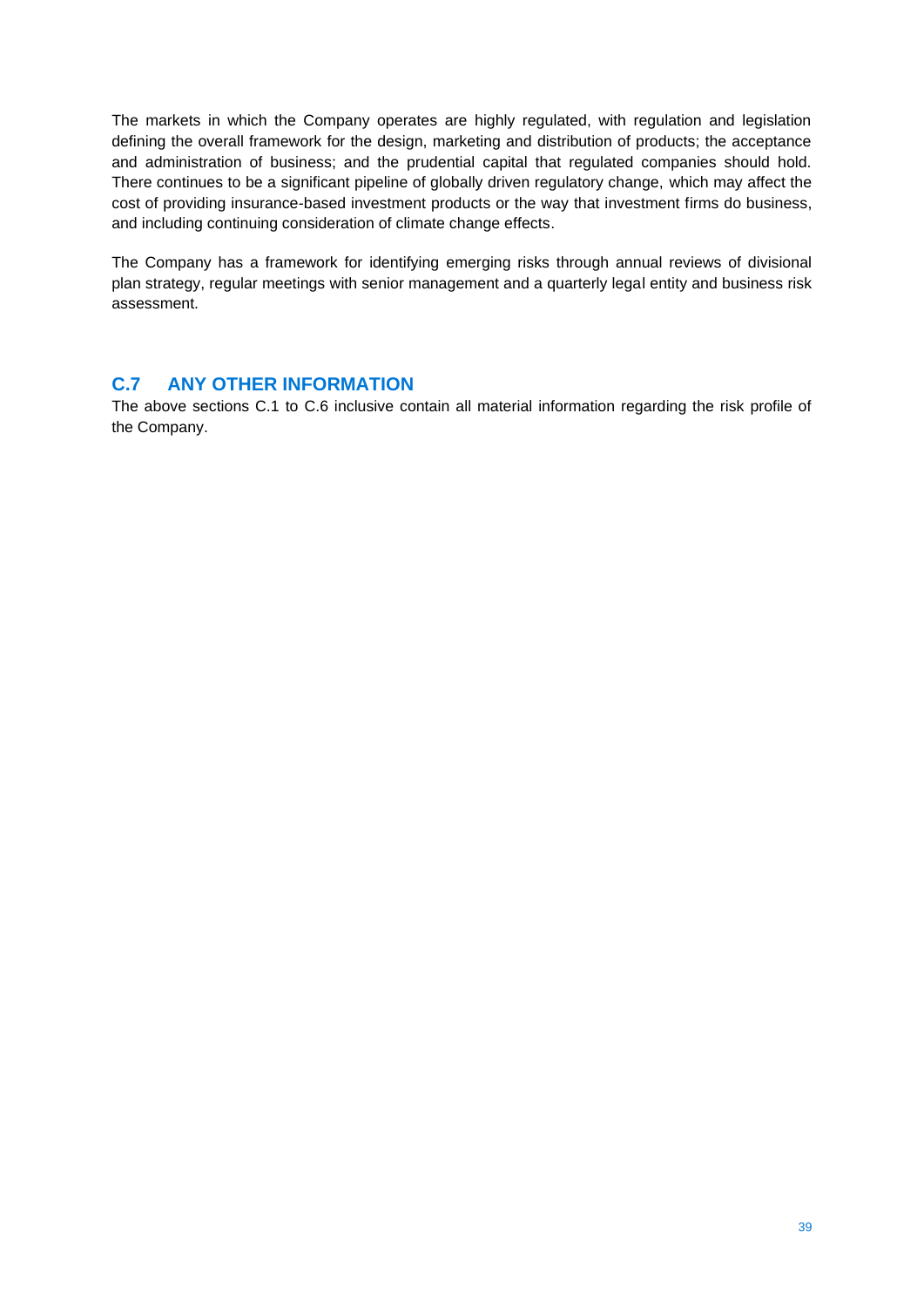The markets in which the Company operates are highly regulated, with regulation and legislation defining the overall framework for the design, marketing and distribution of products; the acceptance and administration of business; and the prudential capital that regulated companies should hold. There continues to be a significant pipeline of globally driven regulatory change, which may affect the cost of providing insurance-based investment products or the way that investment firms do business, and including continuing consideration of climate change effects.

The Company has a framework for identifying emerging risks through annual reviews of divisional plan strategy, regular meetings with senior management and a quarterly legal entity and business risk assessment.

## C.7 ANY OTHER INFORMATION

The above sections C.1 to C.6 inclusive contain all material information regarding the risk profile of the Company.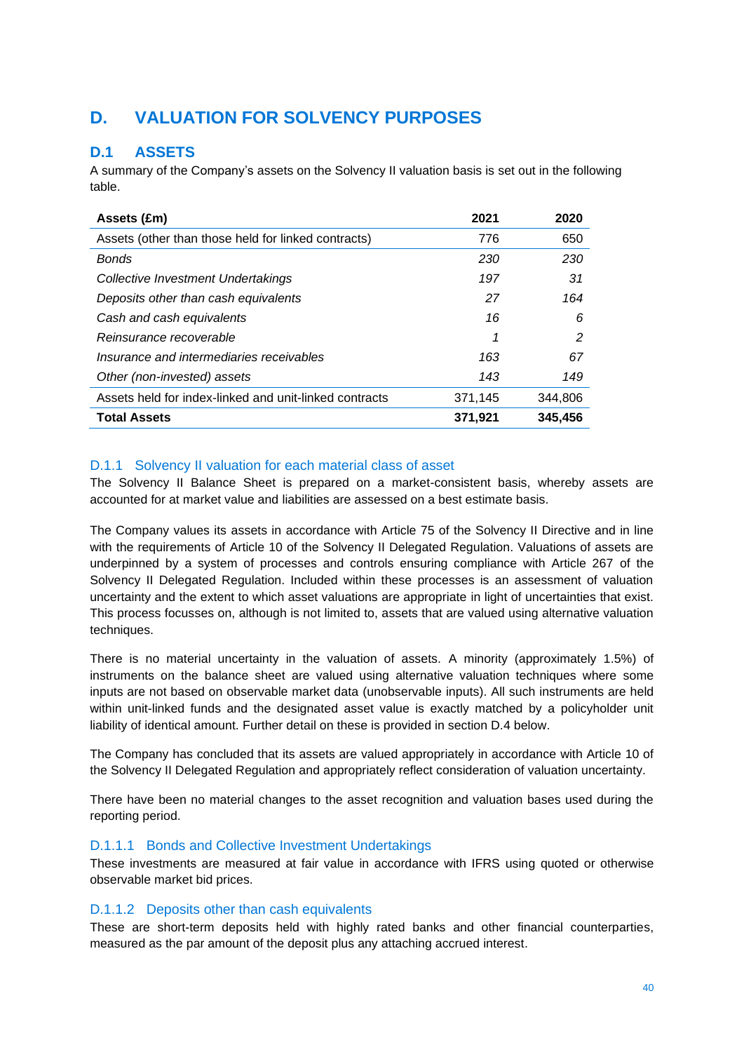# D. VALUATION FOR SOLVENCY PURPOSES

## D.1 ASSETS

A summary of the Company's assets on the Solvency II valuation basis is set out in the following table.

| Assets (£m) | 2021 | 2020 |
|---|---|---|
| Assets (other than those held for linked contracts) | 776 | 650 |
| *Bonds* | *230* | *230* |
| *Collective Investment Undertakings* | *197* | *31* |
| *Deposits other than cash equivalents* | *27* | *164* |
| *Cash and cash equivalents* | *16* | *6* |
| *Reinsurance recoverable* | *1* | *2* |
| *Insurance and intermediaries receivables* | *163* | *67* |
| *Other (non-invested) assets* | *143* | *149* |
| Assets held for index-linked and unit-linked contracts | 371,145 | 344,806 |
| **Total Assets** | **371,921** | **345,456** |

### D.1.1 Solvency II valuation for each material class of asset

The Solvency II Balance Sheet is prepared on a market-consistent basis, whereby assets are accounted for at market value and liabilities are assessed on a best estimate basis.

The Company values its assets in accordance with Article 75 of the Solvency II Directive and in line with the requirements of Article 10 of the Solvency II Delegated Regulation. Valuations of assets are underpinned by a system of processes and controls ensuring compliance with Article 267 of the Solvency II Delegated Regulation. Included within these processes is an assessment of valuation uncertainty and the extent to which asset valuations are appropriate in light of uncertainties that exist. This process focusses on, although is not limited to, assets that are valued using alternative valuation techniques.

There is no material uncertainty in the valuation of assets. A minority (approximately 1.5%) of instruments on the balance sheet are valued using alternative valuation techniques where some inputs are not based on observable market data (unobservable inputs). All such instruments are held within unit-linked funds and the designated asset value is exactly matched by a policyholder unit liability of identical amount. Further detail on these is provided in section D.4 below.

The Company has concluded that its assets are valued appropriately in accordance with Article 10 of the Solvency II Delegated Regulation and appropriately reflect consideration of valuation uncertainty.

There have been no material changes to the asset recognition and valuation bases used during the reporting period.

#### D.1.1.1 Bonds and Collective Investment Undertakings

These investments are measured at fair value in accordance with IFRS using quoted or otherwise observable market bid prices.

#### D.1.1.2 Deposits other than cash equivalents

These are short-term deposits held with highly rated banks and other financial counterparties, measured as the par amount of the deposit plus any attaching accrued interest.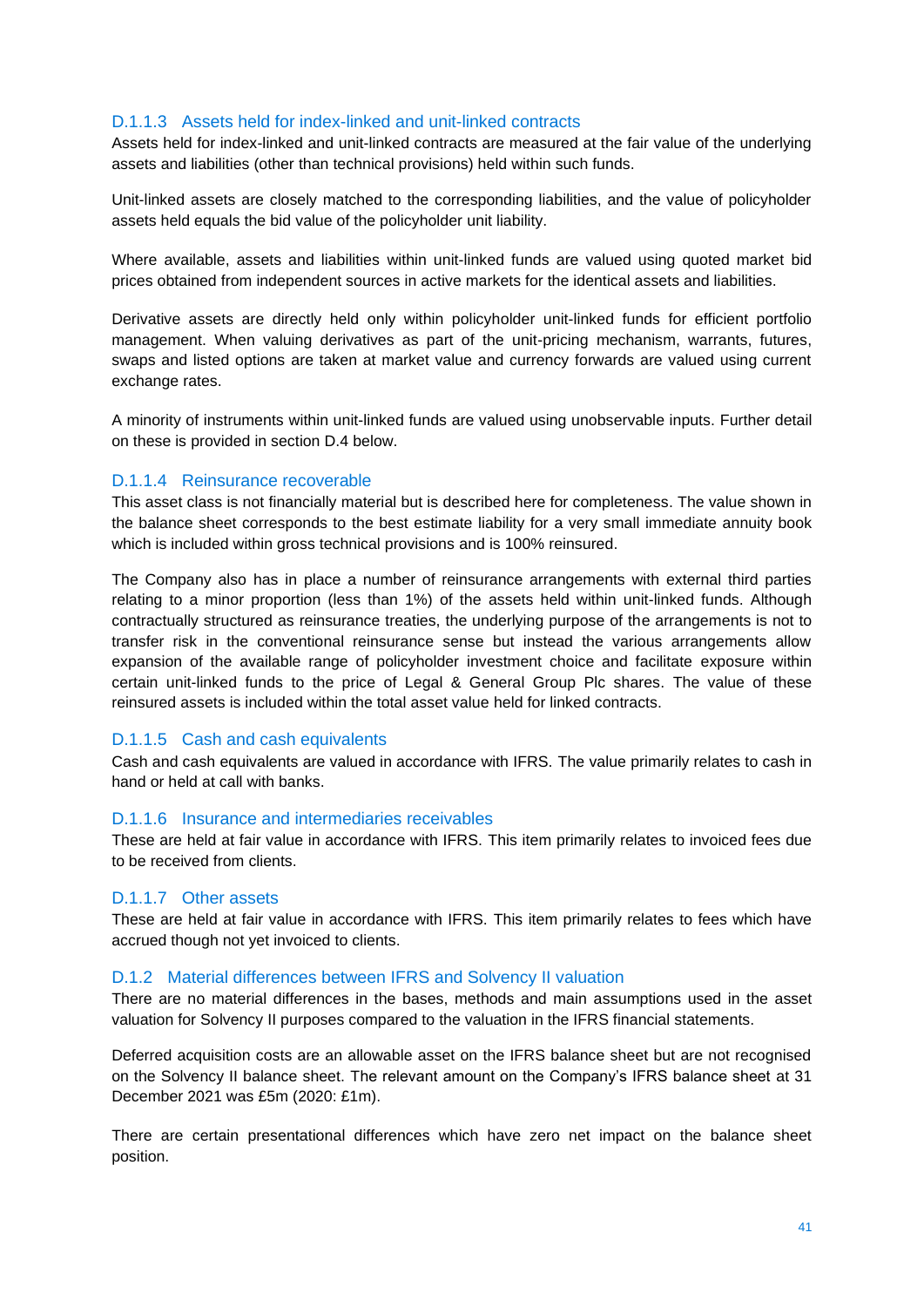#### D.1.1.3 Assets held for index-linked and unit-linked contracts

Assets held for index-linked and unit-linked contracts are measured at the fair value of the underlying assets and liabilities (other than technical provisions) held within such funds.

Unit-linked assets are closely matched to the corresponding liabilities, and the value of policyholder assets held equals the bid value of the policyholder unit liability.

Where available, assets and liabilities within unit-linked funds are valued using quoted market bid prices obtained from independent sources in active markets for the identical assets and liabilities.

Derivative assets are directly held only within policyholder unit-linked funds for efficient portfolio management. When valuing derivatives as part of the unit-pricing mechanism, warrants, futures, swaps and listed options are taken at market value and currency forwards are valued using current exchange rates.

A minority of instruments within unit-linked funds are valued using unobservable inputs. Further detail on these is provided in section D.4 below.

#### D.1.1.4 Reinsurance recoverable

This asset class is not financially material but is described here for completeness. The value shown in the balance sheet corresponds to the best estimate liability for a very small immediate annuity book which is included within gross technical provisions and is 100% reinsured.

The Company also has in place a number of reinsurance arrangements with external third parties relating to a minor proportion (less than 1%) of the assets held within unit-linked funds. Although contractually structured as reinsurance treaties, the underlying purpose of the arrangements is not to transfer risk in the conventional reinsurance sense but instead the various arrangements allow expansion of the available range of policyholder investment choice and facilitate exposure within certain unit-linked funds to the price of Legal & General Group Plc shares. The value of these reinsured assets is included within the total asset value held for linked contracts.

#### D.1.1.5 Cash and cash equivalents

Cash and cash equivalents are valued in accordance with IFRS. The value primarily relates to cash in hand or held at call with banks.

#### D.1.1.6 Insurance and intermediaries receivables

These are held at fair value in accordance with IFRS. This item primarily relates to invoiced fees due to be received from clients.

#### D.1.1.7 Other assets

These are held at fair value in accordance with IFRS. This item primarily relates to fees which have accrued though not yet invoiced to clients.

### D.1.2 Material differences between IFRS and Solvency II valuation

There are no material differences in the bases, methods and main assumptions used in the asset valuation for Solvency II purposes compared to the valuation in the IFRS financial statements.

Deferred acquisition costs are an allowable asset on the IFRS balance sheet but are not recognised on the Solvency II balance sheet. The relevant amount on the Company's IFRS balance sheet at 31 December 2021 was £5m (2020: £1m).

There are certain presentational differences which have zero net impact on the balance sheet position.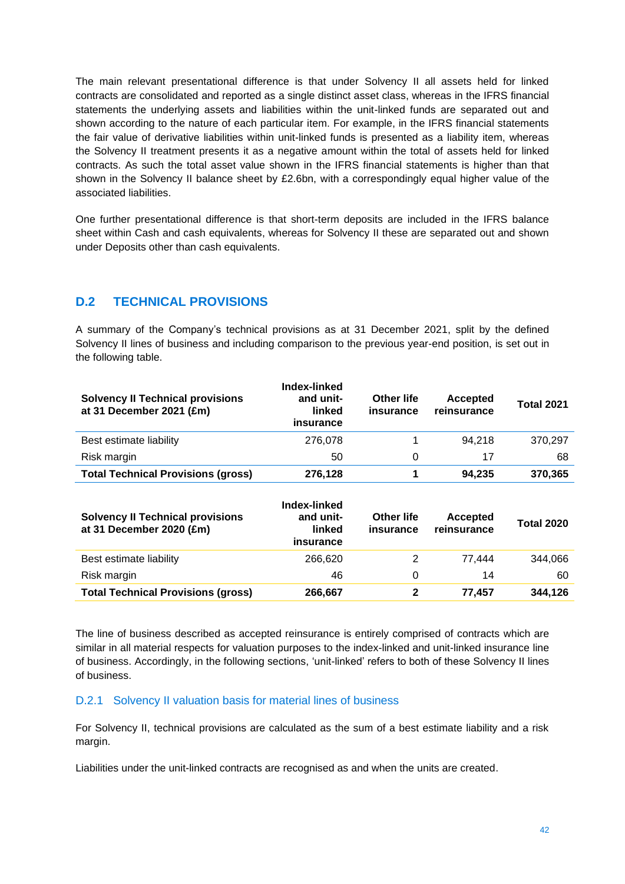The main relevant presentational difference is that under Solvency II all assets held for linked contracts are consolidated and reported as a single distinct asset class, whereas in the IFRS financial statements the underlying assets and liabilities within the unit-linked funds are separated out and shown according to the nature of each particular item. For example, in the IFRS financial statements the fair value of derivative liabilities within unit-linked funds is presented as a liability item, whereas the Solvency II treatment presents it as a negative amount within the total of assets held for linked contracts. As such the total asset value shown in the IFRS financial statements is higher than that shown in the Solvency II balance sheet by £2.6bn, with a correspondingly equal higher value of the associated liabilities.

One further presentational difference is that short-term deposits are included in the IFRS balance sheet within Cash and cash equivalents, whereas for Solvency II these are separated out and shown under Deposits other than cash equivalents.

## D.2 TECHNICAL PROVISIONS

A summary of the Company's technical provisions as at 31 December 2021, split by the defined Solvency II lines of business and including comparison to the previous year-end position, is set out in the following table.

| Solvency II Technical provisions at 31 December 2021 (£m) | Index-linked and unit-linked insurance | Other life insurance | Accepted reinsurance | Total 2021 |
|---|---|---|---|---|
| Best estimate liability | 276,078 | 1 | 94,218 | 370,297 |
| Risk margin | 50 | 0 | 17 | 68 |
| **Total Technical Provisions (gross)** | **276,128** | **1** | **94,235** | **370,365** |

| Solvency II Technical provisions at 31 December 2020 (£m) | Index-linked and unit-linked insurance | Other life insurance | Accepted reinsurance | Total 2020 |
|---|---|---|---|---|
| Best estimate liability | 266,620 | 2 | 77,444 | 344,066 |
| Risk margin | 46 | 0 | 14 | 60 |
| **Total Technical Provisions (gross)** | **266,667** | **2** | **77,457** | **344,126** |

The line of business described as accepted reinsurance is entirely comprised of contracts which are similar in all material respects for valuation purposes to the index-linked and unit-linked insurance line of business. Accordingly, in the following sections, 'unit-linked' refers to both of these Solvency II lines of business.

### D.2.1 Solvency II valuation basis for material lines of business

For Solvency II, technical provisions are calculated as the sum of a best estimate liability and a risk margin.

Liabilities under the unit-linked contracts are recognised as and when the units are created.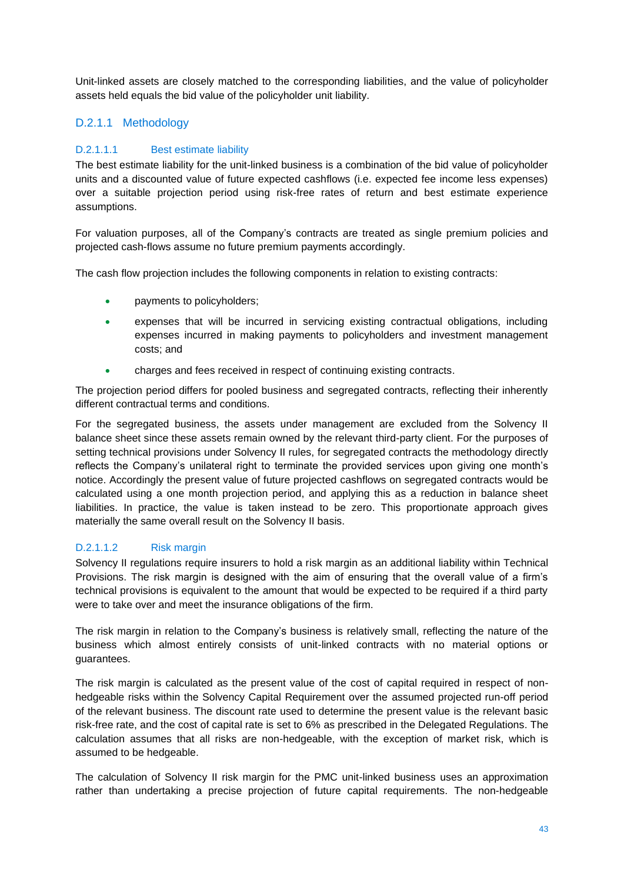Unit-linked assets are closely matched to the corresponding liabilities, and the value of policyholder assets held equals the bid value of the policyholder unit liability.

### D.2.1.1 Methodology

#### D.2.1.1.1 Best estimate liability

The best estimate liability for the unit-linked business is a combination of the bid value of policyholder units and a discounted value of future expected cashflows (i.e. expected fee income less expenses) over a suitable projection period using risk-free rates of return and best estimate experience assumptions.

For valuation purposes, all of the Company's contracts are treated as single premium policies and projected cash-flows assume no future premium payments accordingly.

The cash flow projection includes the following components in relation to existing contracts:

- payments to policyholders;
- expenses that will be incurred in servicing existing contractual obligations, including expenses incurred in making payments to policyholders and investment management costs; and
- charges and fees received in respect of continuing existing contracts.

The projection period differs for pooled business and segregated contracts, reflecting their inherently different contractual terms and conditions.

For the segregated business, the assets under management are excluded from the Solvency II balance sheet since these assets remain owned by the relevant third-party client. For the purposes of setting technical provisions under Solvency II rules, for segregated contracts the methodology directly reflects the Company's unilateral right to terminate the provided services upon giving one month's notice. Accordingly the present value of future projected cashflows on segregated contracts would be calculated using a one month projection period, and applying this as a reduction in balance sheet liabilities. In practice, the value is taken instead to be zero. This proportionate approach gives materially the same overall result on the Solvency II basis.

#### D.2.1.1.2 Risk margin

Solvency II regulations require insurers to hold a risk margin as an additional liability within Technical Provisions. The risk margin is designed with the aim of ensuring that the overall value of a firm's technical provisions is equivalent to the amount that would be expected to be required if a third party were to take over and meet the insurance obligations of the firm.

The risk margin in relation to the Company's business is relatively small, reflecting the nature of the business which almost entirely consists of unit-linked contracts with no material options or guarantees.

The risk margin is calculated as the present value of the cost of capital required in respect of non-hedgeable risks within the Solvency Capital Requirement over the assumed projected run-off period of the relevant business. The discount rate used to determine the present value is the relevant basic risk-free rate, and the cost of capital rate is set to 6% as prescribed in the Delegated Regulations. The calculation assumes that all risks are non-hedgeable, with the exception of market risk, which is assumed to be hedgeable.

The calculation of Solvency II risk margin for the PMC unit-linked business uses an approximation rather than undertaking a precise projection of future capital requirements. The non-hedgeable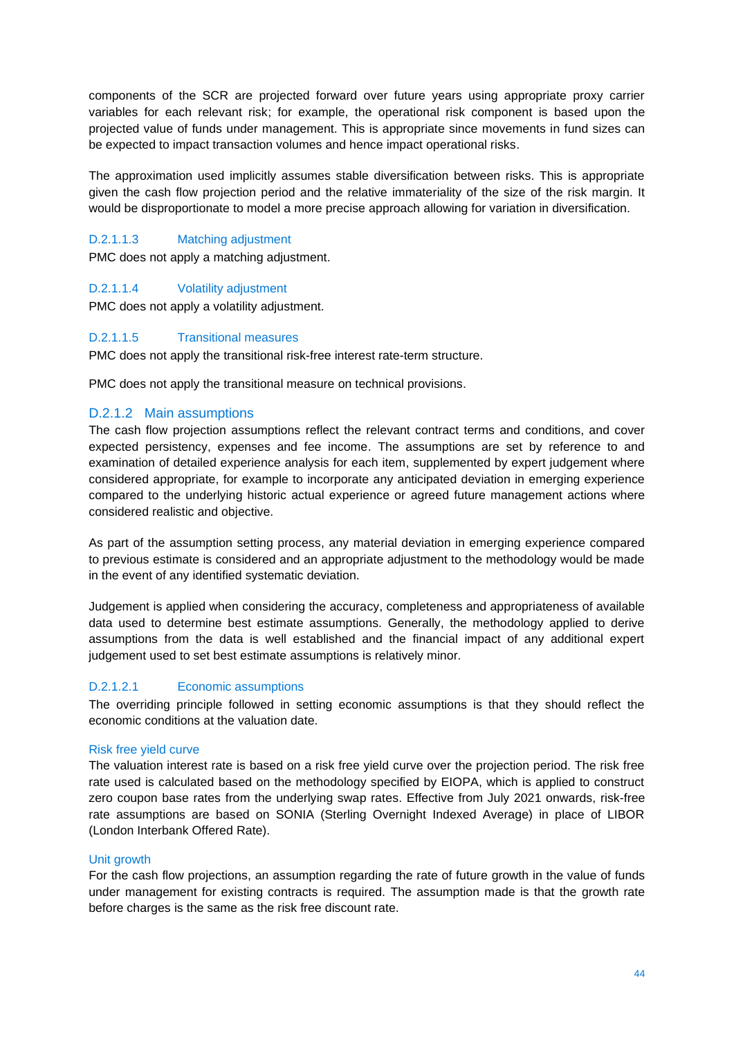components of the SCR are projected forward over future years using appropriate proxy carrier variables for each relevant risk; for example, the operational risk component is based upon the projected value of funds under management. This is appropriate since movements in fund sizes can be expected to impact transaction volumes and hence impact operational risks.

The approximation used implicitly assumes stable diversification between risks. This is appropriate given the cash flow projection period and the relative immateriality of the size of the risk margin. It would be disproportionate to model a more precise approach allowing for variation in diversification.

##### D.2.1.1.3 Matching adjustment

PMC does not apply a matching adjustment.

##### D.2.1.1.4 Volatility adjustment

PMC does not apply a volatility adjustment.

##### D.2.1.1.5 Transitional measures

PMC does not apply the transitional risk-free interest rate-term structure.

PMC does not apply the transitional measure on technical provisions.

### D.2.1.2 Main assumptions

The cash flow projection assumptions reflect the relevant contract terms and conditions, and cover expected persistency, expenses and fee income. The assumptions are set by reference to and examination of detailed experience analysis for each item, supplemented by expert judgement where considered appropriate, for example to incorporate any anticipated deviation in emerging experience compared to the underlying historic actual experience or agreed future management actions where considered realistic and objective.

As part of the assumption setting process, any material deviation in emerging experience compared to previous estimate is considered and an appropriate adjustment to the methodology would be made in the event of any identified systematic deviation.

Judgement is applied when considering the accuracy, completeness and appropriateness of available data used to determine best estimate assumptions. Generally, the methodology applied to derive assumptions from the data is well established and the financial impact of any additional expert judgement used to set best estimate assumptions is relatively minor.

##### D.2.1.2.1 Economic assumptions

The overriding principle followed in setting economic assumptions is that they should reflect the economic conditions at the valuation date.

###### Risk free yield curve

The valuation interest rate is based on a risk free yield curve over the projection period. The risk free rate used is calculated based on the methodology specified by EIOPA, which is applied to construct zero coupon base rates from the underlying swap rates. Effective from July 2021 onwards, risk-free rate assumptions are based on SONIA (Sterling Overnight Indexed Average) in place of LIBOR (London Interbank Offered Rate).

###### Unit growth

For the cash flow projections, an assumption regarding the rate of future growth in the value of funds under management for existing contracts is required. The assumption made is that the growth rate before charges is the same as the risk free discount rate.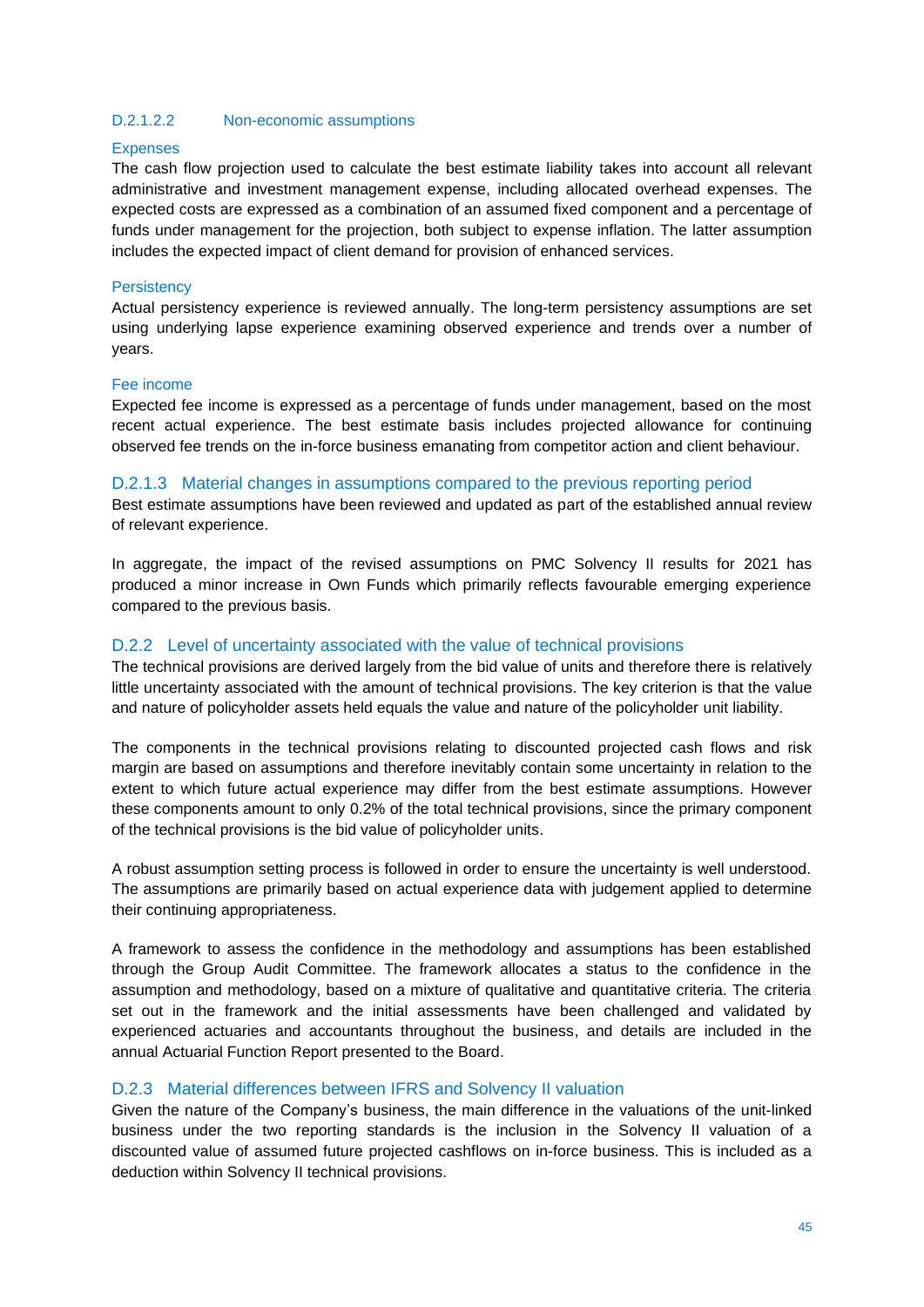#### D.2.1.2.2 Non-economic assumptions

**Expenses**

The cash flow projection used to calculate the best estimate liability takes into account all relevant administrative and investment management expense, including allocated overhead expenses. The expected costs are expressed as a combination of an assumed fixed component and a percentage of funds under management for the projection, both subject to expense inflation. The latter assumption includes the expected impact of client demand for provision of enhanced services.

**Persistency**

Actual persistency experience is reviewed annually. The long-term persistency assumptions are set using underlying lapse experience examining observed experience and trends over a number of years.

**Fee income**

Expected fee income is expressed as a percentage of funds under management, based on the most recent actual experience. The best estimate basis includes projected allowance for continuing observed fee trends on the in-force business emanating from competitor action and client behaviour.

### D.2.1.3 Material changes in assumptions compared to the previous reporting period

Best estimate assumptions have been reviewed and updated as part of the established annual review of relevant experience.

In aggregate, the impact of the revised assumptions on PMC Solvency II results for 2021 has produced a minor increase in Own Funds which primarily reflects favourable emerging experience compared to the previous basis.

### D.2.2 Level of uncertainty associated with the value of technical provisions

The technical provisions are derived largely from the bid value of units and therefore there is relatively little uncertainty associated with the amount of technical provisions. The key criterion is that the value and nature of policyholder assets held equals the value and nature of the policyholder unit liability.

The components in the technical provisions relating to discounted projected cash flows and risk margin are based on assumptions and therefore inevitably contain some uncertainty in relation to the extent to which future actual experience may differ from the best estimate assumptions. However these components amount to only 0.2% of the total technical provisions, since the primary component of the technical provisions is the bid value of policyholder units.

A robust assumption setting process is followed in order to ensure the uncertainty is well understood. The assumptions are primarily based on actual experience data with judgement applied to determine their continuing appropriateness.

A framework to assess the confidence in the methodology and assumptions has been established through the Group Audit Committee. The framework allocates a status to the confidence in the assumption and methodology, based on a mixture of qualitative and quantitative criteria. The criteria set out in the framework and the initial assessments have been challenged and validated by experienced actuaries and accountants throughout the business, and details are included in the annual Actuarial Function Report presented to the Board.

### D.2.3 Material differences between IFRS and Solvency II valuation

Given the nature of the Company's business, the main difference in the valuations of the unit-linked business under the two reporting standards is the inclusion in the Solvency II valuation of a discounted value of assumed future projected cashflows on in-force business. This is included as a deduction within Solvency II technical provisions.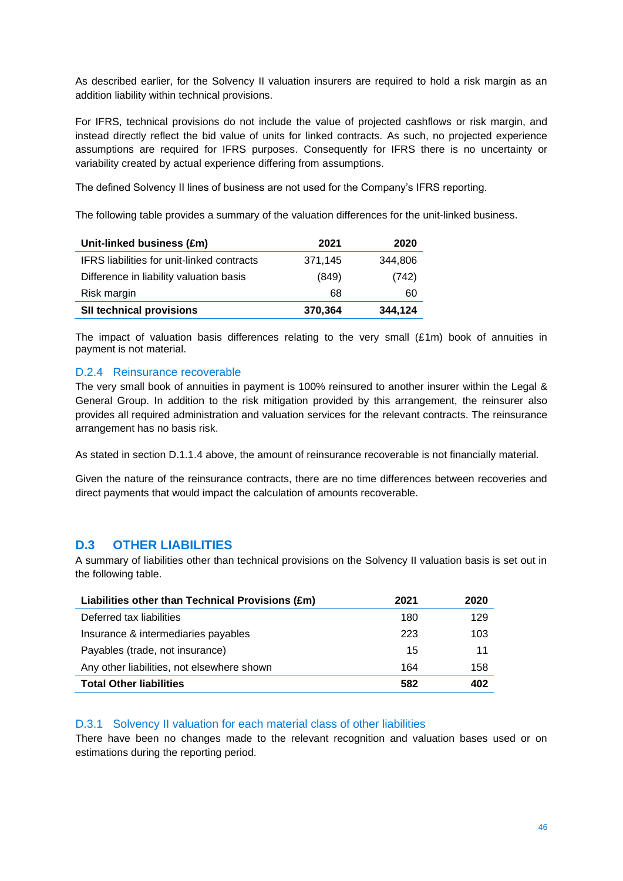As described earlier, for the Solvency II valuation insurers are required to hold a risk margin as an addition liability within technical provisions.

For IFRS, technical provisions do not include the value of projected cashflows or risk margin, and instead directly reflect the bid value of units for linked contracts. As such, no projected experience assumptions are required for IFRS purposes. Consequently for IFRS there is no uncertainty or variability created by actual experience differing from assumptions.

The defined Solvency II lines of business are not used for the Company's IFRS reporting.

The following table provides a summary of the valuation differences for the unit-linked business.

| Unit-linked business (£m) | 2021 | 2020 |
|---|---|---|
| IFRS liabilities for unit-linked contracts | 371,145 | 344,806 |
| Difference in liability valuation basis | (849) | (742) |
| Risk margin | 68 | 60 |
| **SII technical provisions** | **370,364** | **344,124** |

The impact of valuation basis differences relating to the very small (£1m) book of annuities in payment is not material.

### D.2.4 Reinsurance recoverable

The very small book of annuities in payment is 100% reinsured to another insurer within the Legal & General Group. In addition to the risk mitigation provided by this arrangement, the reinsurer also provides all required administration and valuation services for the relevant contracts. The reinsurance arrangement has no basis risk.

As stated in section D.1.1.4 above, the amount of reinsurance recoverable is not financially material.

Given the nature of the reinsurance contracts, there are no time differences between recoveries and direct payments that would impact the calculation of amounts recoverable.

## D.3 OTHER LIABILITIES

A summary of liabilities other than technical provisions on the Solvency II valuation basis is set out in the following table.

| Liabilities other than Technical Provisions (£m) | 2021 | 2020 |
|---|---|---|
| Deferred tax liabilities | 180 | 129 |
| Insurance & intermediaries payables | 223 | 103 |
| Payables (trade, not insurance) | 15 | 11 |
| Any other liabilities, not elsewhere shown | 164 | 158 |
| **Total Other liabilities** | **582** | **402** |

### D.3.1 Solvency II valuation for each material class of other liabilities

There have been no changes made to the relevant recognition and valuation bases used or on estimations during the reporting period.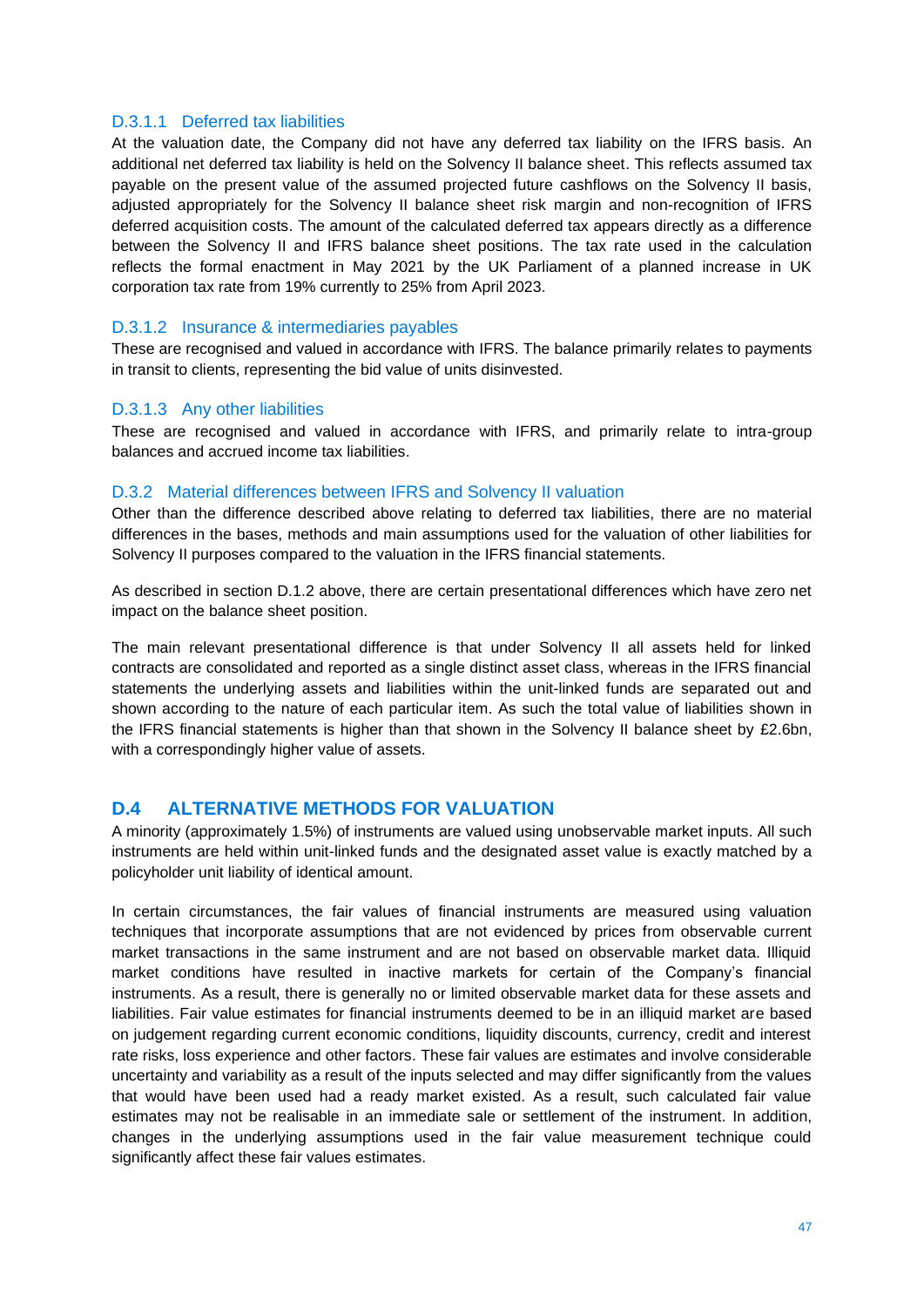#### D.3.1.1 Deferred tax liabilities

At the valuation date, the Company did not have any deferred tax liability on the IFRS basis. An additional net deferred tax liability is held on the Solvency II balance sheet. This reflects assumed tax payable on the present value of the assumed projected future cashflows on the Solvency II basis, adjusted appropriately for the Solvency II balance sheet risk margin and non-recognition of IFRS deferred acquisition costs. The amount of the calculated deferred tax appears directly as a difference between the Solvency II and IFRS balance sheet positions. The tax rate used in the calculation reflects the formal enactment in May 2021 by the UK Parliament of a planned increase in UK corporation tax rate from 19% currently to 25% from April 2023.

#### D.3.1.2 Insurance & intermediaries payables

These are recognised and valued in accordance with IFRS. The balance primarily relates to payments in transit to clients, representing the bid value of units disinvested.

#### D.3.1.3 Any other liabilities

These are recognised and valued in accordance with IFRS, and primarily relate to intra-group balances and accrued income tax liabilities.

### D.3.2 Material differences between IFRS and Solvency II valuation

Other than the difference described above relating to deferred tax liabilities, there are no material differences in the bases, methods and main assumptions used for the valuation of other liabilities for Solvency II purposes compared to the valuation in the IFRS financial statements.

As described in section D.1.2 above, there are certain presentational differences which have zero net impact on the balance sheet position.

The main relevant presentational difference is that under Solvency II all assets held for linked contracts are consolidated and reported as a single distinct asset class, whereas in the IFRS financial statements the underlying assets and liabilities within the unit-linked funds are separated out and shown according to the nature of each particular item. As such the total value of liabilities shown in the IFRS financial statements is higher than that shown in the Solvency II balance sheet by £2.6bn, with a correspondingly higher value of assets.

## D.4 ALTERNATIVE METHODS FOR VALUATION

A minority (approximately 1.5%) of instruments are valued using unobservable market inputs. All such instruments are held within unit-linked funds and the designated asset value is exactly matched by a policyholder unit liability of identical amount.

In certain circumstances, the fair values of financial instruments are measured using valuation techniques that incorporate assumptions that are not evidenced by prices from observable current market transactions in the same instrument and are not based on observable market data. Illiquid market conditions have resulted in inactive markets for certain of the Company's financial instruments. As a result, there is generally no or limited observable market data for these assets and liabilities. Fair value estimates for financial instruments deemed to be in an illiquid market are based on judgement regarding current economic conditions, liquidity discounts, currency, credit and interest rate risks, loss experience and other factors. These fair values are estimates and involve considerable uncertainty and variability as a result of the inputs selected and may differ significantly from the values that would have been used had a ready market existed. As a result, such calculated fair value estimates may not be realisable in an immediate sale or settlement of the instrument. In addition, changes in the underlying assumptions used in the fair value measurement technique could significantly affect these fair values estimates.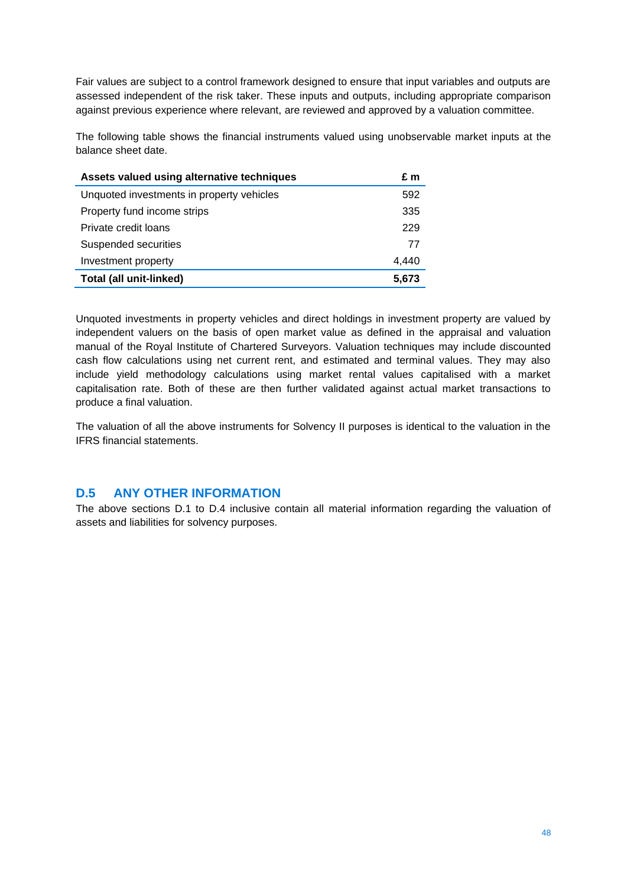Fair values are subject to a control framework designed to ensure that input variables and outputs are assessed independent of the risk taker. These inputs and outputs, including appropriate comparison against previous experience where relevant, are reviewed and approved by a valuation committee.

The following table shows the financial instruments valued using unobservable market inputs at the balance sheet date.

| **Assets valued using alternative techniques** | **£ m** |
|---|---|
| Unquoted investments in property vehicles | 592 |
| Property fund income strips | 335 |
| Private credit loans | 229 |
| Suspended securities | 77 |
| Investment property | 4,440 |
| **Total (all unit-linked)** | **5,673** |

Unquoted investments in property vehicles and direct holdings in investment property are valued by independent valuers on the basis of open market value as defined in the appraisal and valuation manual of the Royal Institute of Chartered Surveyors. Valuation techniques may include discounted cash flow calculations using net current rent, and estimated and terminal values. They may also include yield methodology calculations using market rental values capitalised with a market capitalisation rate. Both of these are then further validated against actual market transactions to produce a final valuation.

The valuation of all the above instruments for Solvency II purposes is identical to the valuation in the IFRS financial statements.

## D.5 ANY OTHER INFORMATION

The above sections D.1 to D.4 inclusive contain all material information regarding the valuation of assets and liabilities for solvency purposes.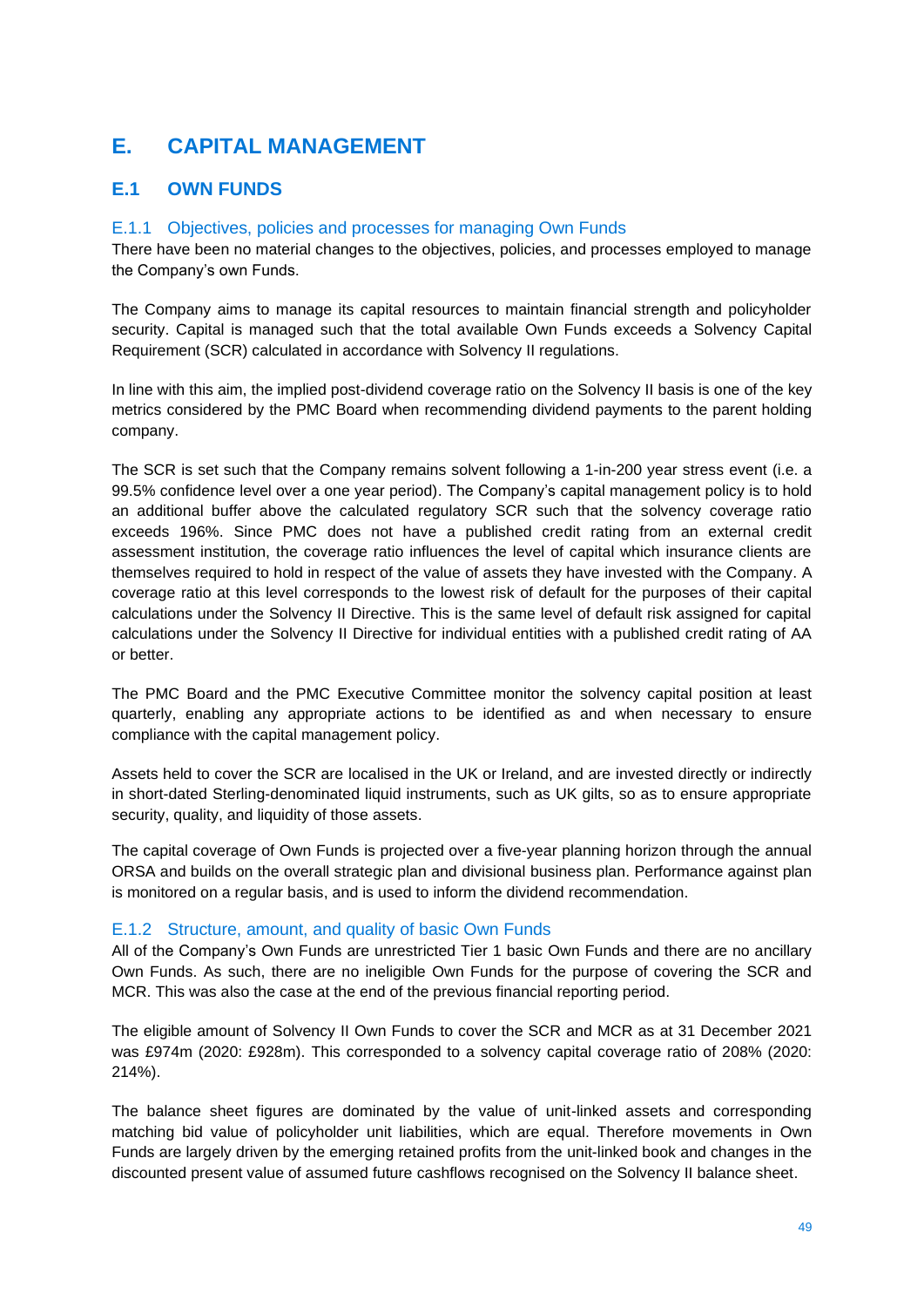# E. CAPITAL MANAGEMENT

## E.1 OWN FUNDS

### E.1.1 Objectives, policies and processes for managing Own Funds

There have been no material changes to the objectives, policies, and processes employed to manage the Company's own Funds.

The Company aims to manage its capital resources to maintain financial strength and policyholder security. Capital is managed such that the total available Own Funds exceeds a Solvency Capital Requirement (SCR) calculated in accordance with Solvency II regulations.

In line with this aim, the implied post-dividend coverage ratio on the Solvency II basis is one of the key metrics considered by the PMC Board when recommending dividend payments to the parent holding company.

The SCR is set such that the Company remains solvent following a 1-in-200 year stress event (i.e. a 99.5% confidence level over a one year period). The Company's capital management policy is to hold an additional buffer above the calculated regulatory SCR such that the solvency coverage ratio exceeds 196%. Since PMC does not have a published credit rating from an external credit assessment institution, the coverage ratio influences the level of capital which insurance clients are themselves required to hold in respect of the value of assets they have invested with the Company. A coverage ratio at this level corresponds to the lowest risk of default for the purposes of their capital calculations under the Solvency II Directive. This is the same level of default risk assigned for capital calculations under the Solvency II Directive for individual entities with a published credit rating of AA or better.

The PMC Board and the PMC Executive Committee monitor the solvency capital position at least quarterly, enabling any appropriate actions to be identified as and when necessary to ensure compliance with the capital management policy.

Assets held to cover the SCR are localised in the UK or Ireland, and are invested directly or indirectly in short-dated Sterling-denominated liquid instruments, such as UK gilts, so as to ensure appropriate security, quality, and liquidity of those assets.

The capital coverage of Own Funds is projected over a five-year planning horizon through the annual ORSA and builds on the overall strategic plan and divisional business plan. Performance against plan is monitored on a regular basis, and is used to inform the dividend recommendation.

### E.1.2 Structure, amount, and quality of basic Own Funds

All of the Company's Own Funds are unrestricted Tier 1 basic Own Funds and there are no ancillary Own Funds. As such, there are no ineligible Own Funds for the purpose of covering the SCR and MCR. This was also the case at the end of the previous financial reporting period.

The eligible amount of Solvency II Own Funds to cover the SCR and MCR as at 31 December 2021 was £974m (2020: £928m). This corresponded to a solvency capital coverage ratio of 208% (2020: 214%).

The balance sheet figures are dominated by the value of unit-linked assets and corresponding matching bid value of policyholder unit liabilities, which are equal. Therefore movements in Own Funds are largely driven by the emerging retained profits from the unit-linked book and changes in the discounted present value of assumed future cashflows recognised on the Solvency II balance sheet.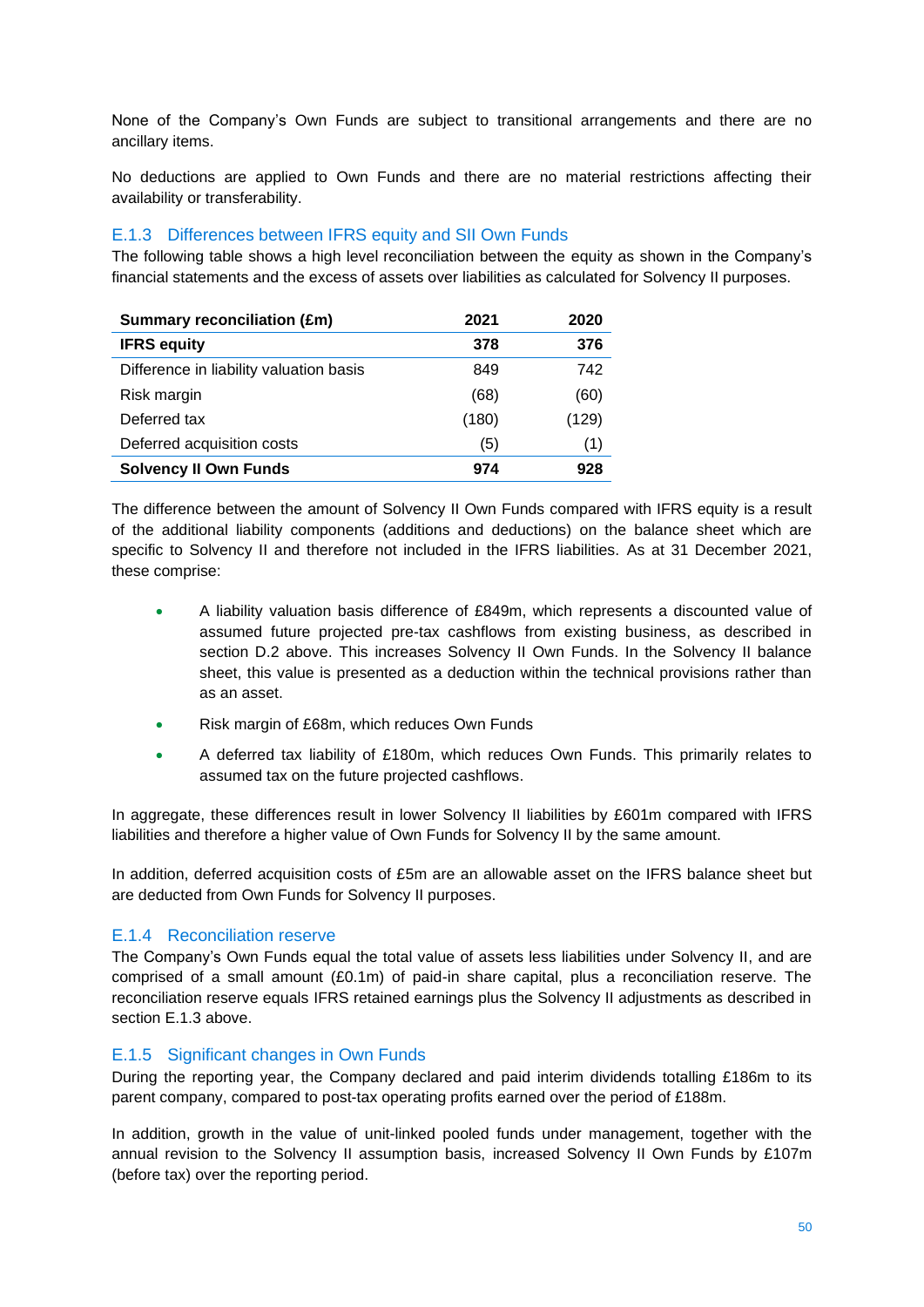None of the Company's Own Funds are subject to transitional arrangements and there are no ancillary items.

No deductions are applied to Own Funds and there are no material restrictions affecting their availability or transferability.

### E.1.3 Differences between IFRS equity and SII Own Funds

The following table shows a high level reconciliation between the equity as shown in the Company's financial statements and the excess of assets over liabilities as calculated for Solvency II purposes.

| Summary reconciliation (£m) | 2021 | 2020 |
|---|---|---|
| **IFRS equity** | **378** | **376** |
| Difference in liability valuation basis | 849 | 742 |
| Risk margin | (68) | (60) |
| Deferred tax | (180) | (129) |
| Deferred acquisition costs | (5) | (1) |
| **Solvency II Own Funds** | **974** | **928** |

The difference between the amount of Solvency II Own Funds compared with IFRS equity is a result of the additional liability components (additions and deductions) on the balance sheet which are specific to Solvency II and therefore not included in the IFRS liabilities. As at 31 December 2021, these comprise:

- A liability valuation basis difference of £849m, which represents a discounted value of assumed future projected pre-tax cashflows from existing business, as described in section D.2 above. This increases Solvency II Own Funds. In the Solvency II balance sheet, this value is presented as a deduction within the technical provisions rather than as an asset.
- Risk margin of £68m, which reduces Own Funds
- A deferred tax liability of £180m, which reduces Own Funds. This primarily relates to assumed tax on the future projected cashflows.

In aggregate, these differences result in lower Solvency II liabilities by £601m compared with IFRS liabilities and therefore a higher value of Own Funds for Solvency II by the same amount.

In addition, deferred acquisition costs of £5m are an allowable asset on the IFRS balance sheet but are deducted from Own Funds for Solvency II purposes.

### E.1.4 Reconciliation reserve

The Company's Own Funds equal the total value of assets less liabilities under Solvency II, and are comprised of a small amount (£0.1m) of paid-in share capital, plus a reconciliation reserve. The reconciliation reserve equals IFRS retained earnings plus the Solvency II adjustments as described in section E.1.3 above.

### E.1.5 Significant changes in Own Funds

During the reporting year, the Company declared and paid interim dividends totalling £186m to its parent company, compared to post-tax operating profits earned over the period of £188m.

In addition, growth in the value of unit-linked pooled funds under management, together with the annual revision to the Solvency II assumption basis, increased Solvency II Own Funds by £107m (before tax) over the reporting period.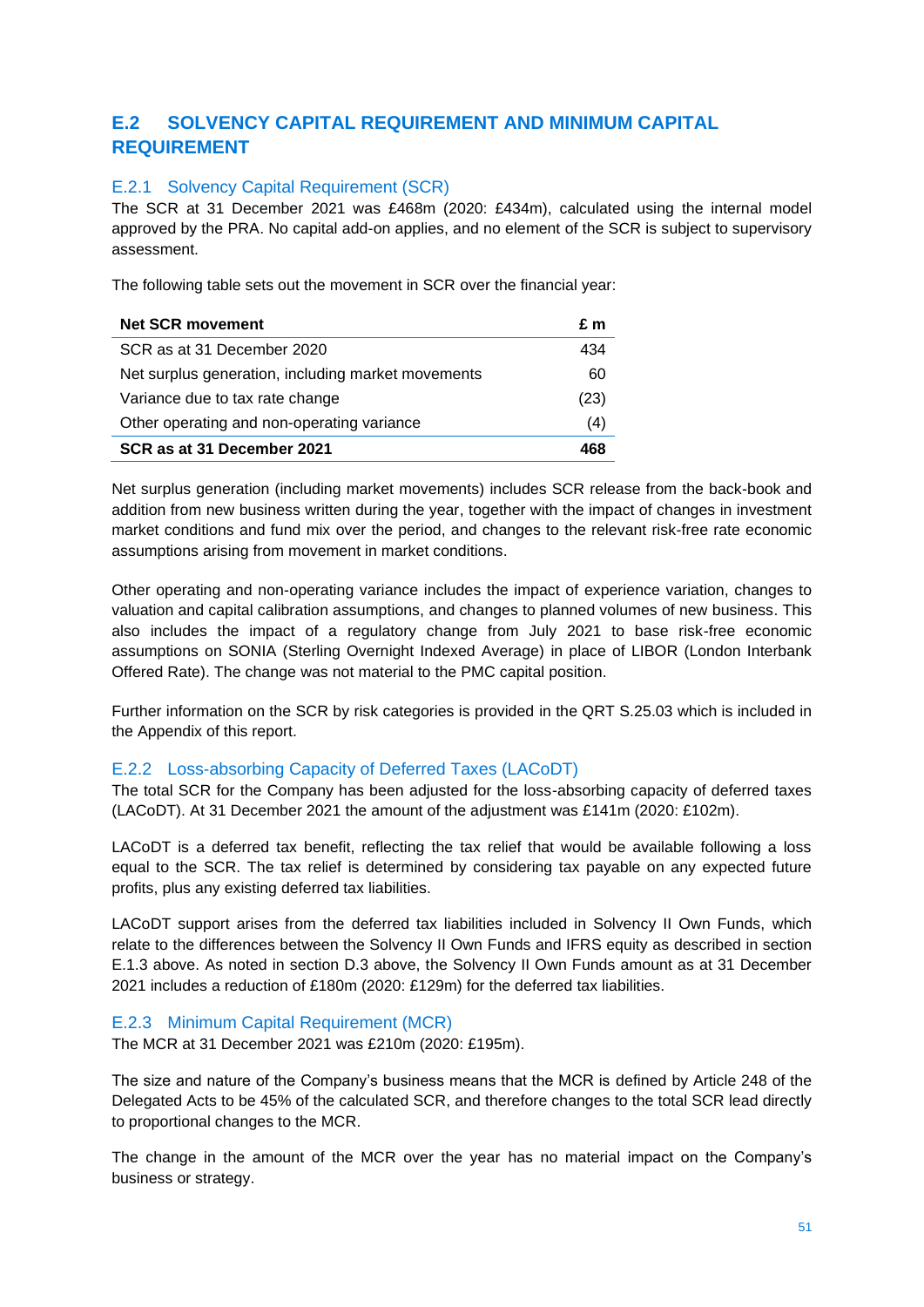## E.2 SOLVENCY CAPITAL REQUIREMENT AND MINIMUM CAPITAL REQUIREMENT

### E.2.1 Solvency Capital Requirement (SCR)

The SCR at 31 December 2021 was £468m (2020: £434m), calculated using the internal model approved by the PRA. No capital add-on applies, and no element of the SCR is subject to supervisory assessment.

The following table sets out the movement in SCR over the financial year:

| **Net SCR movement** | **£ m** |
|---|---|
| SCR as at 31 December 2020 | 434 |
| Net surplus generation, including market movements | 60 |
| Variance due to tax rate change | (23) |
| Other operating and non-operating variance | (4) |
| **SCR as at 31 December 2021** | **468** |

Net surplus generation (including market movements) includes SCR release from the back-book and addition from new business written during the year, together with the impact of changes in investment market conditions and fund mix over the period, and changes to the relevant risk-free rate economic assumptions arising from movement in market conditions.

Other operating and non-operating variance includes the impact of experience variation, changes to valuation and capital calibration assumptions, and changes to planned volumes of new business. This also includes the impact of a regulatory change from July 2021 to base risk-free economic assumptions on SONIA (Sterling Overnight Indexed Average) in place of LIBOR (London Interbank Offered Rate). The change was not material to the PMC capital position.

Further information on the SCR by risk categories is provided in the QRT S.25.03 which is included in the Appendix of this report.

### E.2.2 Loss-absorbing Capacity of Deferred Taxes (LACoDT)

The total SCR for the Company has been adjusted for the loss-absorbing capacity of deferred taxes (LACoDT). At 31 December 2021 the amount of the adjustment was £141m (2020: £102m).

LACoDT is a deferred tax benefit, reflecting the tax relief that would be available following a loss equal to the SCR. The tax relief is determined by considering tax payable on any expected future profits, plus any existing deferred tax liabilities.

LACoDT support arises from the deferred tax liabilities included in Solvency II Own Funds, which relate to the differences between the Solvency II Own Funds and IFRS equity as described in section E.1.3 above. As noted in section D.3 above, the Solvency II Own Funds amount as at 31 December 2021 includes a reduction of £180m (2020: £129m) for the deferred tax liabilities.

### E.2.3 Minimum Capital Requirement (MCR)

The MCR at 31 December 2021 was £210m (2020: £195m).

The size and nature of the Company's business means that the MCR is defined by Article 248 of the Delegated Acts to be 45% of the calculated SCR, and therefore changes to the total SCR lead directly to proportional changes to the MCR.

The change in the amount of the MCR over the year has no material impact on the Company's business or strategy.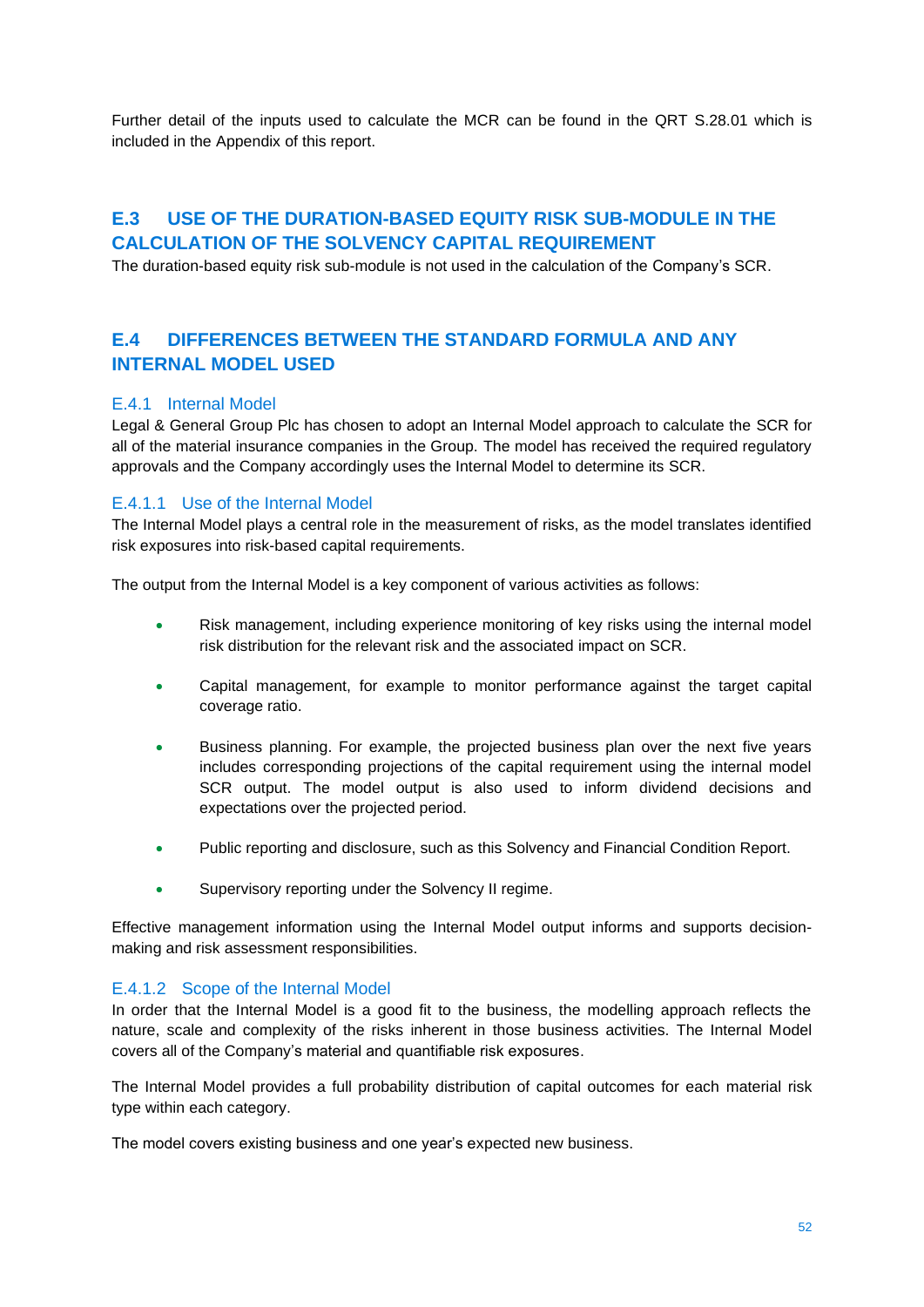Further detail of the inputs used to calculate the MCR can be found in the QRT S.28.01 which is included in the Appendix of this report.

## E.3 USE OF THE DURATION-BASED EQUITY RISK SUB-MODULE IN THE CALCULATION OF THE SOLVENCY CAPITAL REQUIREMENT

The duration-based equity risk sub-module is not used in the calculation of the Company's SCR.

## E.4 DIFFERENCES BETWEEN THE STANDARD FORMULA AND ANY INTERNAL MODEL USED

### E.4.1 Internal Model

Legal & General Group Plc has chosen to adopt an Internal Model approach to calculate the SCR for all of the material insurance companies in the Group. The model has received the required regulatory approvals and the Company accordingly uses the Internal Model to determine its SCR.

#### E.4.1.1 Use of the Internal Model

The Internal Model plays a central role in the measurement of risks, as the model translates identified risk exposures into risk-based capital requirements.

The output from the Internal Model is a key component of various activities as follows:

- Risk management, including experience monitoring of key risks using the internal model risk distribution for the relevant risk and the associated impact on SCR.
- Capital management, for example to monitor performance against the target capital coverage ratio.
- Business planning. For example, the projected business plan over the next five years includes corresponding projections of the capital requirement using the internal model SCR output. The model output is also used to inform dividend decisions and expectations over the projected period.
- Public reporting and disclosure, such as this Solvency and Financial Condition Report.
- Supervisory reporting under the Solvency II regime.

Effective management information using the Internal Model output informs and supports decision-making and risk assessment responsibilities.

#### E.4.1.2 Scope of the Internal Model

In order that the Internal Model is a good fit to the business, the modelling approach reflects the nature, scale and complexity of the risks inherent in those business activities. The Internal Model covers all of the Company's material and quantifiable risk exposures.

The Internal Model provides a full probability distribution of capital outcomes for each material risk type within each category.

The model covers existing business and one year's expected new business.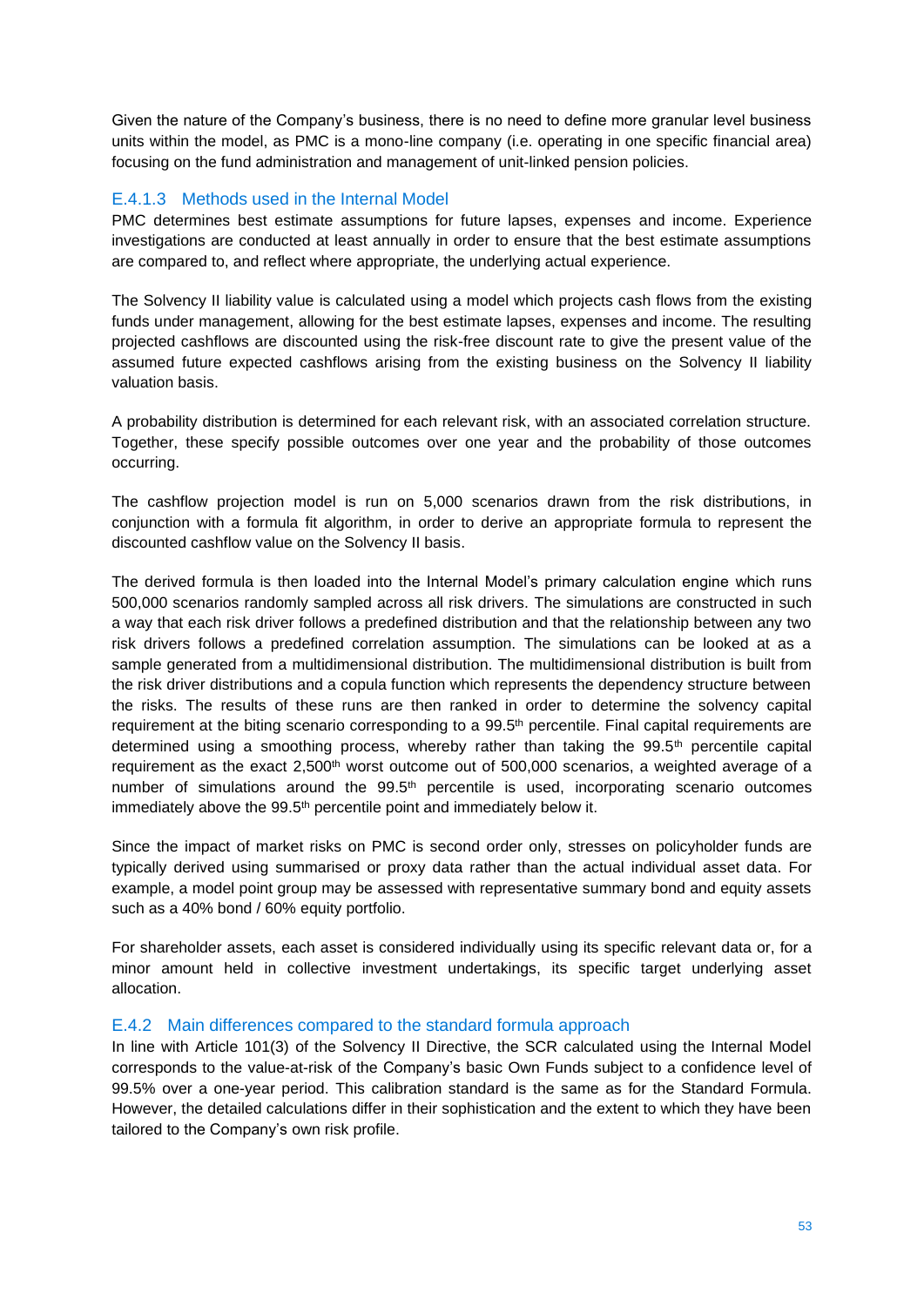Given the nature of the Company's business, there is no need to define more granular level business units within the model, as PMC is a mono-line company (i.e. operating in one specific financial area) focusing on the fund administration and management of unit-linked pension policies.

### E.4.1.3 Methods used in the Internal Model

PMC determines best estimate assumptions for future lapses, expenses and income. Experience investigations are conducted at least annually in order to ensure that the best estimate assumptions are compared to, and reflect where appropriate, the underlying actual experience.

The Solvency II liability value is calculated using a model which projects cash flows from the existing funds under management, allowing for the best estimate lapses, expenses and income. The resulting projected cashflows are discounted using the risk-free discount rate to give the present value of the assumed future expected cashflows arising from the existing business on the Solvency II liability valuation basis.

A probability distribution is determined for each relevant risk, with an associated correlation structure. Together, these specify possible outcomes over one year and the probability of those outcomes occurring.

The cashflow projection model is run on 5,000 scenarios drawn from the risk distributions, in conjunction with a formula fit algorithm, in order to derive an appropriate formula to represent the discounted cashflow value on the Solvency II basis.

The derived formula is then loaded into the Internal Model's primary calculation engine which runs 500,000 scenarios randomly sampled across all risk drivers. The simulations are constructed in such a way that each risk driver follows a predefined distribution and that the relationship between any two risk drivers follows a predefined correlation assumption. The simulations can be looked at as a sample generated from a multidimensional distribution. The multidimensional distribution is built from the risk driver distributions and a copula function which represents the dependency structure between the risks. The results of these runs are then ranked in order to determine the solvency capital requirement at the biting scenario corresponding to a 99.5th percentile. Final capital requirements are determined using a smoothing process, whereby rather than taking the 99.5th percentile capital requirement as the exact 2,500th worst outcome out of 500,000 scenarios, a weighted average of a number of simulations around the 99.5th percentile is used, incorporating scenario outcomes immediately above the 99.5th percentile point and immediately below it.

Since the impact of market risks on PMC is second order only, stresses on policyholder funds are typically derived using summarised or proxy data rather than the actual individual asset data. For example, a model point group may be assessed with representative summary bond and equity assets such as a 40% bond / 60% equity portfolio.

For shareholder assets, each asset is considered individually using its specific relevant data or, for a minor amount held in collective investment undertakings, its specific target underlying asset allocation.

## E.4.2 Main differences compared to the standard formula approach

In line with Article 101(3) of the Solvency II Directive, the SCR calculated using the Internal Model corresponds to the value-at-risk of the Company's basic Own Funds subject to a confidence level of 99.5% over a one-year period. This calibration standard is the same as for the Standard Formula. However, the detailed calculations differ in their sophistication and the extent to which they have been tailored to the Company's own risk profile.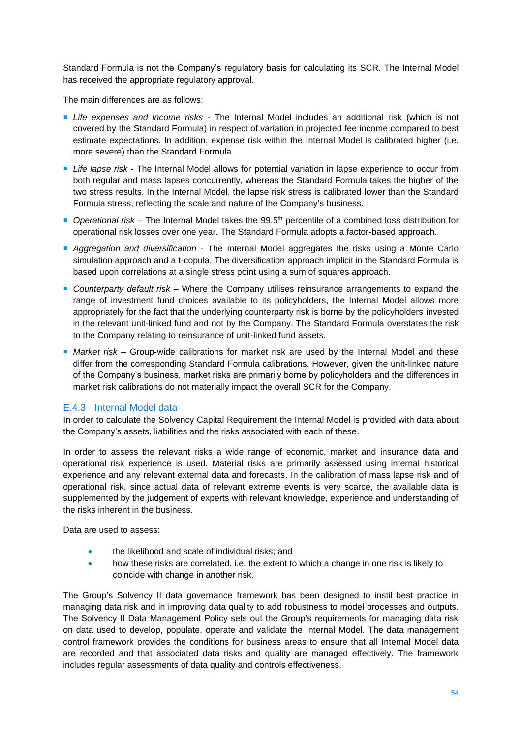Standard Formula is not the Company's regulatory basis for calculating its SCR. The Internal Model has received the appropriate regulatory approval.

The main differences are as follows:

- *Life expenses and income risks* - The Internal Model includes an additional risk (which is not covered by the Standard Formula) in respect of variation in projected fee income compared to best estimate expectations. In addition, expense risk within the Internal Model is calibrated higher (i.e. more severe) than the Standard Formula.
- *Life lapse risk* - The Internal Model allows for potential variation in lapse experience to occur from both regular and mass lapses concurrently, whereas the Standard Formula takes the higher of the two stress results. In the Internal Model, the lapse risk stress is calibrated lower than the Standard Formula stress, reflecting the scale and nature of the Company's business.
- *Operational risk* – The Internal Model takes the 99.5th percentile of a combined loss distribution for operational risk losses over one year. The Standard Formula adopts a factor-based approach.
- *Aggregation and diversification* - The Internal Model aggregates the risks using a Monte Carlo simulation approach and a t-copula. The diversification approach implicit in the Standard Formula is based upon correlations at a single stress point using a sum of squares approach.
- *Counterparty default risk* – Where the Company utilises reinsurance arrangements to expand the range of investment fund choices available to its policyholders, the Internal Model allows more appropriately for the fact that the underlying counterparty risk is borne by the policyholders invested in the relevant unit-linked fund and not by the Company. The Standard Formula overstates the risk to the Company relating to reinsurance of unit-linked fund assets.
- *Market risk* – Group-wide calibrations for market risk are used by the Internal Model and these differ from the corresponding Standard Formula calibrations. However, given the unit-linked nature of the Company's business, market risks are primarily borne by policyholders and the differences in market risk calibrations do not materially impact the overall SCR for the Company.

### E.4.3 Internal Model data

In order to calculate the Solvency Capital Requirement the Internal Model is provided with data about the Company's assets, liabilities and the risks associated with each of these.

In order to assess the relevant risks a wide range of economic, market and insurance data and operational risk experience is used. Material risks are primarily assessed using internal historical experience and any relevant external data and forecasts. In the calibration of mass lapse risk and of operational risk, since actual data of relevant extreme events is very scarce, the available data is supplemented by the judgement of experts with relevant knowledge, experience and understanding of the risks inherent in the business.

Data are used to assess:

- the likelihood and scale of individual risks; and
- how these risks are correlated, i.e. the extent to which a change in one risk is likely to coincide with change in another risk.

The Group's Solvency II data governance framework has been designed to instil best practice in managing data risk and in improving data quality to add robustness to model processes and outputs. The Solvency II Data Management Policy sets out the Group's requirements for managing data risk on data used to develop, populate, operate and validate the Internal Model. The data management control framework provides the conditions for business areas to ensure that all Internal Model data are recorded and that associated data risks and quality are managed effectively. The framework includes regular assessments of data quality and controls effectiveness.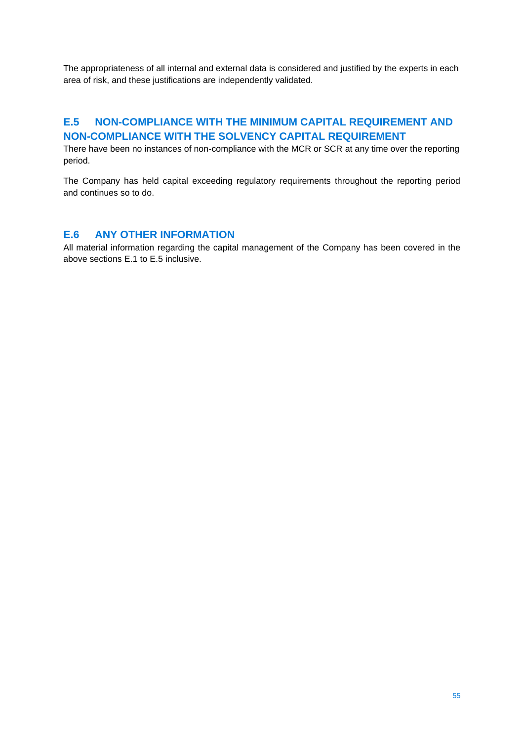The appropriateness of all internal and external data is considered and justified by the experts in each area of risk, and these justifications are independently validated.

## E.5 NON-COMPLIANCE WITH THE MINIMUM CAPITAL REQUIREMENT AND NON-COMPLIANCE WITH THE SOLVENCY CAPITAL REQUIREMENT

There have been no instances of non-compliance with the MCR or SCR at any time over the reporting period.

The Company has held capital exceeding regulatory requirements throughout the reporting period and continues so to do.

## E.6 ANY OTHER INFORMATION

All material information regarding the capital management of the Company has been covered in the above sections E.1 to E.5 inclusive.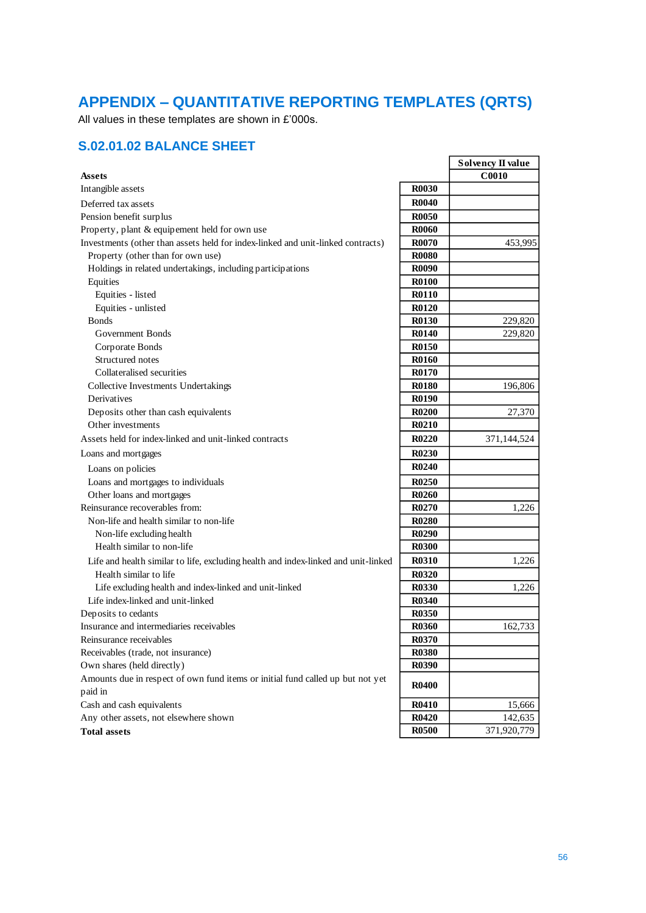## APPENDIX – QUANTITATIVE REPORTING TEMPLATES (QRTS)

All values in these templates are shown in £'000s.

### S.02.01.02 BALANCE SHEET

| | | Solvency II value |
|---|---|---|
| **Assets** | | **C0010** |
| Intangible assets | **R0030** | |
| Deferred tax assets | **R0040** | |
| Pension benefit surplus | **R0050** | |
| Property, plant & equipement held for own use | **R0060** | |
| Investments (other than assets held for index-linked and unit-linked contracts) | **R0070** | 453,995 |
| Property (other than for own use) | **R0080** | |
| Holdings in related undertakings, including participations | **R0090** | |
| Equities | **R0100** | |
| Equities - listed | **R0110** | |
| Equities - unlisted | **R0120** | |
| Bonds | **R0130** | 229,820 |
| Government Bonds | **R0140** | 229,820 |
| Corporate Bonds | **R0150** | |
| Structured notes | **R0160** | |
| Collateralised securities | **R0170** | |
| Collective Investments Undertakings | **R0180** | 196,806 |
| Derivatives | **R0190** | |
| Deposits other than cash equivalents | **R0200** | 27,370 |
| Other investments | **R0210** | |
| Assets held for index-linked and unit-linked contracts | **R0220** | 371,144,524 |
| Loans and mortgages | **R0230** | |
| Loans on policies | **R0240** | |
| Loans and mortgages to individuals | **R0250** | |
| Other loans and mortgages | **R0260** | |
| Reinsurance recoverables from: | **R0270** | 1,226 |
| Non-life and health similar to non-life | **R0280** | |
| Non-life excluding health | **R0290** | |
| Health similar to non-life | **R0300** | |
| Life and health similar to life, excluding health and index-linked and unit-linked | **R0310** | 1,226 |
| Health similar to life | **R0320** | |
| Life excluding health and index-linked and unit-linked | **R0330** | 1,226 |
| Life index-linked and unit-linked | **R0340** | |
| Deposits to cedants | **R0350** | |
| Insurance and intermediaries receivables | **R0360** | 162,733 |
| Reinsurance receivables | **R0370** | |
| Receivables (trade, not insurance) | **R0380** | |
| Own shares (held directly) | **R0390** | |
| Amounts due in respect of own fund items or initial fund called up but not yet paid in | **R0400** | |
| Cash and cash equivalents | **R0410** | 15,666 |
| Any other assets, not elsewhere shown | **R0420** | 142,635 |
| **Total assets** | **R0500** | 371,920,779 |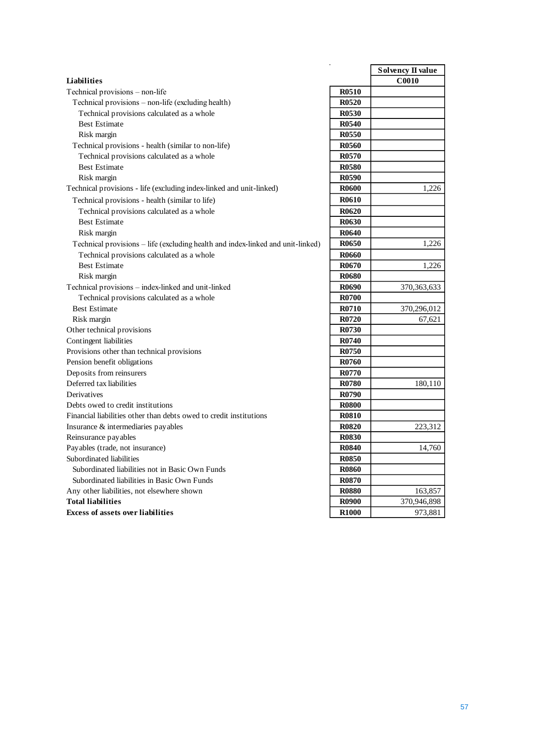| Liabilities | | Solvency II value |
|---|---|---|
| | | C0010 |
| Technical provisions – non-life | R0510 | |
| Technical provisions – non-life (excluding health) | R0520 | |
| Technical provisions calculated as a whole | R0530 | |
| Best Estimate | R0540 | |
| Risk margin | R0550 | |
| Technical provisions - health (similar to non-life) | R0560 | |
| Technical provisions calculated as a whole | R0570 | |
| Best Estimate | R0580 | |
| Risk margin | R0590 | |
| Technical provisions - life (excluding index-linked and unit-linked) | R0600 | 1,226 |
| Technical provisions - health (similar to life) | R0610 | |
| Technical provisions calculated as a whole | R0620 | |
| Best Estimate | R0630 | |
| Risk margin | R0640 | |
| Technical provisions – life (excluding health and index-linked and unit-linked) | R0650 | 1,226 |
| Technical provisions calculated as a whole | R0660 | |
| Best Estimate | R0670 | 1,226 |
| Risk margin | R0680 | |
| Technical provisions – index-linked and unit-linked | R0690 | 370,363,633 |
| Technical provisions calculated as a whole | R0700 | |
| Best Estimate | R0710 | 370,296,012 |
| Risk margin | R0720 | 67,621 |
| Other technical provisions | R0730 | |
| Contingent liabilities | R0740 | |
| Provisions other than technical provisions | R0750 | |
| Pension benefit obligations | R0760 | |
| Deposits from reinsurers | R0770 | |
| Deferred tax liabilities | R0780 | 180,110 |
| Derivatives | R0790 | |
| Debts owed to credit institutions | R0800 | |
| Financial liabilities other than debts owed to credit institutions | R0810 | |
| Insurance & intermediaries payables | R0820 | 223,312 |
| Reinsurance payables | R0830 | |
| Payables (trade, not insurance) | R0840 | 14,760 |
| Subordinated liabilities | R0850 | |
| Subordinated liabilities not in Basic Own Funds | R0860 | |
| Subordinated liabilities in Basic Own Funds | R0870 | |
| Any other liabilities, not elsewhere shown | R0880 | 163,857 |
| **Total liabilities** | R0900 | 370,946,898 |
| **Excess of assets over liabilities** | R1000 | 973,881 |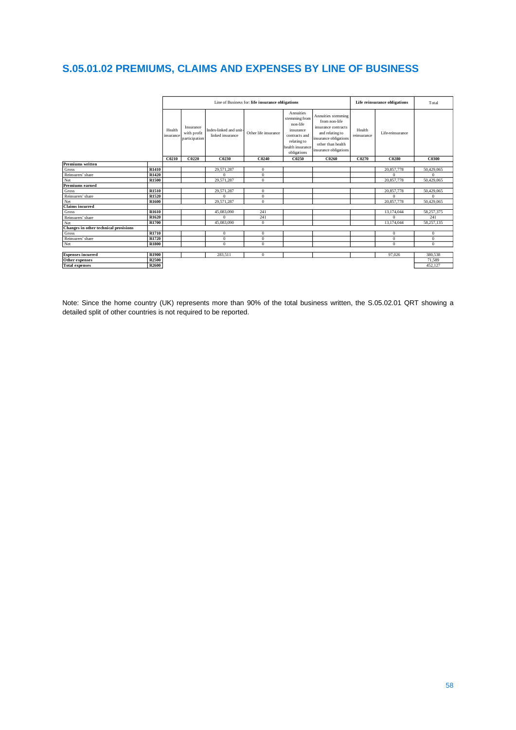# S.05.01.02 PREMIUMS, CLAIMS AND EXPENSES BY LINE OF BUSINESS

| | | Line of Business for: life insurance obligations | | | | | | Life reinsurance obligations | | Total |
|---|---|---|---|---|---|---|---|---|---|---|
| | | Health insurance | Insurance with profit participation | Index-linked and unit-linked insurance | Other life insurance | Annuities stemming from non-life insurance contracts and relating to health insurance obligations | Annuities stemming from non-life insurance contracts and relating to insurance obligations other than health insurance obligations | Health reinsurance | Life-reinsurance | |
| | | C0210 | C0220 | C0230 | C0240 | C0250 | C0260 | C0270 | C0280 | C0300 |
| **Premiums written** | | | | | | | | | | |
| Gross | R1410 | | | 29,571,287 | 0 | | | | 20,857,778 | 50,429,065 |
| Reinsurers' share | R1420 | | | 0 | 0 | | | | 0 | 0 |
| Net | R1500 | | | 29,571,287 | 0 | | | | 20,857,778 | 50,429,065 |
| **Premiums earned** | | | | | | | | | | |
| Gross | R1510 | | | 29,571,287 | 0 | | | | 20,857,778 | 50,429,065 |
| Reinsurers' share | R1520 | | | 0 | 0 | | | | 0 | 0 |
| Net | R1600 | | | 29,571,287 | 0 | | | | 20,857,778 | 50,429,065 |
| **Claims incurred** | | | | | | | | | | |
| Gross | R1610 | | | 45,083,090 | 241 | | | | 13,174,044 | 58,257,375 |
| Reinsurers' share | R1620 | | | 0 | 241 | | | | 0 | 241 |
| Net | R1700 | | | 45,083,090 | 0 | | | | 13,174,044 | 58,257,135 |
| **Changes in other technical provisions** | | | | | | | | | | |
| Gross | R1710 | | | 0 | 0 | | | | 0 | 0 |
| Reinsurers' share | R1720 | | | 0 | 0 | | | | 0 | 0 |
| Net | R1800 | | | 0 | 0 | | | | 0 | 0 |
| **Expenses incurred** | R1900 | | | 283,511 | 0 | | | | 97,026 | 380,538 |
| **Other expenses** | R2500 | | | | | | | | | 71,589 |
| **Total expenses** | R2600 | | | | | | | | | 452,127 |

Note: Since the home country (UK) represents more than 90% of the total business written, the S.05.02.01 QRT showing a detailed split of other countries is not required to be reported.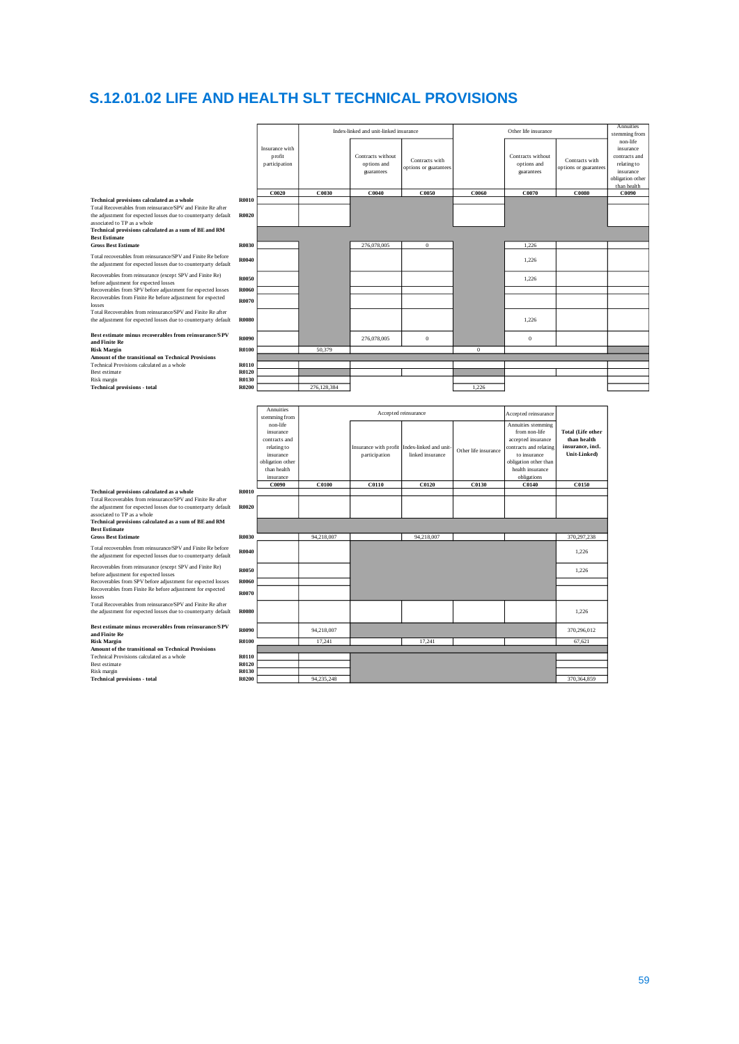# S.12.01.02 LIFE AND HEALTH SLT TECHNICAL PROVISIONS

| | | Insurance with profit participation | Index-linked and unit-linked insurance | | | Other life insurance | | | Annuities stemming from non-life insurance contracts and relating to insurance obligation other than health |
|---|---|---|---|---|---|---|---|---|---|
| | | | | Contracts without options and guarantees | Contracts with options or guarantees | | Contracts without options and guarantees | Contracts with options or guarantees | |
| | | C0020 | C0030 | C0040 | C0050 | C0060 | C0070 | C0080 | C0090 |
| **Technical provisions calculated as a whole** | **R0010** | | | | | | | | |
| Total Recoverables from reinsurance/SPV and Finite Re after the adjustment for expected losses due to counterparty default associated to TP as a whole | **R0020** | | | | | | | | |
| **Technical provisions calculated as a sum of BE and RM** | | | | | | | | | |
| **Best Estimate** | | | | | | | | | |
| **Gross Best Estimate** | **R0030** | | | 276,078,005 | 0 | | 1,226 | | |
| Total recoverables from reinsurance/SPV and Finite Re before the adjustment for expected losses due to counterparty default | **R0040** | | | | | | 1,226 | | |
| Recoverables from reinsurance (except SPV and Finite Re) before adjustment for expected losses | **R0050** | | | | | | 1,226 | | |
| Recoverables from SPV before adjustment for expected losses | **R0060** | | | | | | | | |
| Recoverables from Finite Re before adjustment for expected losses | **R0070** | | | | | | | | |
| Total Recoverables from reinsurance/SPV and Finite Re after the adjustment for expected losses due to counterparty default | **R0080** | | | | | | 1,226 | | |
| **Best estimate minus recoverables from reinsurance/SPV and Finite Re** | **R0090** | | | 276,078,005 | 0 | | 0 | | |
| **Risk Margin** | **R0100** | | 50,379 | | | 0 | | | |
| **Amount of the transitional on Technical Provisions** | | | | | | | | | |
| Technical Provisions calculated as a whole | **R0110** | | | | | | | | |
| Best estimate | **R0120** | | | | | | | | |
| Risk margin | **R0130** | | | | | | | | |
| **Technical provisions - total** | **R0200** | | 276,128,384 | | | 1,226 | | | |

| | | Annuities stemming from non-life insurance contracts and relating to insurance obligation other than health insurance | Accepted reinsurance | | | | Accepted reinsurance | Total (Life other than health insurance, incl. Unit-Linked) |
|---|---|---|---|---|---|---|---|---|
| | | | | Insurance with profit participation | Index-linked and unit-linked insurance | Other life insurance | Annuities stemming from non-life accepted insurance contracts and relating to insurance obligation other than health insurance obligations | |
| | | C0090 | C0100 | C0110 | C0120 | C0130 | C0140 | C0150 |
| **Technical provisions calculated as a whole** | **R0010** | | | | | | | |
| Total Recoverables from reinsurance/SPV and Finite Re after the adjustment for expected losses due to counterparty default associated to TP as a whole | **R0020** | | | | | | | |
| **Technical provisions calculated as a sum of BE and RM** | | | | | | | | |
| **Best Estimate** | | | | | | | | |
| **Gross Best Estimate** | **R0030** | | 94,218,007 | | 94,218,007 | | | 370,297,238 |
| Total recoverables from reinsurance/SPV and Finite Re before the adjustment for expected losses due to counterparty default | **R0040** | | | | | | | 1,226 |
| Recoverables from reinsurance (except SPV and Finite Re) before adjustment for expected losses | **R0050** | | | | | | | 1,226 |
| Recoverables from SPV before adjustment for expected losses | **R0060** | | | | | | | |
| Recoverables from Finite Re before adjustment for expected losses | **R0070** | | | | | | | |
| Total Recoverables from reinsurance/SPV and Finite Re after the adjustment for expected losses due to counterparty default | **R0080** | | | | | | | 1,226 |
| **Best estimate minus recoverables from reinsurance/SPV and Finite Re** | **R0090** | | 94,218,007 | | | | | 370,296,012 |
| **Risk Margin** | **R0100** | | 17,241 | | 17,241 | | | 67,621 |
| **Amount of the transitional on Technical Provisions** | | | | | | | | |
| Technical Provisions calculated as a whole | **R0110** | | | | | | | |
| Best estimate | **R0120** | | | | | | | |
| Risk margin | **R0130** | | | | | | | |
| **Technical provisions - total** | **R0200** | | 94,235,248 | | | | | 370,364,859 |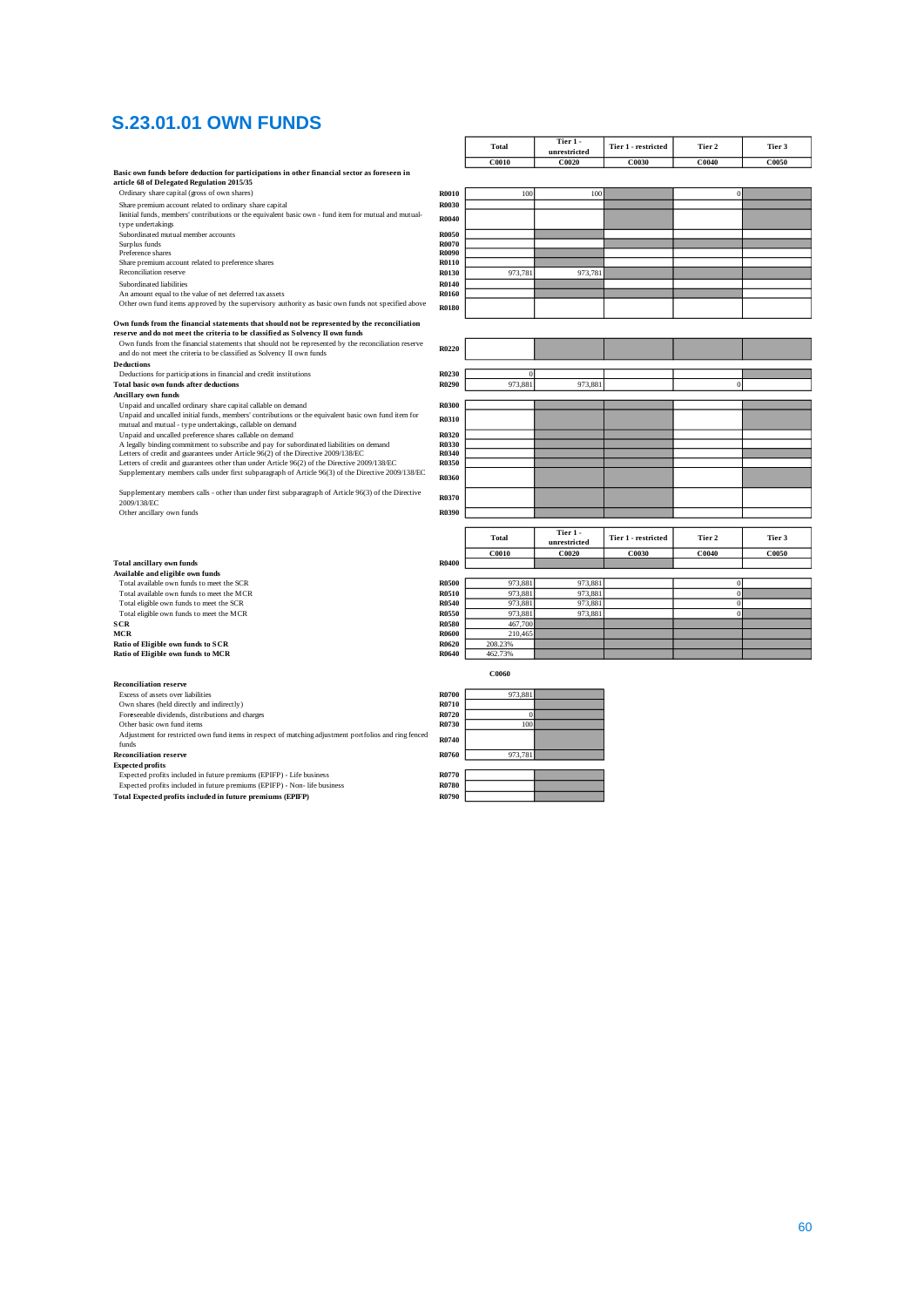# S.23.01.01 OWN FUNDS

| | | Total | Tier 1 - unrestricted | Tier 1 - restricted | Tier 2 | Tier 3 |
|---|---|---|---|---|---|---|
| | | C0010 | C0020 | C0030 | C0040 | C0050 |
| **Basic own funds before deduction for participations in other financial sector as foreseen in article 68 of Delegated Regulation 2015/35** | | | | | | |
| Ordinary share capital (gross of own shares) | R0010 | 100 | 100 | | 0 | |
| Share premium account related to ordinary share capital | R0030 | | | | | |
| Iinitial funds, members' contributions or the equivalent basic own - fund item for mutual and mutual-type undertakings | R0040 | | | | | |
| Subordinated mutual member accounts | R0050 | | | | | |
| Surplus funds | R0070 | | | | | |
| Preference shares | R0090 | | | | | |
| Share premium account related to preference shares | R0110 | | | | | |
| Reconciliation reserve | R0130 | 973,781 | 973,781 | | | |
| Subordinated liabilities | R0140 | | | | | |
| An amount equal to the value of net deferred tax assets | R0160 | | | | | |
| Other own fund items approved by the supervisory authority as basic own funds not specified above | R0180 | | | | | |
| **Own funds from the financial statements that should not be represented by the reconciliation reserve and do not meet the criteria to be classified as Solvency II own funds** | | | | | | |
| Own funds from the financial statements that should not be represented by the reconciliation reserve and do not meet the criteria to be classified as Solvency II own funds | R0220 | | | | | |
| **Deductions** | | | | | | |
| Deductions for participations in financial and credit institutions | R0230 | 0 | | | | |
| **Total basic own funds after deductions** | R0290 | 973,881 | 973,881 | | 0 | |
| **Ancillary own funds** | | | | | | |
| Unpaid and uncalled ordinary share capital callable on demand | R0300 | | | | | |
| Unpaid and uncalled initial funds, members' contributions or the equivalent basic own fund item for mutual and mutual - type undertakings, callable on demand | R0310 | | | | | |
| Unpaid and uncalled preference shares callable on demand | R0320 | | | | | |
| A legally binding commitment to subscribe and pay for subordinated liabilities on demand | R0330 | | | | | |
| Letters of credit and guarantees under Article 96(2) of the Directive 2009/138/EC | R0340 | | | | | |
| Letters of credit and guarantees other than under Article 96(2) of the Directive 2009/138/EC | R0350 | | | | | |
| Supplementary members calls under first subparagraph of Article 96(3) of the Directive 2009/138/EC | R0360 | | | | | |
| Supplementary members calls - other than under first subparagraph of Article 96(3) of the Directive 2009/138/EC | R0370 | | | | | |
| Other ancillary own funds | R0390 | | | | | |

| | | Total | Tier 1 - unrestricted | Tier 1 - restricted | Tier 2 | Tier 3 |
|---|---|---|---|---|---|---|
| | | C0010 | C0020 | C0030 | C0040 | C0050 |
| **Total ancillary own funds** | R0400 | | | | | |
| **Available and eligible own funds** | | | | | | |
| Total available own funds to meet the SCR | R0500 | 973,881 | 973,881 | | 0 | |
| Total available own funds to meet the MCR | R0510 | 973,881 | 973,881 | | 0 | |
| Total eligible own funds to meet the SCR | R0540 | 973,881 | 973,881 | | 0 | |
| Total eligible own funds to meet the MCR | R0550 | 973,881 | 973,881 | | 0 | |
| **SCR** | R0580 | 467,700 | | | | |
| **MCR** | R0600 | 210,465 | | | | |
| **Ratio of Eligible own funds to SCR** | R0620 | 208.23% | | | | |
| **Ratio of Eligible own funds to MCR** | R0640 | 462.73% | | | | |

| | | C0060 | |
|---|---|---|---|
| **Reconciliation reserve** | | | |
| Excess of assets over liabilities | R0700 | 973,881 | |
| Own shares (held directly and indirectly) | R0710 | | |
| Foreseeable dividends, distributions and charges | R0720 | 0 | |
| Other basic own fund items | R0730 | 100 | |
| Adjustment for restricted own fund items in respect of matching adjustment portfolios and ring fenced funds | R0740 | | |
| **Reconciliation reserve** | R0760 | 973,781 | |
| **Expected profits** | | | |
| Expected profits included in future premiums (EPIFP) - Life business | R0770 | | |
| Expected profits included in future premiums (EPIFP) - Non- life business | R0780 | | |
| **Total Expected profits included in future premiums (EPIFP)** | R0790 | | |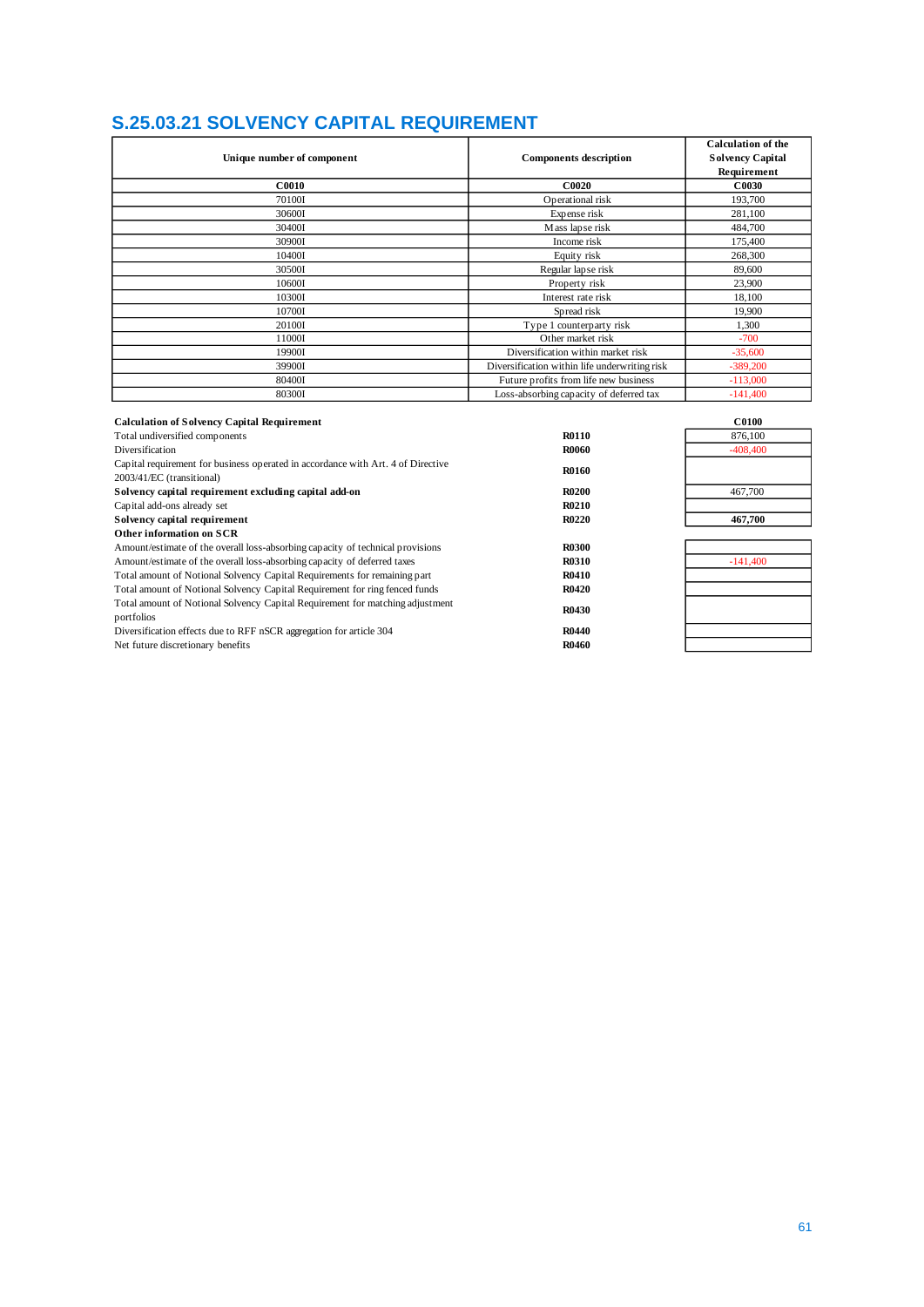# S.25.03.21 SOLVENCY CAPITAL REQUIREMENT

| Unique number of component | Components description | Calculation of the Solvency Capital Requirement |
|---|---|---|
| C0010 | C0020 | C0030 |
| 70100I | Operational risk | 193,700 |
| 30600I | Expense risk | 281,100 |
| 30400I | Mass lapse risk | 484,700 |
| 30900I | Income risk | 175,400 |
| 10400I | Equity risk | 268,300 |
| 30500I | Regular lapse risk | 89,600 |
| 10600I | Property risk | 23,900 |
| 10300I | Interest rate risk | 18,100 |
| 10700I | Spread risk | 19,900 |
| 20100I | Type 1 counterparty risk | 1,300 |
| 11000I | Other market risk | -700 |
| 19900I | Diversification within market risk | -35,600 |
| 39900I | Diversification within life underwriting risk | -389,200 |
| 80400I | Future profits from life new business | -113,000 |
| 80300I | Loss-absorbing capacity of deferred tax | -141,400 |

| **Calculation of Solvency Capital Requirement** | | **C0100** |
|---|---|---|
| Total undiversified components | **R0110** | 876,100 |
| Diversification | **R0060** | -408,400 |
| Capital requirement for business operated in accordance with Art. 4 of Directive 2003/41/EC (transitional) | **R0160** | |
| **Solvency capital requirement excluding capital add-on** | **R0200** | 467,700 |
| Capital add-ons already set | **R0210** | |
| **Solvency capital requirement** | **R0220** | **467,700** |
| **Other information on SCR** | | |
| Amount/estimate of the overall loss-absorbing capacity of technical provisions | **R0300** | |
| Amount/estimate of the overall loss-absorbing capacity of deferred taxes | **R0310** | -141,400 |
| Total amount of Notional Solvency Capital Requirements for remaining part | **R0410** | |
| Total amount of Notional Solvency Capital Requirement for ring fenced funds | **R0420** | |
| Total amount of Notional Solvency Capital Requirement for matching adjustment portfolios | **R0430** | |
| Diversification effects due to RFF nSCR aggregation for article 304 | **R0440** | |
| Net future discretionary benefits | **R0460** | |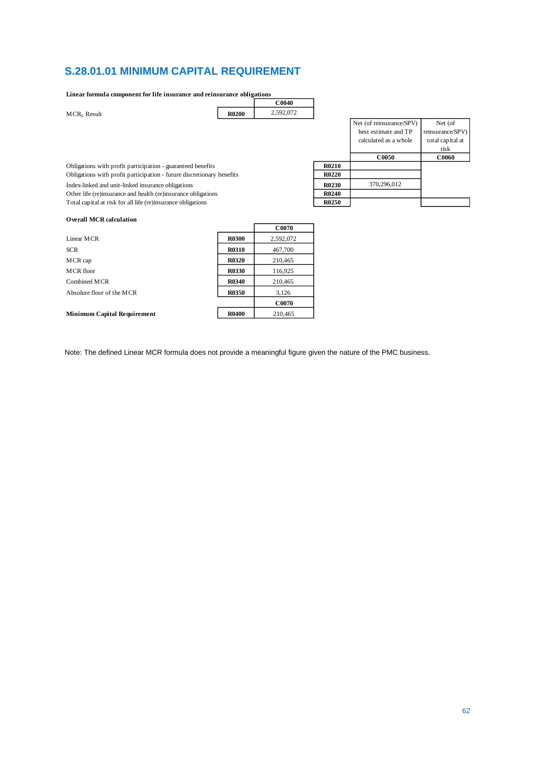# S.28.01.01 MINIMUM CAPITAL REQUIREMENT

**Linear formula component for life insurance and reinsurance obligations**

| | | C0040 |
|---|---|---|
| $MCR_L$ Result | R0200 | 2,592,072 |

| | | Net (of reinsurance/SPV) best estimate and TP calculated as a whole | Net (of reinsurance/SPV) total capital at risk |
|---|---|---|---|
| | | C0050 | C0060 |
| Obligations with profit participation - guaranteed benefits | R0210 | | |
| Obligations with profit participation - future discretionary benefits | R0220 | | |
| Index-linked and unit-linked insurance obligations | R0230 | 370,296,012 | |
| Other life (re)insurance and health (re)insurance obligations | R0240 | | |
| Total capital at risk for all life (re)insurance obligations | R0250 | | |

**Overall MCR calculation**

| | | C0070 |
|---|---|---|
| Linear MCR | R0300 | 2,592,072 |
| SCR | R0310 | 467,700 |
| MCR cap | R0320 | 210,465 |
| MCR floor | R0330 | 116,925 |
| Combined MCR | R0340 | 210,465 |
| Absolute floor of the MCR | R0350 | 3,126 |
| | | C0070 |
| **Minimum Capital Requirement** | R0400 | 210,465 |

Note: The defined Linear MCR formula does not provide a meaningful figure given the nature of the PMC business.